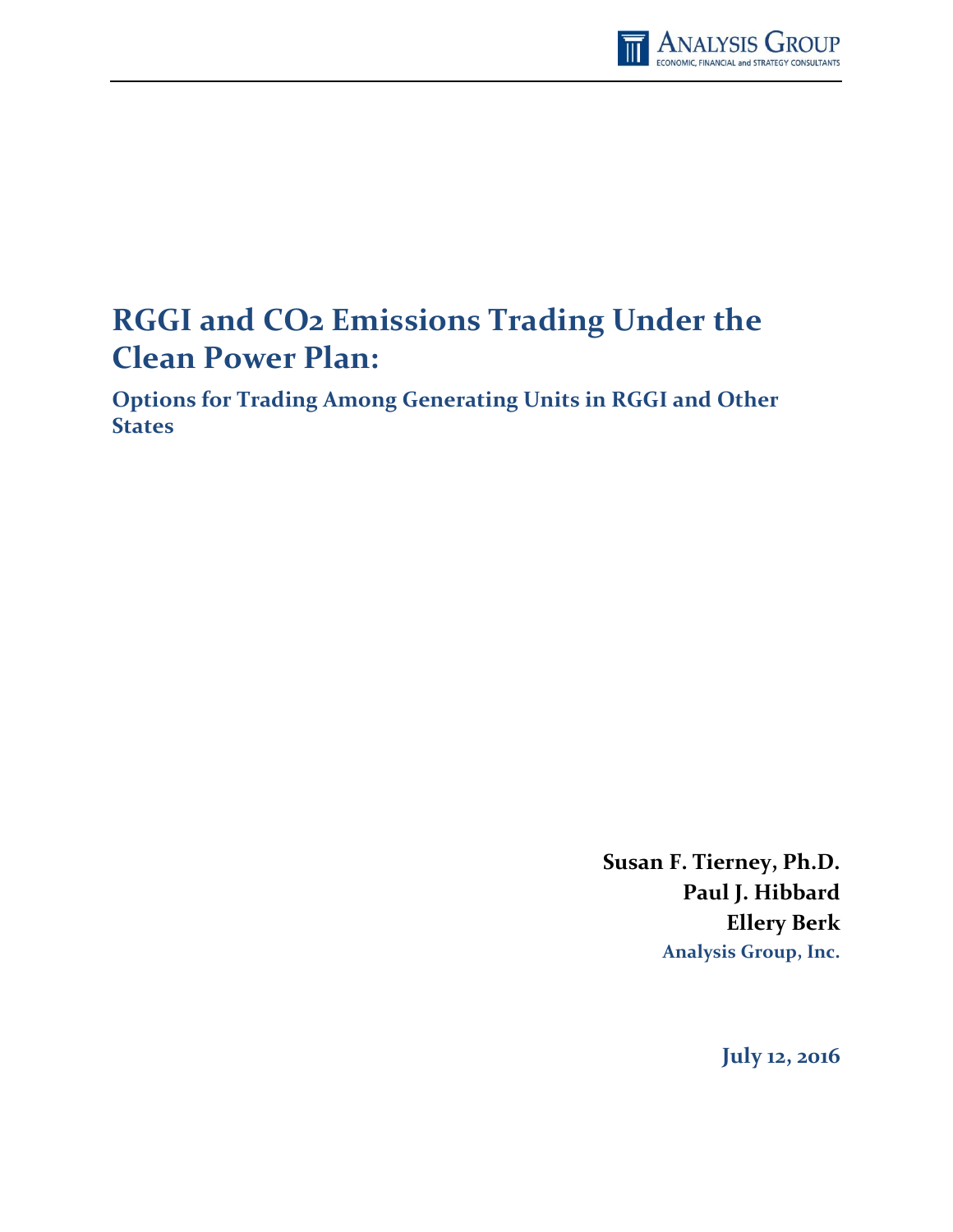# RGGI and $CO_2$ Emissions Trading Under the Clean Power Plan:

## Options for Trading Among Generating Units in RGGI and Other States

**Susan F. Tierney, Ph.D.**
**Paul J. Hibbard**
**Ellery Berk**
**Analysis Group, Inc.**

**July 12, 2016**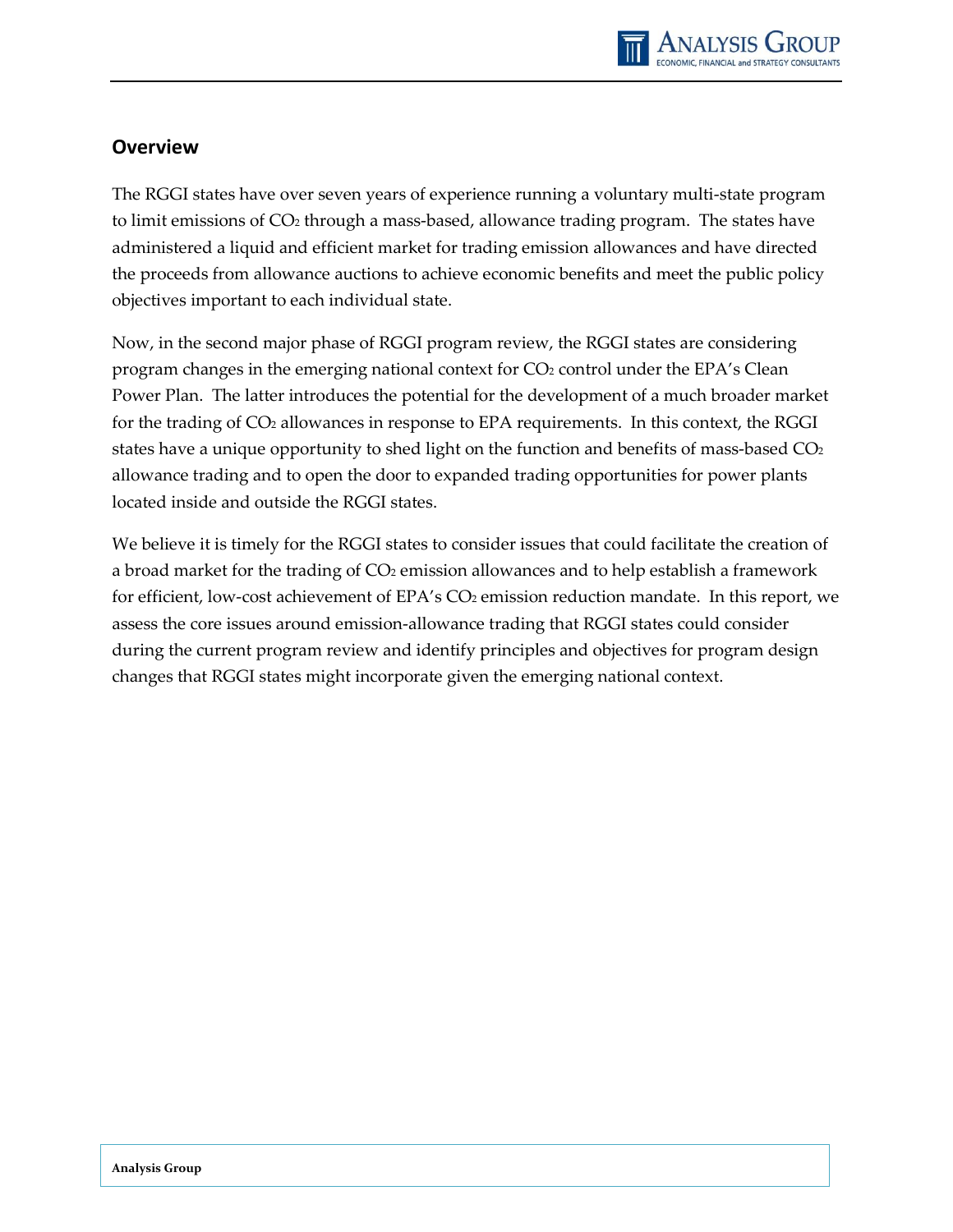## Overview

The RGGI states have over seven years of experience running a voluntary multi-state program to limit emissions of $CO_2$ through a mass-based, allowance trading program. The states have administered a liquid and efficient market for trading emission allowances and have directed the proceeds from allowance auctions to achieve economic benefits and meet the public policy objectives important to each individual state.

Now, in the second major phase of RGGI program review, the RGGI states are considering program changes in the emerging national context for $CO_2$ control under the EPA's Clean Power Plan. The latter introduces the potential for the development of a much broader market for the trading of $CO_2$ allowances in response to EPA requirements. In this context, the RGGI states have a unique opportunity to shed light on the function and benefits of mass-based $CO_2$ allowance trading and to open the door to expanded trading opportunities for power plants located inside and outside the RGGI states.

We believe it is timely for the RGGI states to consider issues that could facilitate the creation of a broad market for the trading of $CO_2$ emission allowances and to help establish a framework for efficient, low-cost achievement of EPA's $CO_2$ emission reduction mandate. In this report, we assess the core issues around emission-allowance trading that RGGI states could consider during the current program review and identify principles and objectives for program design changes that RGGI states might incorporate given the emerging national context.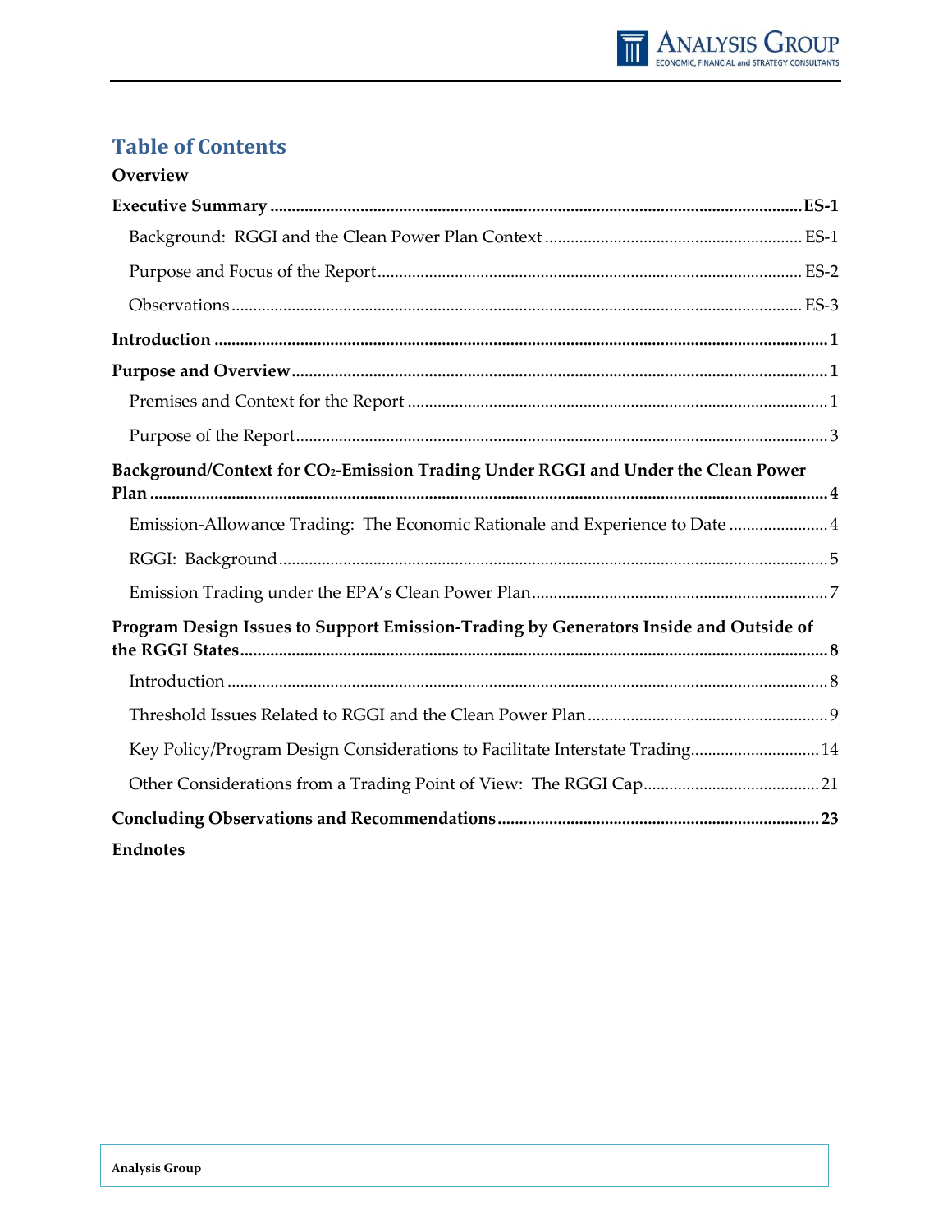# Table of Contents

**Overview**

**Executive Summary** .......... **ES-1**

- Background: RGGI and the Clean Power Plan Context .......... ES-1
- Purpose and Focus of the Report .......... ES-2
- Observations .......... ES-3

**Introduction** .......... **1**

**Purpose and Overview** .......... **1**

- Premises and Context for the Report .......... 1
- Purpose of the Report .......... 3

**Background/Context for $CO_2$-Emission Trading Under RGGI and Under the Clean Power Plan** .......... **4**

- Emission-Allowance Trading: The Economic Rationale and Experience to Date .......... 4
- RGGI: Background .......... 5
- Emission Trading under the EPA's Clean Power Plan .......... 7

**Program Design Issues to Support Emission-Trading by Generators Inside and Outside of the RGGI States** .......... **8**

- Introduction .......... 8
- Threshold Issues Related to RGGI and the Clean Power Plan .......... 9
- Key Policy/Program Design Considerations to Facilitate Interstate Trading .......... 14
- Other Considerations from a Trading Point of View: The RGGI Cap .......... 21

**Concluding Observations and Recommendations** .......... **23**

**Endnotes**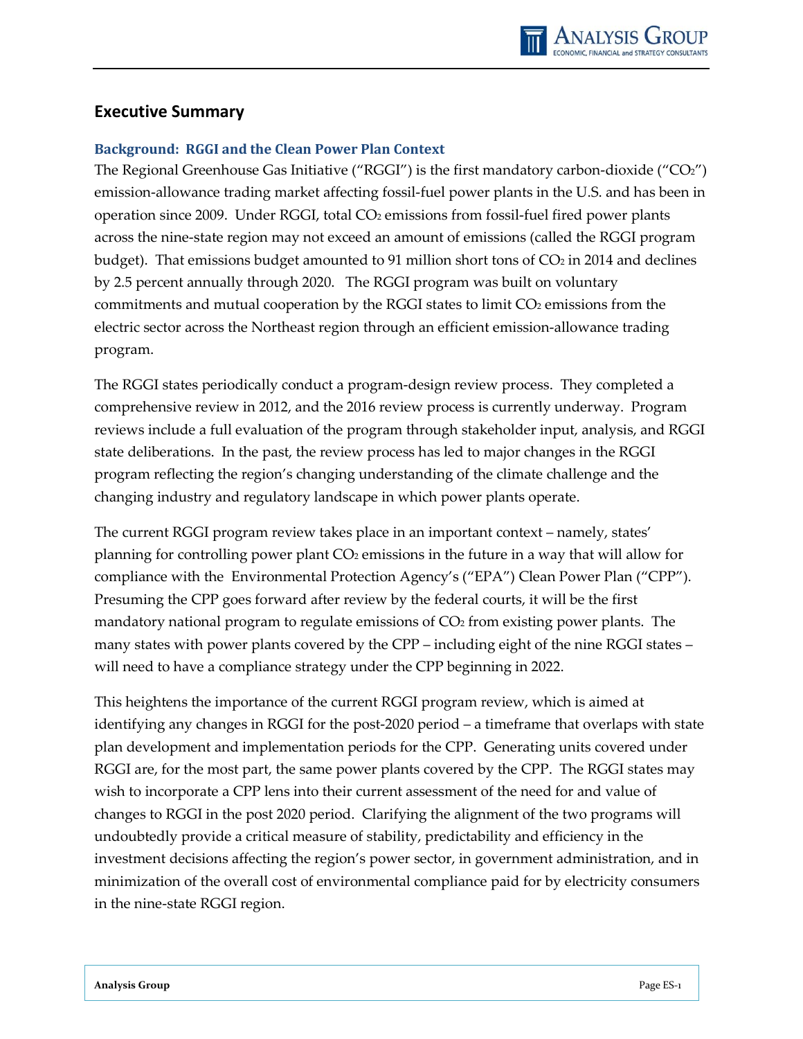## Executive Summary

### Background: RGGI and the Clean Power Plan Context

The Regional Greenhouse Gas Initiative ("RGGI") is the first mandatory carbon-dioxide ("$CO_2$") emission-allowance trading market affecting fossil-fuel power plants in the U.S. and has been in operation since 2009. Under RGGI, total $CO_2$ emissions from fossil-fuel fired power plants across the nine-state region may not exceed an amount of emissions (called the RGGI program budget). That emissions budget amounted to 91 million short tons of $CO_2$ in 2014 and declines by 2.5 percent annually through 2020. The RGGI program was built on voluntary commitments and mutual cooperation by the RGGI states to limit $CO_2$ emissions from the electric sector across the Northeast region through an efficient emission-allowance trading program.

The RGGI states periodically conduct a program-design review process. They completed a comprehensive review in 2012, and the 2016 review process is currently underway. Program reviews include a full evaluation of the program through stakeholder input, analysis, and RGGI state deliberations. In the past, the review process has led to major changes in the RGGI program reflecting the region's changing understanding of the climate challenge and the changing industry and regulatory landscape in which power plants operate.

The current RGGI program review takes place in an important context – namely, states' planning for controlling power plant $CO_2$ emissions in the future in a way that will allow for compliance with the Environmental Protection Agency's ("EPA") Clean Power Plan ("CPP"). Presuming the CPP goes forward after review by the federal courts, it will be the first mandatory national program to regulate emissions of $CO_2$ from existing power plants. The many states with power plants covered by the CPP – including eight of the nine RGGI states – will need to have a compliance strategy under the CPP beginning in 2022.

This heightens the importance of the current RGGI program review, which is aimed at identifying any changes in RGGI for the post-2020 period – a timeframe that overlaps with state plan development and implementation periods for the CPP. Generating units covered under RGGI are, for the most part, the same power plants covered by the CPP. The RGGI states may wish to incorporate a CPP lens into their current assessment of the need for and value of changes to RGGI in the post 2020 period. Clarifying the alignment of the two programs will undoubtedly provide a critical measure of stability, predictability and efficiency in the investment decisions affecting the region's power sector, in government administration, and in minimization of the overall cost of environmental compliance paid for by electricity consumers in the nine-state RGGI region.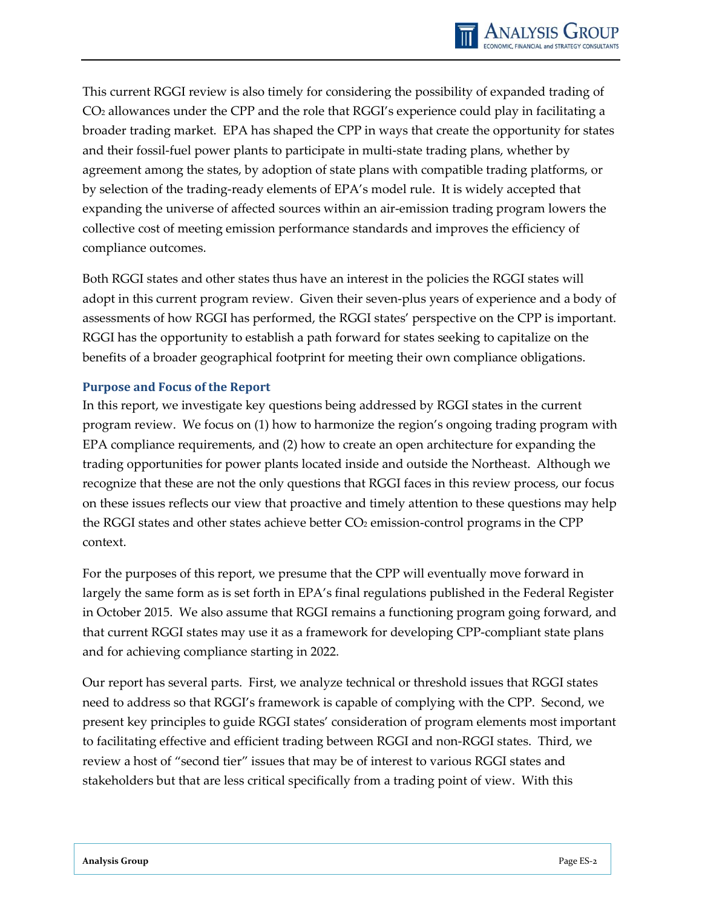This current RGGI review is also timely for considering the possibility of expanded trading of $CO_2$ allowances under the CPP and the role that RGGI's experience could play in facilitating a broader trading market. EPA has shaped the CPP in ways that create the opportunity for states and their fossil-fuel power plants to participate in multi-state trading plans, whether by agreement among the states, by adoption of state plans with compatible trading platforms, or by selection of the trading-ready elements of EPA's model rule. It is widely accepted that expanding the universe of affected sources within an air-emission trading program lowers the collective cost of meeting emission performance standards and improves the efficiency of compliance outcomes.

Both RGGI states and other states thus have an interest in the policies the RGGI states will adopt in this current program review. Given their seven-plus years of experience and a body of assessments of how RGGI has performed, the RGGI states' perspective on the CPP is important. RGGI has the opportunity to establish a path forward for states seeking to capitalize on the benefits of a broader geographical footprint for meeting their own compliance obligations.

### Purpose and Focus of the Report

In this report, we investigate key questions being addressed by RGGI states in the current program review. We focus on (1) how to harmonize the region's ongoing trading program with EPA compliance requirements, and (2) how to create an open architecture for expanding the trading opportunities for power plants located inside and outside the Northeast. Although we recognize that these are not the only questions that RGGI faces in this review process, our focus on these issues reflects our view that proactive and timely attention to these questions may help the RGGI states and other states achieve better $CO_2$ emission-control programs in the CPP context.

For the purposes of this report, we presume that the CPP will eventually move forward in largely the same form as is set forth in EPA's final regulations published in the Federal Register in October 2015. We also assume that RGGI remains a functioning program going forward, and that current RGGI states may use it as a framework for developing CPP-compliant state plans and for achieving compliance starting in 2022.

Our report has several parts. First, we analyze technical or threshold issues that RGGI states need to address so that RGGI's framework is capable of complying with the CPP. Second, we present key principles to guide RGGI states' consideration of program elements most important to facilitating effective and efficient trading between RGGI and non-RGGI states. Third, we review a host of "second tier" issues that may be of interest to various RGGI states and stakeholders but that are less critical specifically from a trading point of view. With this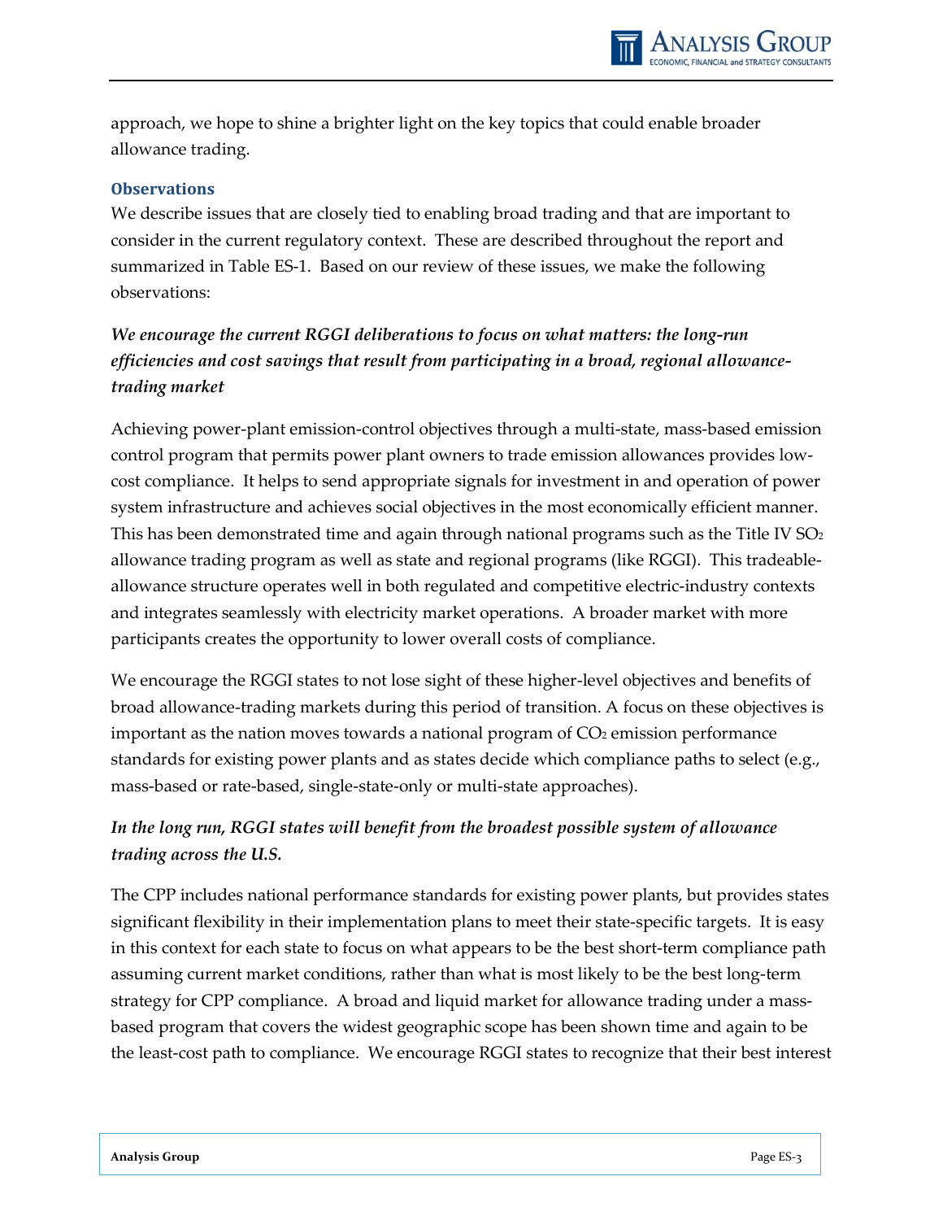approach, we hope to shine a brighter light on the key topics that could enable broader allowance trading.

### Observations

We describe issues that are closely tied to enabling broad trading and that are important to consider in the current regulatory context. These are described throughout the report and summarized in Table ES-1. Based on our review of these issues, we make the following observations:

***We encourage the current RGGI deliberations to focus on what matters: the long-run efficiencies and cost savings that result from participating in a broad, regional allowance-trading market***

Achieving power-plant emission-control objectives through a multi-state, mass-based emission control program that permits power plant owners to trade emission allowances provides low-cost compliance. It helps to send appropriate signals for investment in and operation of power system infrastructure and achieves social objectives in the most economically efficient manner. This has been demonstrated time and again through national programs such as the Title IV $SO_2$ allowance trading program as well as state and regional programs (like RGGI). This tradeable-allowance structure operates well in both regulated and competitive electric-industry contexts and integrates seamlessly with electricity market operations. A broader market with more participants creates the opportunity to lower overall costs of compliance.

We encourage the RGGI states to not lose sight of these higher-level objectives and benefits of broad allowance-trading markets during this period of transition. A focus on these objectives is important as the nation moves towards a national program of $CO_2$ emission performance standards for existing power plants and as states decide which compliance paths to select (e.g., mass-based or rate-based, single-state-only or multi-state approaches).

***In the long run, RGGI states will benefit from the broadest possible system of allowance trading across the U.S.***

The CPP includes national performance standards for existing power plants, but provides states significant flexibility in their implementation plans to meet their state-specific targets. It is easy in this context for each state to focus on what appears to be the best short-term compliance path assuming current market conditions, rather than what is most likely to be the best long-term strategy for CPP compliance. A broad and liquid market for allowance trading under a mass-based program that covers the widest geographic scope has been shown time and again to be the least-cost path to compliance. We encourage RGGI states to recognize that their best interest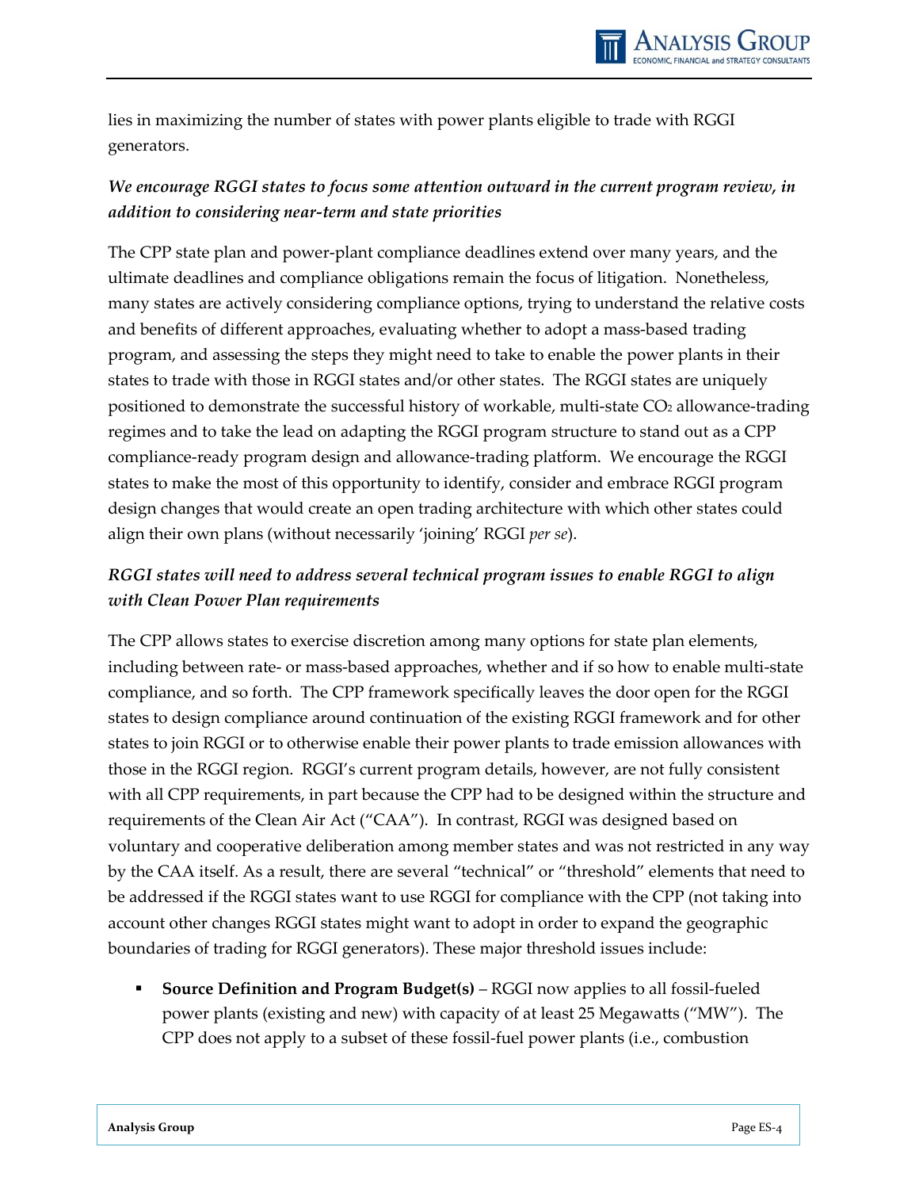lies in maximizing the number of states with power plants eligible to trade with RGGI generators.

*We encourage RGGI states to focus some attention outward in the current program review, in addition to considering near-term and state priorities*

The CPP state plan and power-plant compliance deadlines extend over many years, and the ultimate deadlines and compliance obligations remain the focus of litigation. Nonetheless, many states are actively considering compliance options, trying to understand the relative costs and benefits of different approaches, evaluating whether to adopt a mass-based trading program, and assessing the steps they might need to take to enable the power plants in their states to trade with those in RGGI states and/or other states. The RGGI states are uniquely positioned to demonstrate the successful history of workable, multi-state $CO_2$ allowance-trading regimes and to take the lead on adapting the RGGI program structure to stand out as a CPP compliance-ready program design and allowance-trading platform. We encourage the RGGI states to make the most of this opportunity to identify, consider and embrace RGGI program design changes that would create an open trading architecture with which other states could align their own plans (without necessarily 'joining' RGGI *per se*).

*RGGI states will need to address several technical program issues to enable RGGI to align with Clean Power Plan requirements*

The CPP allows states to exercise discretion among many options for state plan elements, including between rate- or mass-based approaches, whether and if so how to enable multi-state compliance, and so forth. The CPP framework specifically leaves the door open for the RGGI states to design compliance around continuation of the existing RGGI framework and for other states to join RGGI or to otherwise enable their power plants to trade emission allowances with those in the RGGI region. RGGI's current program details, however, are not fully consistent with all CPP requirements, in part because the CPP had to be designed within the structure and requirements of the Clean Air Act ("CAA"). In contrast, RGGI was designed based on voluntary and cooperative deliberation among member states and was not restricted in any way by the CAA itself. As a result, there are several "technical" or "threshold" elements that need to be addressed if the RGGI states want to use RGGI for compliance with the CPP (not taking into account other changes RGGI states might want to adopt in order to expand the geographic boundaries of trading for RGGI generators). These major threshold issues include:

- **Source Definition and Program Budget(s)** – RGGI now applies to all fossil-fueled power plants (existing and new) with capacity of at least 25 Megawatts ("MW"). The CPP does not apply to a subset of these fossil-fuel power plants (i.e., combustion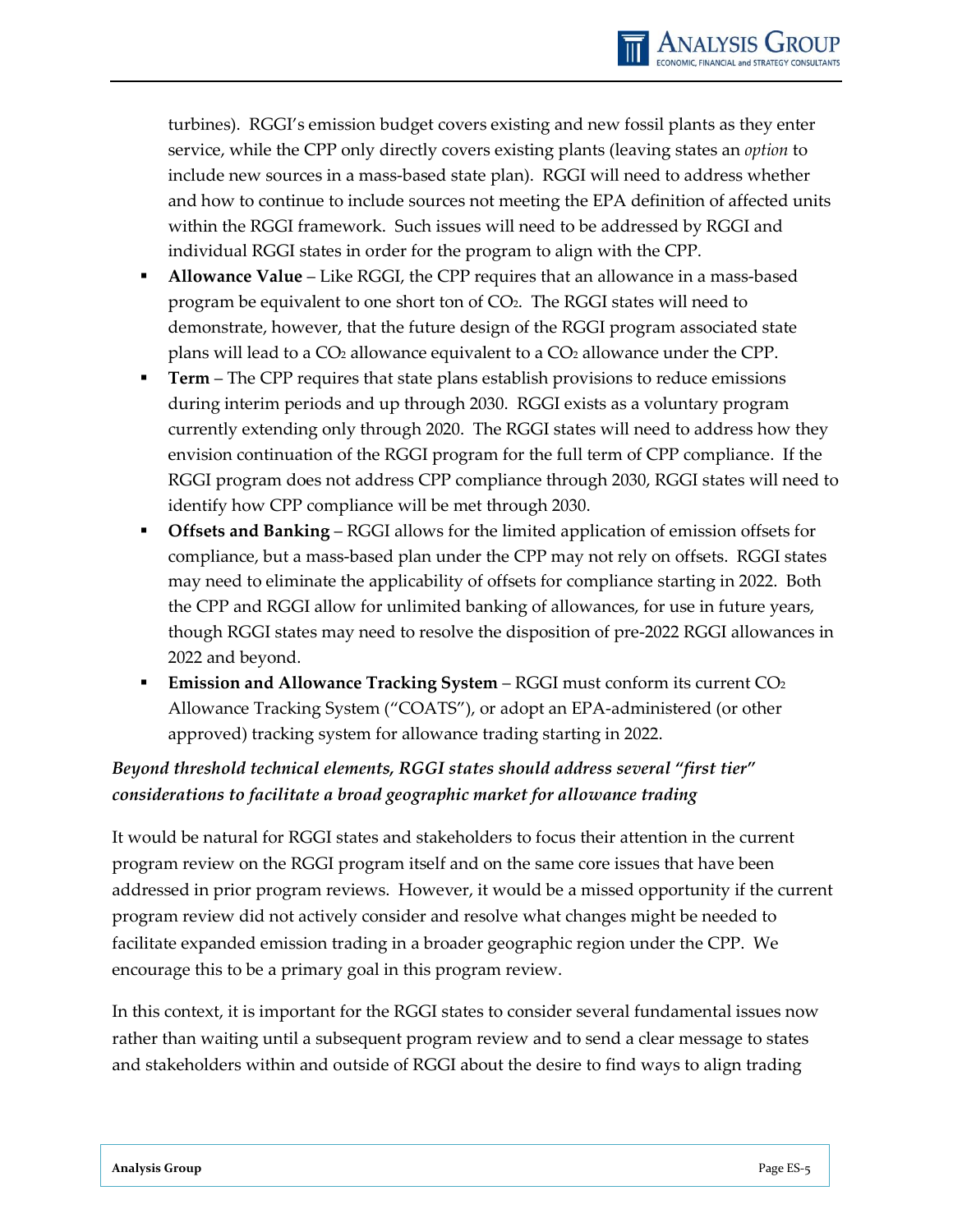turbines). RGGI's emission budget covers existing and new fossil plants as they enter service, while the CPP only directly covers existing plants (leaving states an *option* to include new sources in a mass-based state plan). RGGI will need to address whether and how to continue to include sources not meeting the EPA definition of affected units within the RGGI framework. Such issues will need to be addressed by RGGI and individual RGGI states in order for the program to align with the CPP.

- **Allowance Value** – Like RGGI, the CPP requires that an allowance in a mass-based program be equivalent to one short ton of $CO_2$. The RGGI states will need to demonstrate, however, that the future design of the RGGI program associated state plans will lead to a $CO_2$ allowance equivalent to a $CO_2$ allowance under the CPP.
- **Term** – The CPP requires that state plans establish provisions to reduce emissions during interim periods and up through 2030. RGGI exists as a voluntary program currently extending only through 2020. The RGGI states will need to address how they envision continuation of the RGGI program for the full term of CPP compliance. If the RGGI program does not address CPP compliance through 2030, RGGI states will need to identify how CPP compliance will be met through 2030.
- **Offsets and Banking** – RGGI allows for the limited application of emission offsets for compliance, but a mass-based plan under the CPP may not rely on offsets. RGGI states may need to eliminate the applicability of offsets for compliance starting in 2022. Both the CPP and RGGI allow for unlimited banking of allowances, for use in future years, though RGGI states may need to resolve the disposition of pre-2022 RGGI allowances in 2022 and beyond.
- **Emission and Allowance Tracking System** – RGGI must conform its current $CO_2$ Allowance Tracking System ("COATS"), or adopt an EPA-administered (or other approved) tracking system for allowance trading starting in 2022.

***Beyond threshold technical elements, RGGI states should address several "first tier" considerations to facilitate a broad geographic market for allowance trading***

It would be natural for RGGI states and stakeholders to focus their attention in the current program review on the RGGI program itself and on the same core issues that have been addressed in prior program reviews. However, it would be a missed opportunity if the current program review did not actively consider and resolve what changes might be needed to facilitate expanded emission trading in a broader geographic region under the CPP. We encourage this to be a primary goal in this program review.

In this context, it is important for the RGGI states to consider several fundamental issues now rather than waiting until a subsequent program review and to send a clear message to states and stakeholders within and outside of RGGI about the desire to find ways to align trading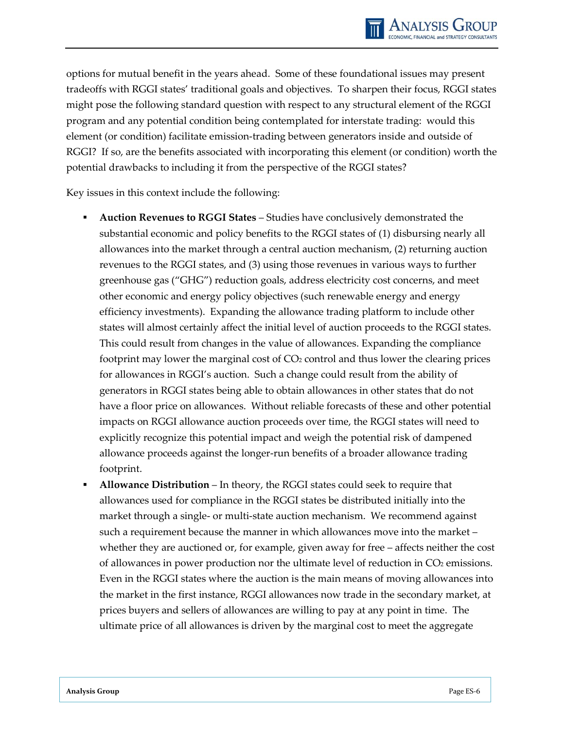options for mutual benefit in the years ahead. Some of these foundational issues may present tradeoffs with RGGI states' traditional goals and objectives. To sharpen their focus, RGGI states might pose the following standard question with respect to any structural element of the RGGI program and any potential condition being contemplated for interstate trading: would this element (or condition) facilitate emission-trading between generators inside and outside of RGGI? If so, are the benefits associated with incorporating this element (or condition) worth the potential drawbacks to including it from the perspective of the RGGI states?

Key issues in this context include the following:

- **Auction Revenues to RGGI States** – Studies have conclusively demonstrated the substantial economic and policy benefits to the RGGI states of (1) disbursing nearly all allowances into the market through a central auction mechanism, (2) returning auction revenues to the RGGI states, and (3) using those revenues in various ways to further greenhouse gas ("GHG") reduction goals, address electricity cost concerns, and meet other economic and energy policy objectives (such renewable energy and energy efficiency investments). Expanding the allowance trading platform to include other states will almost certainly affect the initial level of auction proceeds to the RGGI states. This could result from changes in the value of allowances. Expanding the compliance footprint may lower the marginal cost of $CO_2$ control and thus lower the clearing prices for allowances in RGGI's auction. Such a change could result from the ability of generators in RGGI states being able to obtain allowances in other states that do not have a floor price on allowances. Without reliable forecasts of these and other potential impacts on RGGI allowance auction proceeds over time, the RGGI states will need to explicitly recognize this potential impact and weigh the potential risk of dampened allowance proceeds against the longer-run benefits of a broader allowance trading footprint.
- **Allowance Distribution** – In theory, the RGGI states could seek to require that allowances used for compliance in the RGGI states be distributed initially into the market through a single- or multi-state auction mechanism. We recommend against such a requirement because the manner in which allowances move into the market – whether they are auctioned or, for example, given away for free – affects neither the cost of allowances in power production nor the ultimate level of reduction in $CO_2$ emissions. Even in the RGGI states where the auction is the main means of moving allowances into the market in the first instance, RGGI allowances now trade in the secondary market, at prices buyers and sellers of allowances are willing to pay at any point in time. The ultimate price of all allowances is driven by the marginal cost to meet the aggregate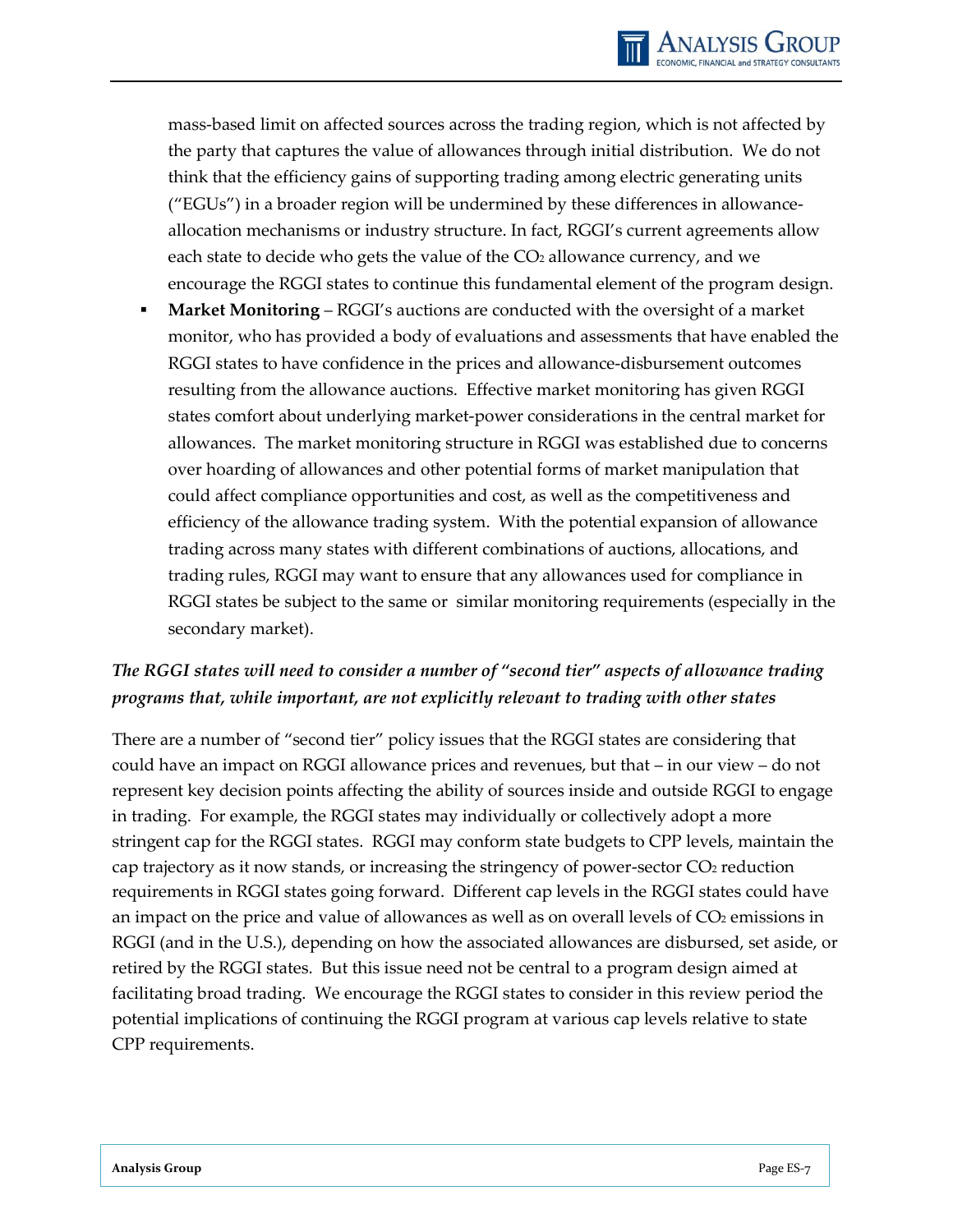mass-based limit on affected sources across the trading region, which is not affected by the party that captures the value of allowances through initial distribution. We do not think that the efficiency gains of supporting trading among electric generating units ("EGUs") in a broader region will be undermined by these differences in allowance-allocation mechanisms or industry structure. In fact, RGGI's current agreements allow each state to decide who gets the value of the $CO_2$ allowance currency, and we encourage the RGGI states to continue this fundamental element of the program design.

- **Market Monitoring** – RGGI's auctions are conducted with the oversight of a market monitor, who has provided a body of evaluations and assessments that have enabled the RGGI states to have confidence in the prices and allowance-disbursement outcomes resulting from the allowance auctions. Effective market monitoring has given RGGI states comfort about underlying market-power considerations in the central market for allowances. The market monitoring structure in RGGI was established due to concerns over hoarding of allowances and other potential forms of market manipulation that could affect compliance opportunities and cost, as well as the competitiveness and efficiency of the allowance trading system. With the potential expansion of allowance trading across many states with different combinations of auctions, allocations, and trading rules, RGGI may want to ensure that any allowances used for compliance in RGGI states be subject to the same or similar monitoring requirements (especially in the secondary market).

*The RGGI states will need to consider a number of "second tier" aspects of allowance trading programs that, while important, are not explicitly relevant to trading with other states*

There are a number of "second tier" policy issues that the RGGI states are considering that could have an impact on RGGI allowance prices and revenues, but that – in our view – do not represent key decision points affecting the ability of sources inside and outside RGGI to engage in trading. For example, the RGGI states may individually or collectively adopt a more stringent cap for the RGGI states. RGGI may conform state budgets to CPP levels, maintain the cap trajectory as it now stands, or increasing the stringency of power-sector $CO_2$ reduction requirements in RGGI states going forward. Different cap levels in the RGGI states could have an impact on the price and value of allowances as well as on overall levels of $CO_2$ emissions in RGGI (and in the U.S.), depending on how the associated allowances are disbursed, set aside, or retired by the RGGI states. But this issue need not be central to a program design aimed at facilitating broad trading. We encourage the RGGI states to consider in this review period the potential implications of continuing the RGGI program at various cap levels relative to state CPP requirements.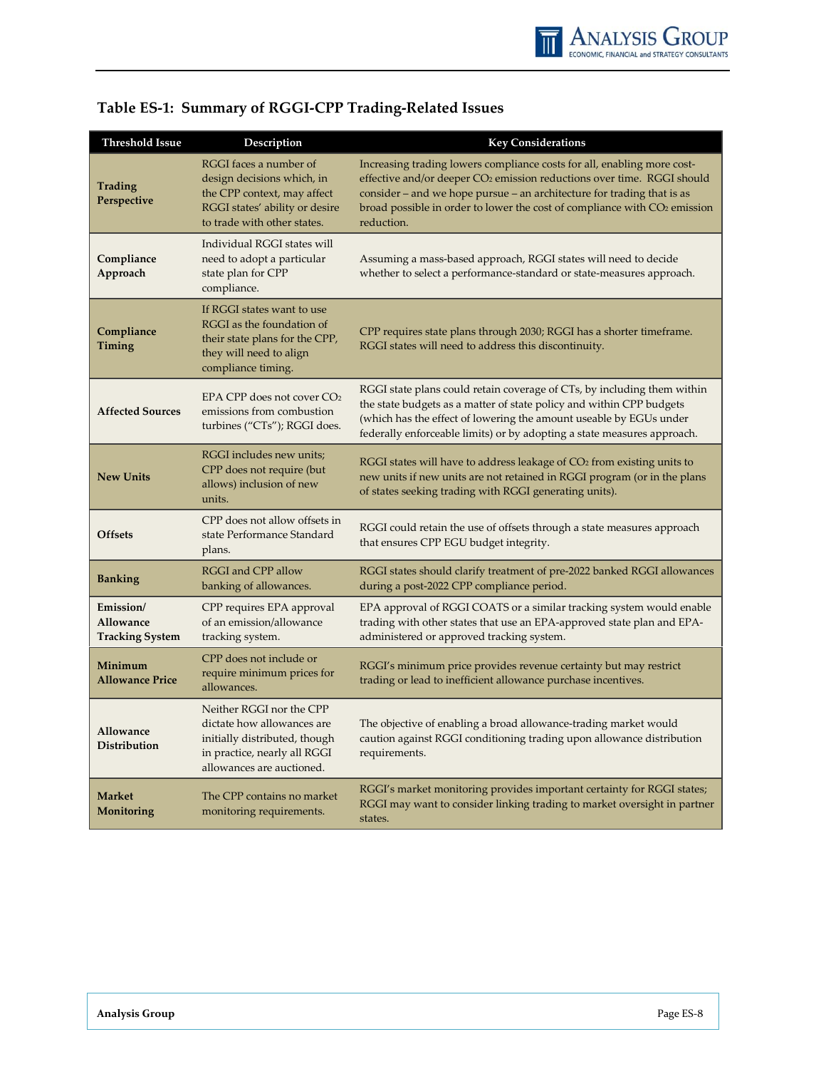### Table ES-1: Summary of RGGI-CPP Trading-Related Issues

| Threshold Issue | Description | Key Considerations |
|---|---|---|
| **Trading Perspective** | RGGI faces a number of design decisions which, in the CPP context, may affect RGGI states' ability or desire to trade with other states. | Increasing trading lowers compliance costs for all, enabling more cost-effective and/or deeper $CO_2$ emission reductions over time. RGGI should consider – and we hope pursue – an architecture for trading that is as broad possible in order to lower the cost of compliance with $CO_2$ emission reduction. |
| **Compliance Approach** | Individual RGGI states will need to adopt a particular state plan for CPP compliance. | Assuming a mass-based approach, RGGI states will need to decide whether to select a performance-standard or state-measures approach. |
| **Compliance Timing** | If RGGI states want to use RGGI as the foundation of their state plans for the CPP, they will need to align compliance timing. | CPP requires state plans through 2030; RGGI has a shorter timeframe. RGGI states will need to address this discontinuity. |
| **Affected Sources** | EPA CPP does not cover $CO_2$ emissions from combustion turbines ("CTs"); RGGI does. | RGGI state plans could retain coverage of CTs, by including them within the state budgets as a matter of state policy and within CPP budgets (which has the effect of lowering the amount useable by EGUs under federally enforceable limits) or by adopting a state measures approach. |
| **New Units** | RGGI includes new units; CPP does not require (but allows) inclusion of new units. | RGGI states will have to address leakage of $CO_2$ from existing units to new units if new units are not retained in RGGI program (or in the plans of states seeking trading with RGGI generating units). |
| **Offsets** | CPP does not allow offsets in state Performance Standard plans. | RGGI could retain the use of offsets through a state measures approach that ensures CPP EGU budget integrity. |
| **Banking** | RGGI and CPP allow banking of allowances. | RGGI states should clarify treatment of pre-2022 banked RGGI allowances during a post-2022 CPP compliance period. |
| **Emission/ Allowance Tracking System** | CPP requires EPA approval of an emission/allowance tracking system. | EPA approval of RGGI COATS or a similar tracking system would enable trading with other states that use an EPA-approved state plan and EPA-administered or approved tracking system. |
| **Minimum Allowance Price** | CPP does not include or require minimum prices for allowances. | RGGI's minimum price provides revenue certainty but may restrict trading or lead to inefficient allowance purchase incentives. |
| **Allowance Distribution** | Neither RGGI nor the CPP dictate how allowances are initially distributed, though in practice, nearly all RGGI allowances are auctioned. | The objective of enabling a broad allowance-trading market would caution against RGGI conditioning trading upon allowance distribution requirements. |
| **Market Monitoring** | The CPP contains no market monitoring requirements. | RGGI's market monitoring provides important certainty for RGGI states; RGGI may want to consider linking trading to market oversight in partner states. |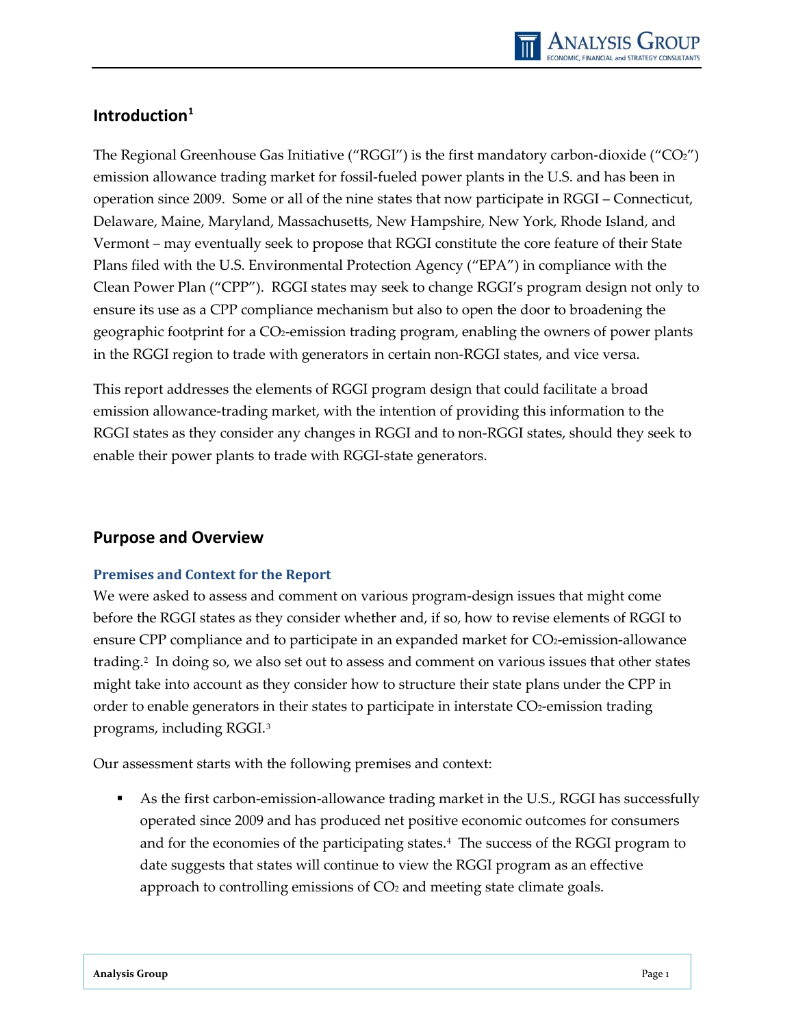## Introduction[1]

The Regional Greenhouse Gas Initiative ("RGGI") is the first mandatory carbon-dioxide ("$CO_2$") emission allowance trading market for fossil-fueled power plants in the U.S. and has been in operation since 2009. Some or all of the nine states that now participate in RGGI – Connecticut, Delaware, Maine, Maryland, Massachusetts, New Hampshire, New York, Rhode Island, and Vermont – may eventually seek to propose that RGGI constitute the core feature of their State Plans filed with the U.S. Environmental Protection Agency ("EPA") in compliance with the Clean Power Plan ("CPP"). RGGI states may seek to change RGGI's program design not only to ensure its use as a CPP compliance mechanism but also to open the door to broadening the geographic footprint for a $CO_2$-emission trading program, enabling the owners of power plants in the RGGI region to trade with generators in certain non-RGGI states, and vice versa.

This report addresses the elements of RGGI program design that could facilitate a broad emission allowance-trading market, with the intention of providing this information to the RGGI states as they consider any changes in RGGI and to non-RGGI states, should they seek to enable their power plants to trade with RGGI-state generators.

## Purpose and Overview

### Premises and Context for the Report

We were asked to assess and comment on various program-design issues that might come before the RGGI states as they consider whether and, if so, how to revise elements of RGGI to ensure CPP compliance and to participate in an expanded market for $CO_2$-emission-allowance trading.[2] In doing so, we also set out to assess and comment on various issues that other states might take into account as they consider how to structure their state plans under the CPP in order to enable generators in their states to participate in interstate $CO_2$-emission trading programs, including RGGI.[3]

Our assessment starts with the following premises and context:

- As the first carbon-emission-allowance trading market in the U.S., RGGI has successfully operated since 2009 and has produced net positive economic outcomes for consumers and for the economies of the participating states.[4] The success of the RGGI program to date suggests that states will continue to view the RGGI program as an effective approach to controlling emissions of $CO_2$ and meeting state climate goals.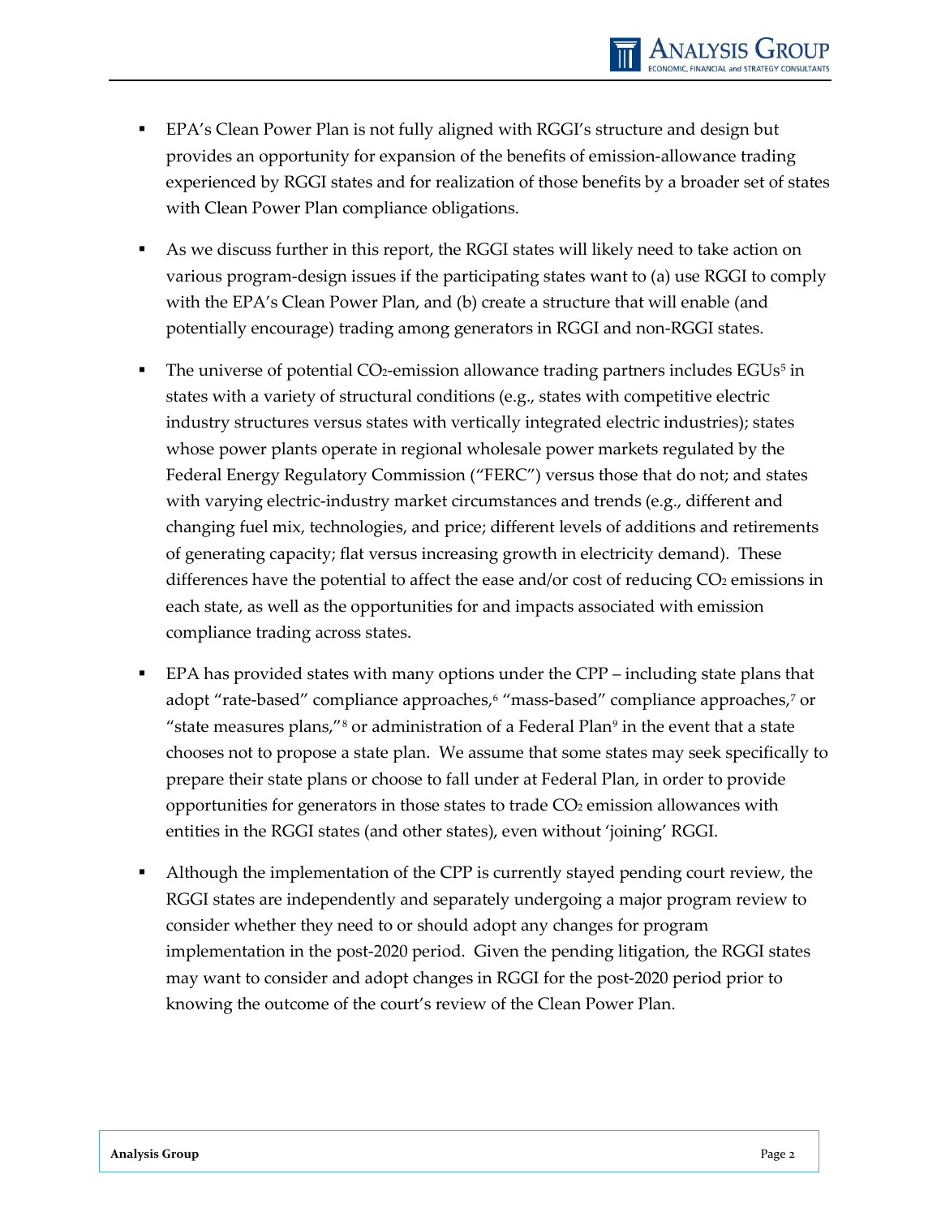- EPA's Clean Power Plan is not fully aligned with RGGI's structure and design but provides an opportunity for expansion of the benefits of emission-allowance trading experienced by RGGI states and for realization of those benefits by a broader set of states with Clean Power Plan compliance obligations.

- As we discuss further in this report, the RGGI states will likely need to take action on various program-design issues if the participating states want to (a) use RGGI to comply with the EPA's Clean Power Plan, and (b) create a structure that will enable (and potentially encourage) trading among generators in RGGI and non-RGGI states.

- The universe of potential $CO_2$-emission allowance trading partners includes EGUs[5] in states with a variety of structural conditions (e.g., states with competitive electric industry structures versus states with vertically integrated electric industries); states whose power plants operate in regional wholesale power markets regulated by the Federal Energy Regulatory Commission ("FERC") versus those that do not; and states with varying electric-industry market circumstances and trends (e.g., different and changing fuel mix, technologies, and price; different levels of additions and retirements of generating capacity; flat versus increasing growth in electricity demand). These differences have the potential to affect the ease and/or cost of reducing $CO_2$ emissions in each state, as well as the opportunities for and impacts associated with emission compliance trading across states.

- EPA has provided states with many options under the CPP – including state plans that adopt "rate-based" compliance approaches,[6] "mass-based" compliance approaches,[7] or "state measures plans,"[8] or administration of a Federal Plan[9] in the event that a state chooses not to propose a state plan. We assume that some states may seek specifically to prepare their state plans or choose to fall under at Federal Plan, in order to provide opportunities for generators in those states to trade $CO_2$ emission allowances with entities in the RGGI states (and other states), even without 'joining' RGGI.

- Although the implementation of the CPP is currently stayed pending court review, the RGGI states are independently and separately undergoing a major program review to consider whether they need to or should adopt any changes for program implementation in the post-2020 period. Given the pending litigation, the RGGI states may want to consider and adopt changes in RGGI for the post-2020 period prior to knowing the outcome of the court's review of the Clean Power Plan.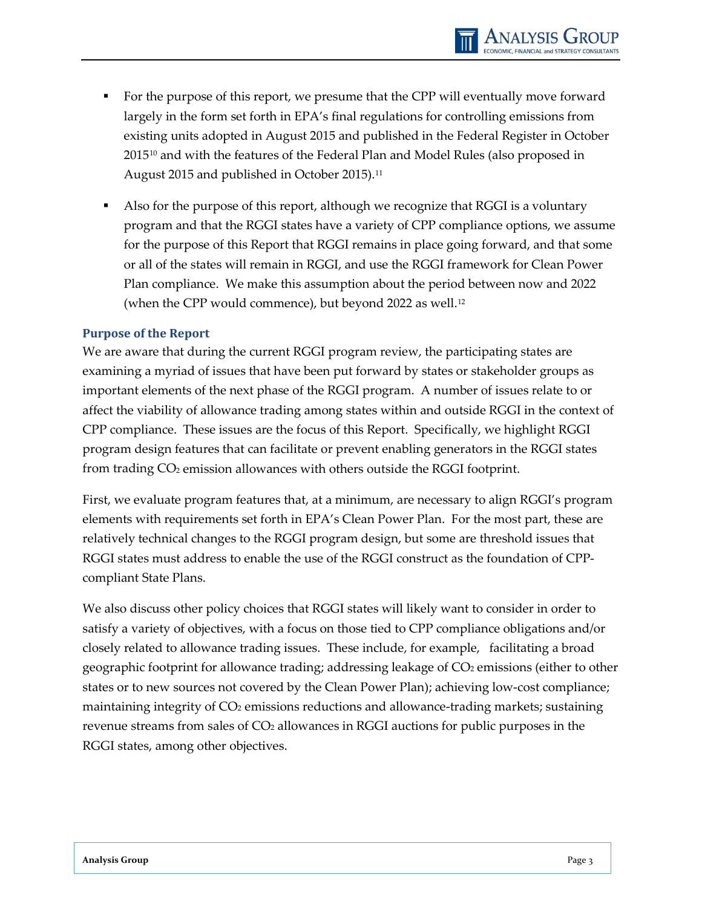- For the purpose of this report, we presume that the CPP will eventually move forward largely in the form set forth in EPA's final regulations for controlling emissions from existing units adopted in August 2015 and published in the Federal Register in October 2015[10] and with the features of the Federal Plan and Model Rules (also proposed in August 2015 and published in October 2015).[11]

- Also for the purpose of this report, although we recognize that RGGI is a voluntary program and that the RGGI states have a variety of CPP compliance options, we assume for the purpose of this Report that RGGI remains in place going forward, and that some or all of the states will remain in RGGI, and use the RGGI framework for Clean Power Plan compliance. We make this assumption about the period between now and 2022 (when the CPP would commence), but beyond 2022 as well.[12]

### Purpose of the Report

We are aware that during the current RGGI program review, the participating states are examining a myriad of issues that have been put forward by states or stakeholder groups as important elements of the next phase of the RGGI program. A number of issues relate to or affect the viability of allowance trading among states within and outside RGGI in the context of CPP compliance. These issues are the focus of this Report. Specifically, we highlight RGGI program design features that can facilitate or prevent enabling generators in the RGGI states from trading $CO_2$ emission allowances with others outside the RGGI footprint.

First, we evaluate program features that, at a minimum, are necessary to align RGGI's program elements with requirements set forth in EPA's Clean Power Plan. For the most part, these are relatively technical changes to the RGGI program design, but some are threshold issues that RGGI states must address to enable the use of the RGGI construct as the foundation of CPP-compliant State Plans.

We also discuss other policy choices that RGGI states will likely want to consider in order to satisfy a variety of objectives, with a focus on those tied to CPP compliance obligations and/or closely related to allowance trading issues. These include, for example, facilitating a broad geographic footprint for allowance trading; addressing leakage of $CO_2$ emissions (either to other states or to new sources not covered by the Clean Power Plan); achieving low-cost compliance; maintaining integrity of $CO_2$ emissions reductions and allowance-trading markets; sustaining revenue streams from sales of $CO_2$ allowances in RGGI auctions for public purposes in the RGGI states, among other objectives.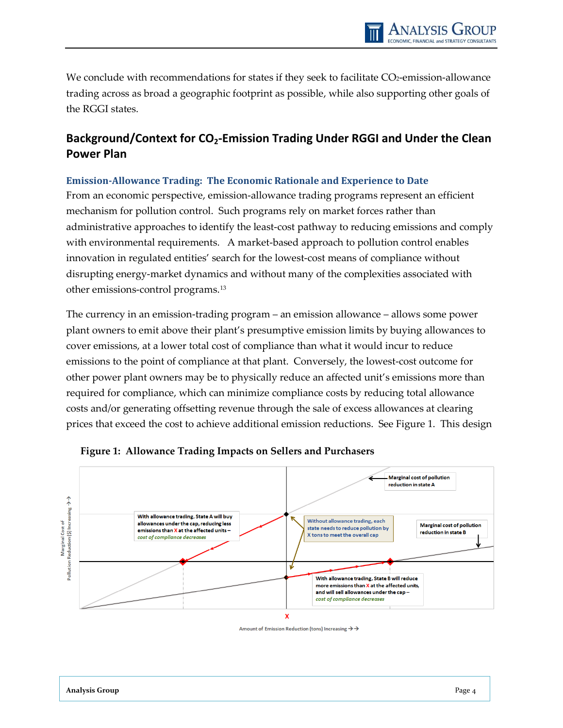We conclude with recommendations for states if they seek to facilitate $CO_2$-emission-allowance trading across as broad a geographic footprint as possible, while also supporting other goals of the RGGI states.

## Background/Context for $CO_2$-Emission Trading Under RGGI and Under the Clean Power Plan

### Emission-Allowance Trading: The Economic Rationale and Experience to Date

From an economic perspective, emission-allowance trading programs represent an efficient mechanism for pollution control. Such programs rely on market forces rather than administrative approaches to identify the least-cost pathway to reducing emissions and comply with environmental requirements. A market-based approach to pollution control enables innovation in regulated entities' search for the lowest-cost means of compliance without disrupting energy-market dynamics and without many of the complexities associated with other emissions-control programs.[13]

The currency in an emission-trading program – an emission allowance – allows some power plant owners to emit above their plant's presumptive emission limits by buying allowances to cover emissions, at a lower total cost of compliance than what it would incur to reduce emissions to the point of compliance at that plant. Conversely, the lowest-cost outcome for other power plant owners may be to physically reduce an affected unit's emissions more than required for compliance, which can minimize compliance costs by reducing total allowance costs and/or generating offsetting revenue through the sale of excess allowances at clearing prices that exceed the cost to achieve additional emission reductions. See Figure 1. This design

**Figure 1: Allowance Trading Impacts on Sellers and Purchasers**

Marginal Cost of Pollution Reduction ($) Increasing →→

Marginal cost of pollution reduction in state A

Marginal cost of pollution reduction in state B

With allowance trading, State A will buy allowances under the cap, reducing less emissions than X at the affected units – *cost of compliance decreases*

Without allowance trading, each state needs to reduce pollution by X tons to meet the overall cap

With allowance trading, State B will reduce more emissions than X at the affected units, and will sell allowances under the cap – *cost of compliance decreases*

X

Amount of Emission Reduction (tons) Increasing →→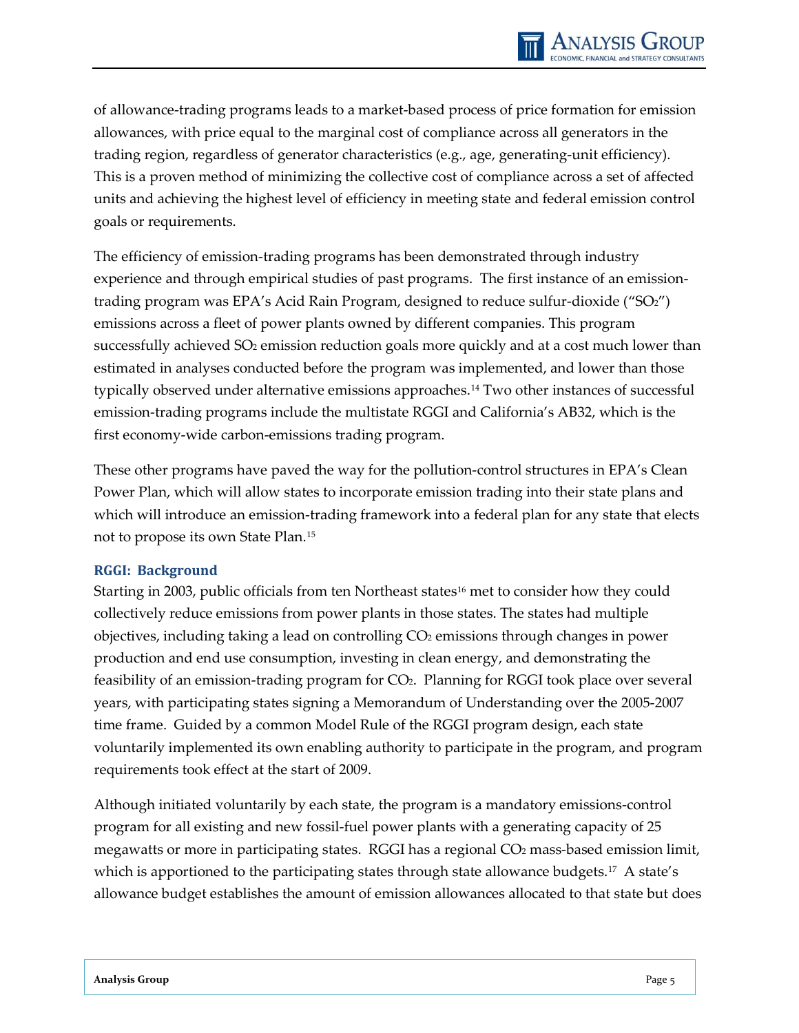of allowance-trading programs leads to a market-based process of price formation for emission allowances, with price equal to the marginal cost of compliance across all generators in the trading region, regardless of generator characteristics (e.g., age, generating-unit efficiency). This is a proven method of minimizing the collective cost of compliance across a set of affected units and achieving the highest level of efficiency in meeting state and federal emission control goals or requirements.

The efficiency of emission-trading programs has been demonstrated through industry experience and through empirical studies of past programs. The first instance of an emission-trading program was EPA's Acid Rain Program, designed to reduce sulfur-dioxide ("$SO_2$") emissions across a fleet of power plants owned by different companies. This program successfully achieved $SO_2$ emission reduction goals more quickly and at a cost much lower than estimated in analyses conducted before the program was implemented, and lower than those typically observed under alternative emissions approaches.[14] Two other instances of successful emission-trading programs include the multistate RGGI and California's AB32, which is the first economy-wide carbon-emissions trading program.

These other programs have paved the way for the pollution-control structures in EPA's Clean Power Plan, which will allow states to incorporate emission trading into their state plans and which will introduce an emission-trading framework into a federal plan for any state that elects not to propose its own State Plan.[15]

### RGGI: Background

Starting in 2003, public officials from ten Northeast states[16] met to consider how they could collectively reduce emissions from power plants in those states. The states had multiple objectives, including taking a lead on controlling $CO_2$ emissions through changes in power production and end use consumption, investing in clean energy, and demonstrating the feasibility of an emission-trading program for $CO_2$. Planning for RGGI took place over several years, with participating states signing a Memorandum of Understanding over the 2005-2007 time frame. Guided by a common Model Rule of the RGGI program design, each state voluntarily implemented its own enabling authority to participate in the program, and program requirements took effect at the start of 2009.

Although initiated voluntarily by each state, the program is a mandatory emissions-control program for all existing and new fossil-fuel power plants with a generating capacity of 25 megawatts or more in participating states. RGGI has a regional $CO_2$ mass-based emission limit, which is apportioned to the participating states through state allowance budgets.[17] A state's allowance budget establishes the amount of emission allowances allocated to that state but does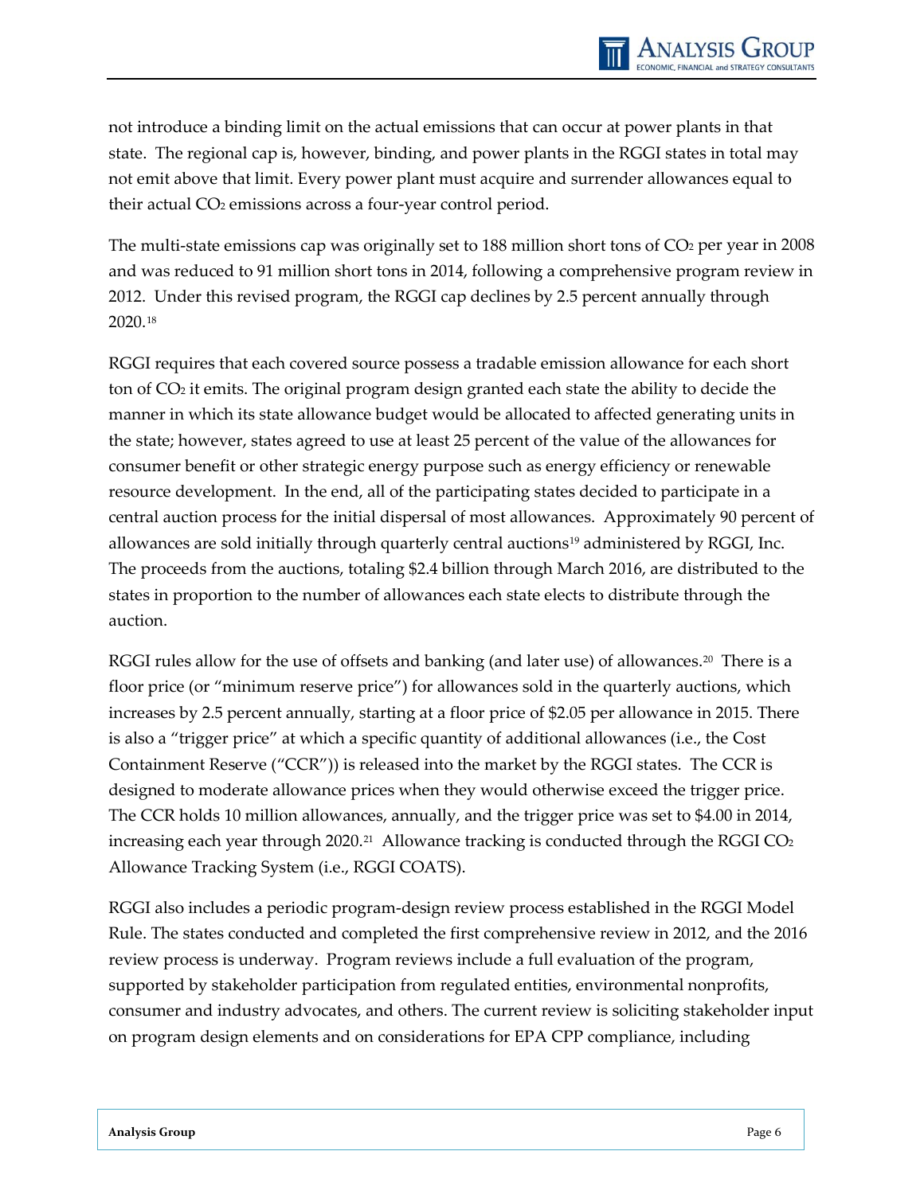not introduce a binding limit on the actual emissions that can occur at power plants in that state. The regional cap is, however, binding, and power plants in the RGGI states in total may not emit above that limit. Every power plant must acquire and surrender allowances equal to their actual $CO_2$ emissions across a four-year control period.

The multi-state emissions cap was originally set to 188 million short tons of $CO_2$ per year in 2008 and was reduced to 91 million short tons in 2014, following a comprehensive program review in 2012. Under this revised program, the RGGI cap declines by 2.5 percent annually through 2020.[18]

RGGI requires that each covered source possess a tradable emission allowance for each short ton of $CO_2$ it emits. The original program design granted each state the ability to decide the manner in which its state allowance budget would be allocated to affected generating units in the state; however, states agreed to use at least 25 percent of the value of the allowances for consumer benefit or other strategic energy purpose such as energy efficiency or renewable resource development. In the end, all of the participating states decided to participate in a central auction process for the initial dispersal of most allowances. Approximately 90 percent of allowances are sold initially through quarterly central auctions[19] administered by RGGI, Inc. The proceeds from the auctions, totaling \$2.4 billion through March 2016, are distributed to the states in proportion to the number of allowances each state elects to distribute through the auction.

RGGI rules allow for the use of offsets and banking (and later use) of allowances.[20] There is a floor price (or "minimum reserve price") for allowances sold in the quarterly auctions, which increases by 2.5 percent annually, starting at a floor price of \$2.05 per allowance in 2015. There is also a "trigger price" at which a specific quantity of additional allowances (i.e., the Cost Containment Reserve ("CCR")) is released into the market by the RGGI states. The CCR is designed to moderate allowance prices when they would otherwise exceed the trigger price. The CCR holds 10 million allowances, annually, and the trigger price was set to \$4.00 in 2014, increasing each year through 2020.[21] Allowance tracking is conducted through the RGGI $CO_2$ Allowance Tracking System (i.e., RGGI COATS).

RGGI also includes a periodic program-design review process established in the RGGI Model Rule. The states conducted and completed the first comprehensive review in 2012, and the 2016 review process is underway. Program reviews include a full evaluation of the program, supported by stakeholder participation from regulated entities, environmental nonprofits, consumer and industry advocates, and others. The current review is soliciting stakeholder input on program design elements and on considerations for EPA CPP compliance, including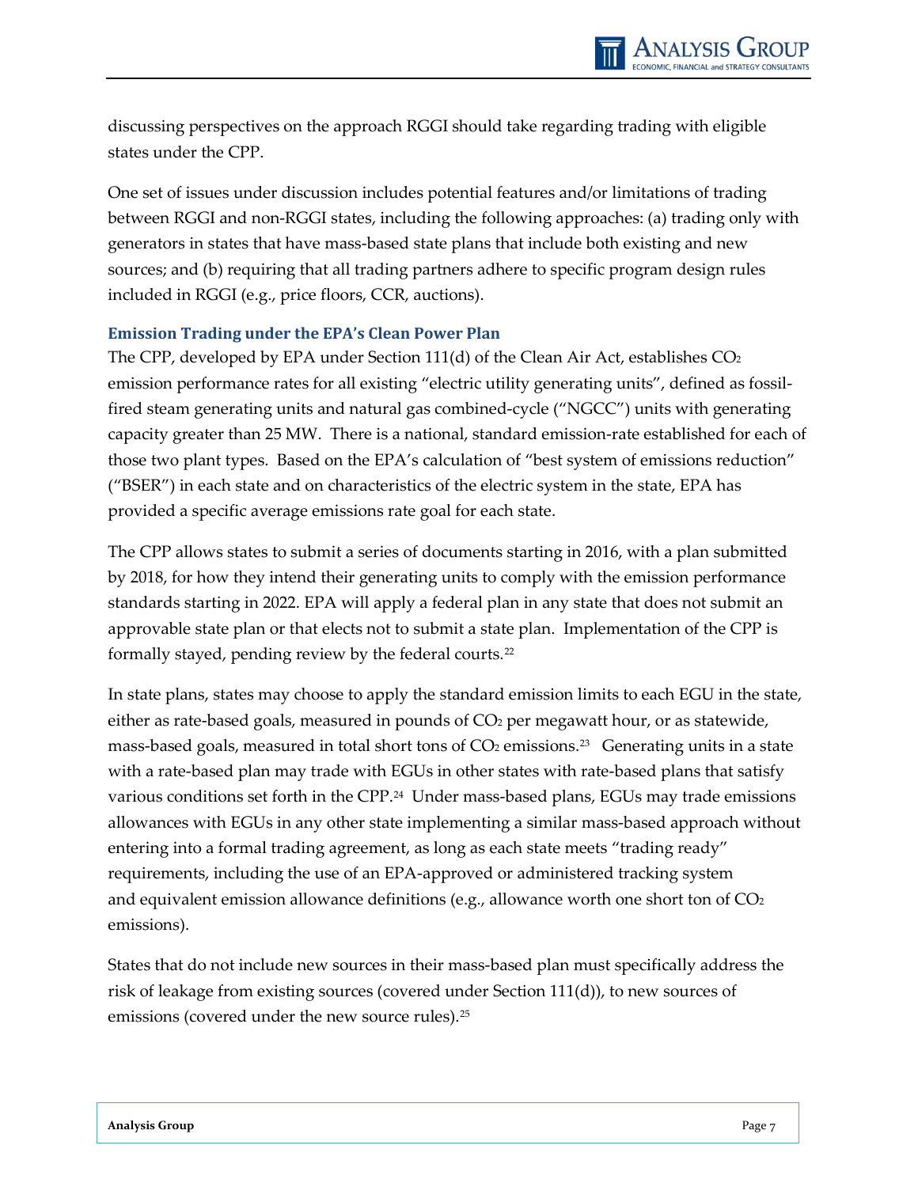discussing perspectives on the approach RGGI should take regarding trading with eligible states under the CPP.

One set of issues under discussion includes potential features and/or limitations of trading between RGGI and non-RGGI states, including the following approaches: (a) trading only with generators in states that have mass-based state plans that include both existing and new sources; and (b) requiring that all trading partners adhere to specific program design rules included in RGGI (e.g., price floors, CCR, auctions).

### Emission Trading under the EPA's Clean Power Plan

The CPP, developed by EPA under Section 111(d) of the Clean Air Act, establishes $CO_2$ emission performance rates for all existing "electric utility generating units", defined as fossil-fired steam generating units and natural gas combined-cycle ("NGCC") units with generating capacity greater than 25 MW. There is a national, standard emission-rate established for each of those two plant types. Based on the EPA's calculation of "best system of emissions reduction" ("BSER") in each state and on characteristics of the electric system in the state, EPA has provided a specific average emissions rate goal for each state.

The CPP allows states to submit a series of documents starting in 2016, with a plan submitted by 2018, for how they intend their generating units to comply with the emission performance standards starting in 2022. EPA will apply a federal plan in any state that does not submit an approvable state plan or that elects not to submit a state plan. Implementation of the CPP is formally stayed, pending review by the federal courts.[22]

In state plans, states may choose to apply the standard emission limits to each EGU in the state, either as rate-based goals, measured in pounds of $CO_2$ per megawatt hour, or as statewide, mass-based goals, measured in total short tons of $CO_2$ emissions.[23] Generating units in a state with a rate-based plan may trade with EGUs in other states with rate-based plans that satisfy various conditions set forth in the CPP.[24] Under mass-based plans, EGUs may trade emissions allowances with EGUs in any other state implementing a similar mass-based approach without entering into a formal trading agreement, as long as each state meets "trading ready" requirements, including the use of an EPA-approved or administered tracking system and equivalent emission allowance definitions (e.g., allowance worth one short ton of $CO_2$ emissions).

States that do not include new sources in their mass-based plan must specifically address the risk of leakage from existing sources (covered under Section 111(d)), to new sources of emissions (covered under the new source rules).[25]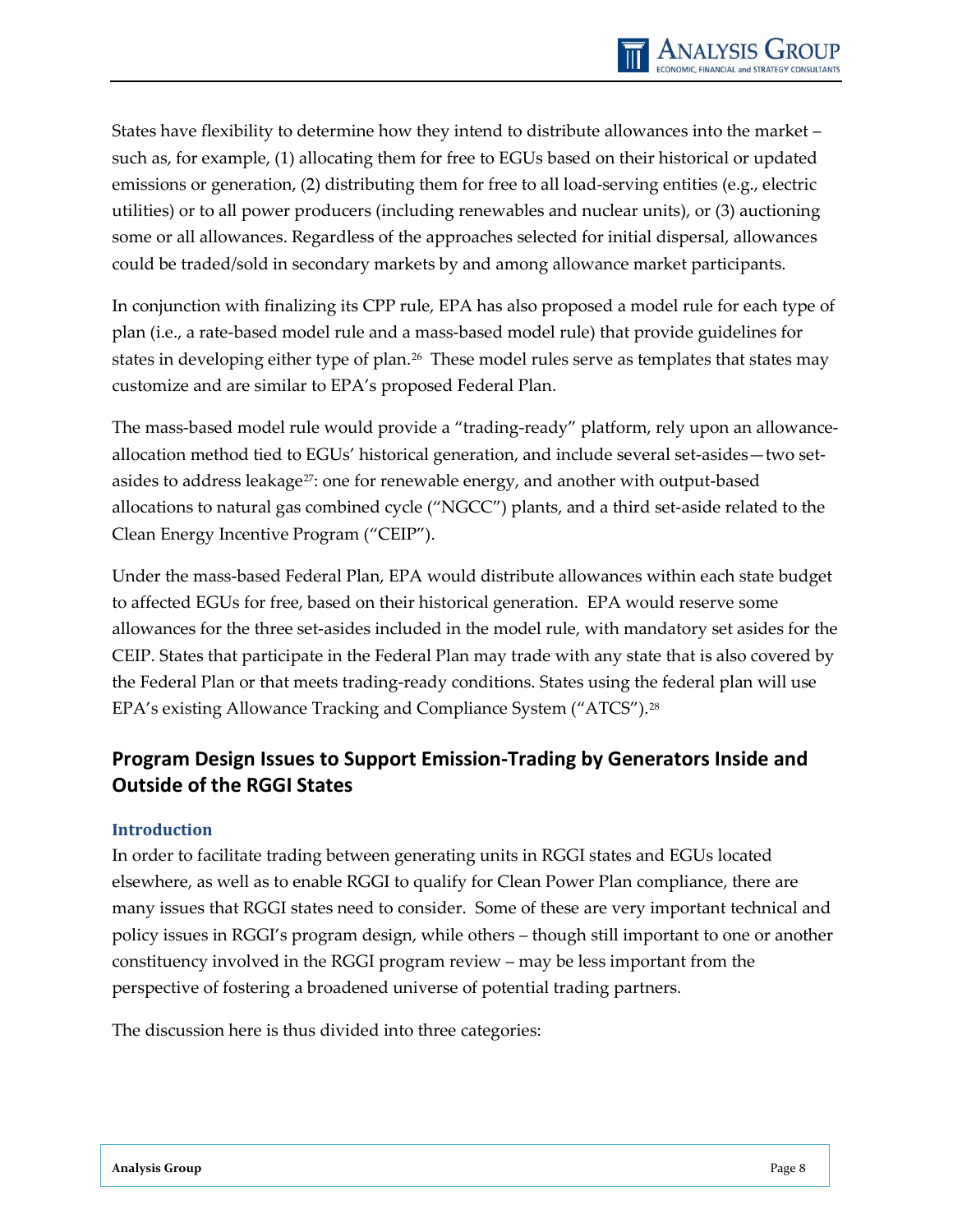States have flexibility to determine how they intend to distribute allowances into the market – such as, for example, (1) allocating them for free to EGUs based on their historical or updated emissions or generation, (2) distributing them for free to all load-serving entities (e.g., electric utilities) or to all power producers (including renewables and nuclear units), or (3) auctioning some or all allowances. Regardless of the approaches selected for initial dispersal, allowances could be traded/sold in secondary markets by and among allowance market participants.

In conjunction with finalizing its CPP rule, EPA has also proposed a model rule for each type of plan (i.e., a rate-based model rule and a mass-based model rule) that provide guidelines for states in developing either type of plan.[26] These model rules serve as templates that states may customize and are similar to EPA's proposed Federal Plan.

The mass-based model rule would provide a "trading-ready" platform, rely upon an allowance-allocation method tied to EGUs' historical generation, and include several set-asides—two set-asides to address leakage[27]: one for renewable energy, and another with output-based allocations to natural gas combined cycle ("NGCC") plants, and a third set-aside related to the Clean Energy Incentive Program ("CEIP").

Under the mass-based Federal Plan, EPA would distribute allowances within each state budget to affected EGUs for free, based on their historical generation. EPA would reserve some allowances for the three set-asides included in the model rule, with mandatory set asides for the CEIP. States that participate in the Federal Plan may trade with any state that is also covered by the Federal Plan or that meets trading-ready conditions. States using the federal plan will use EPA's existing Allowance Tracking and Compliance System ("ATCS").[28]

## Program Design Issues to Support Emission-Trading by Generators Inside and Outside of the RGGI States

### Introduction

In order to facilitate trading between generating units in RGGI states and EGUs located elsewhere, as well as to enable RGGI to qualify for Clean Power Plan compliance, there are many issues that RGGI states need to consider. Some of these are very important technical and policy issues in RGGI's program design, while others – though still important to one or another constituency involved in the RGGI program review – may be less important from the perspective of fostering a broadened universe of potential trading partners.

The discussion here is thus divided into three categories: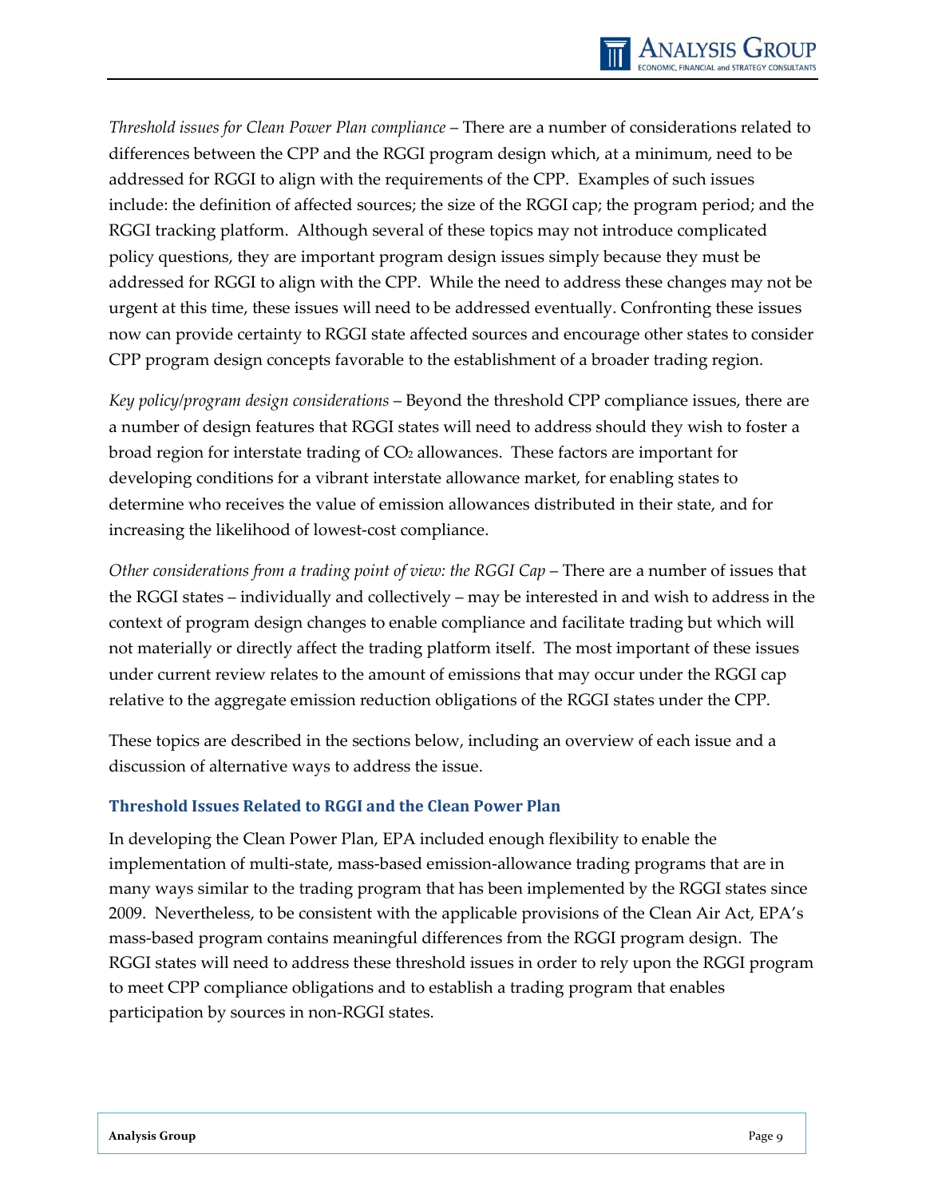*Threshold issues for Clean Power Plan compliance* – There are a number of considerations related to differences between the CPP and the RGGI program design which, at a minimum, need to be addressed for RGGI to align with the requirements of the CPP. Examples of such issues include: the definition of affected sources; the size of the RGGI cap; the program period; and the RGGI tracking platform. Although several of these topics may not introduce complicated policy questions, they are important program design issues simply because they must be addressed for RGGI to align with the CPP. While the need to address these changes may not be urgent at this time, these issues will need to be addressed eventually. Confronting these issues now can provide certainty to RGGI state affected sources and encourage other states to consider CPP program design concepts favorable to the establishment of a broader trading region.

*Key policy/program design considerations* – Beyond the threshold CPP compliance issues, there are a number of design features that RGGI states will need to address should they wish to foster a broad region for interstate trading of $CO_2$ allowances. These factors are important for developing conditions for a vibrant interstate allowance market, for enabling states to determine who receives the value of emission allowances distributed in their state, and for increasing the likelihood of lowest-cost compliance.

*Other considerations from a trading point of view: the RGGI Cap* – There are a number of issues that the RGGI states – individually and collectively – may be interested in and wish to address in the context of program design changes to enable compliance and facilitate trading but which will not materially or directly affect the trading platform itself. The most important of these issues under current review relates to the amount of emissions that may occur under the RGGI cap relative to the aggregate emission reduction obligations of the RGGI states under the CPP.

These topics are described in the sections below, including an overview of each issue and a discussion of alternative ways to address the issue.

### Threshold Issues Related to RGGI and the Clean Power Plan

In developing the Clean Power Plan, EPA included enough flexibility to enable the implementation of multi-state, mass-based emission-allowance trading programs that are in many ways similar to the trading program that has been implemented by the RGGI states since 2009. Nevertheless, to be consistent with the applicable provisions of the Clean Air Act, EPA's mass-based program contains meaningful differences from the RGGI program design. The RGGI states will need to address these threshold issues in order to rely upon the RGGI program to meet CPP compliance obligations and to establish a trading program that enables participation by sources in non-RGGI states.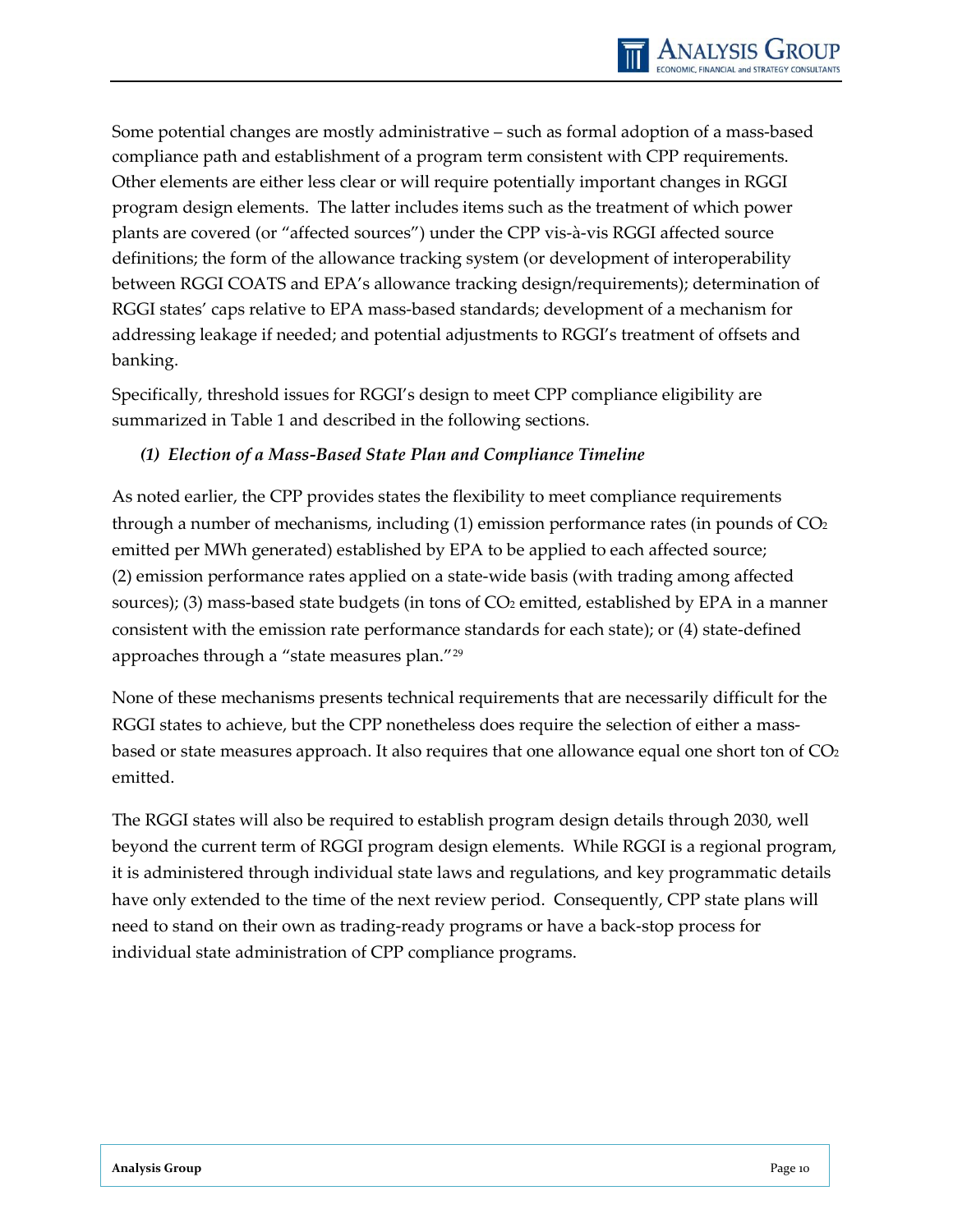Some potential changes are mostly administrative – such as formal adoption of a mass-based compliance path and establishment of a program term consistent with CPP requirements. Other elements are either less clear or will require potentially important changes in RGGI program design elements. The latter includes items such as the treatment of which power plants are covered (or "affected sources") under the CPP vis-à-vis RGGI affected source definitions; the form of the allowance tracking system (or development of interoperability between RGGI COATS and EPA's allowance tracking design/requirements); determination of RGGI states' caps relative to EPA mass-based standards; development of a mechanism for addressing leakage if needed; and potential adjustments to RGGI's treatment of offsets and banking.

Specifically, threshold issues for RGGI's design to meet CPP compliance eligibility are summarized in Table 1 and described in the following sections.

### *(1) Election of a Mass-Based State Plan and Compliance Timeline*

As noted earlier, the CPP provides states the flexibility to meet compliance requirements through a number of mechanisms, including (1) emission performance rates (in pounds of $CO_2$ emitted per MWh generated) established by EPA to be applied to each affected source; (2) emission performance rates applied on a state-wide basis (with trading among affected sources); (3) mass-based state budgets (in tons of $CO_2$ emitted, established by EPA in a manner consistent with the emission rate performance standards for each state); or (4) state-defined approaches through a "state measures plan."[29]

None of these mechanisms presents technical requirements that are necessarily difficult for the RGGI states to achieve, but the CPP nonetheless does require the selection of either a mass-based or state measures approach. It also requires that one allowance equal one short ton of $CO_2$ emitted.

The RGGI states will also be required to establish program design details through 2030, well beyond the current term of RGGI program design elements. While RGGI is a regional program, it is administered through individual state laws and regulations, and key programmatic details have only extended to the time of the next review period. Consequently, CPP state plans will need to stand on their own as trading-ready programs or have a back-stop process for individual state administration of CPP compliance programs.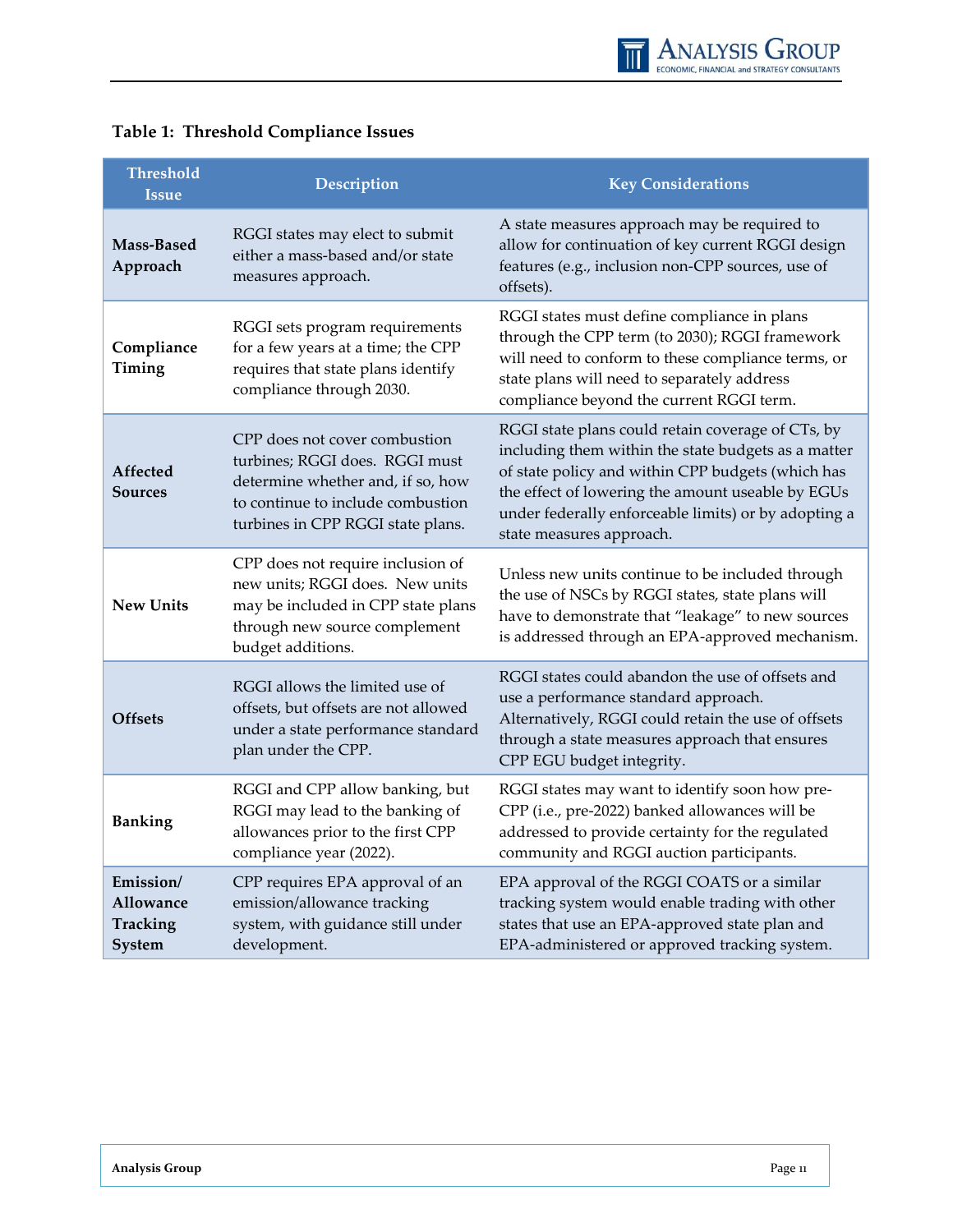**Table 1: Threshold Compliance Issues**

| Threshold Issue | Description | Key Considerations |
|---|---|---|
| **Mass-Based Approach** | RGGI states may elect to submit either a mass-based and/or state measures approach. | A state measures approach may be required to allow for continuation of key current RGGI design features (e.g., inclusion non-CPP sources, use of offsets). |
| **Compliance Timing** | RGGI sets program requirements for a few years at a time; the CPP requires that state plans identify compliance through 2030. | RGGI states must define compliance in plans through the CPP term (to 2030); RGGI framework will need to conform to these compliance terms, or state plans will need to separately address compliance beyond the current RGGI term. |
| **Affected Sources** | CPP does not cover combustion turbines; RGGI does. RGGI must determine whether and, if so, how to continue to include combustion turbines in CPP RGGI state plans. | RGGI state plans could retain coverage of CTs, by including them within the state budgets as a matter of state policy and within CPP budgets (which has the effect of lowering the amount useable by EGUs under federally enforceable limits) or by adopting a state measures approach. |
| **New Units** | CPP does not require inclusion of new units; RGGI does. New units may be included in CPP state plans through new source complement budget additions. | Unless new units continue to be included through the use of NSCs by RGGI states, state plans will have to demonstrate that "leakage" to new sources is addressed through an EPA-approved mechanism. |
| **Offsets** | RGGI allows the limited use of offsets, but offsets are not allowed under a state performance standard plan under the CPP. | RGGI states could abandon the use of offsets and use a performance standard approach. Alternatively, RGGI could retain the use of offsets through a state measures approach that ensures CPP EGU budget integrity. |
| **Banking** | RGGI and CPP allow banking, but RGGI may lead to the banking of allowances prior to the first CPP compliance year (2022). | RGGI states may want to identify soon how pre-CPP (i.e., pre-2022) banked allowances will be addressed to provide certainty for the regulated community and RGGI auction participants. |
| **Emission/ Allowance Tracking System** | CPP requires EPA approval of an emission/allowance tracking system, with guidance still under development. | EPA approval of the RGGI COATS or a similar tracking system would enable trading with other states that use an EPA-approved state plan and EPA-administered or approved tracking system. |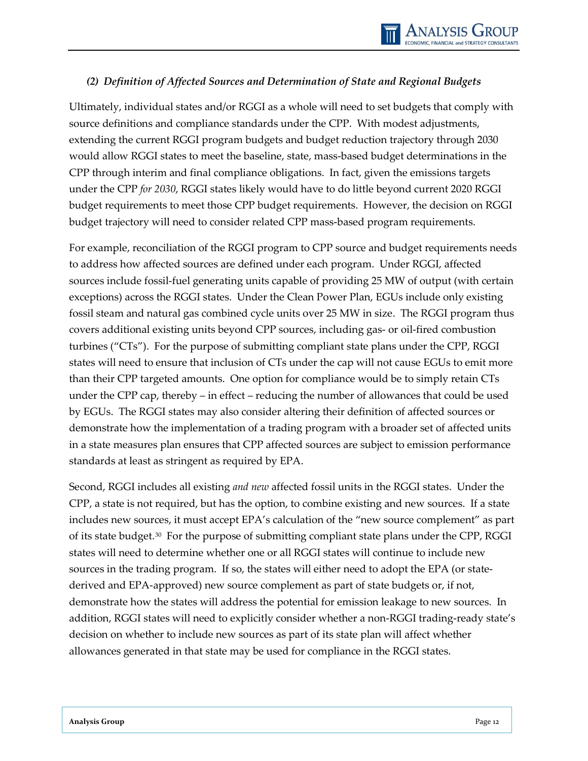### *(2) Definition of Affected Sources and Determination of State and Regional Budgets*

Ultimately, individual states and/or RGGI as a whole will need to set budgets that comply with source definitions and compliance standards under the CPP. With modest adjustments, extending the current RGGI program budgets and budget reduction trajectory through 2030 would allow RGGI states to meet the baseline, state, mass-based budget determinations in the CPP through interim and final compliance obligations. In fact, given the emissions targets under the CPP *for 2030*, RGGI states likely would have to do little beyond current 2020 RGGI budget requirements to meet those CPP budget requirements. However, the decision on RGGI budget trajectory will need to consider related CPP mass-based program requirements.

For example, reconciliation of the RGGI program to CPP source and budget requirements needs to address how affected sources are defined under each program. Under RGGI, affected sources include fossil-fuel generating units capable of providing 25 MW of output (with certain exceptions) across the RGGI states. Under the Clean Power Plan, EGUs include only existing fossil steam and natural gas combined cycle units over 25 MW in size. The RGGI program thus covers additional existing units beyond CPP sources, including gas- or oil-fired combustion turbines ("CTs"). For the purpose of submitting compliant state plans under the CPP, RGGI states will need to ensure that inclusion of CTs under the cap will not cause EGUs to emit more than their CPP targeted amounts. One option for compliance would be to simply retain CTs under the CPP cap, thereby – in effect – reducing the number of allowances that could be used by EGUs. The RGGI states may also consider altering their definition of affected sources or demonstrate how the implementation of a trading program with a broader set of affected units in a state measures plan ensures that CPP affected sources are subject to emission performance standards at least as stringent as required by EPA.

Second, RGGI includes all existing *and new* affected fossil units in the RGGI states. Under the CPP, a state is not required, but has the option, to combine existing and new sources. If a state includes new sources, it must accept EPA's calculation of the "new source complement" as part of its state budget.[30] For the purpose of submitting compliant state plans under the CPP, RGGI states will need to determine whether one or all RGGI states will continue to include new sources in the trading program. If so, the states will either need to adopt the EPA (or state-derived and EPA-approved) new source complement as part of state budgets or, if not, demonstrate how the states will address the potential for emission leakage to new sources. In addition, RGGI states will need to explicitly consider whether a non-RGGI trading-ready state's decision on whether to include new sources as part of its state plan will affect whether allowances generated in that state may be used for compliance in the RGGI states.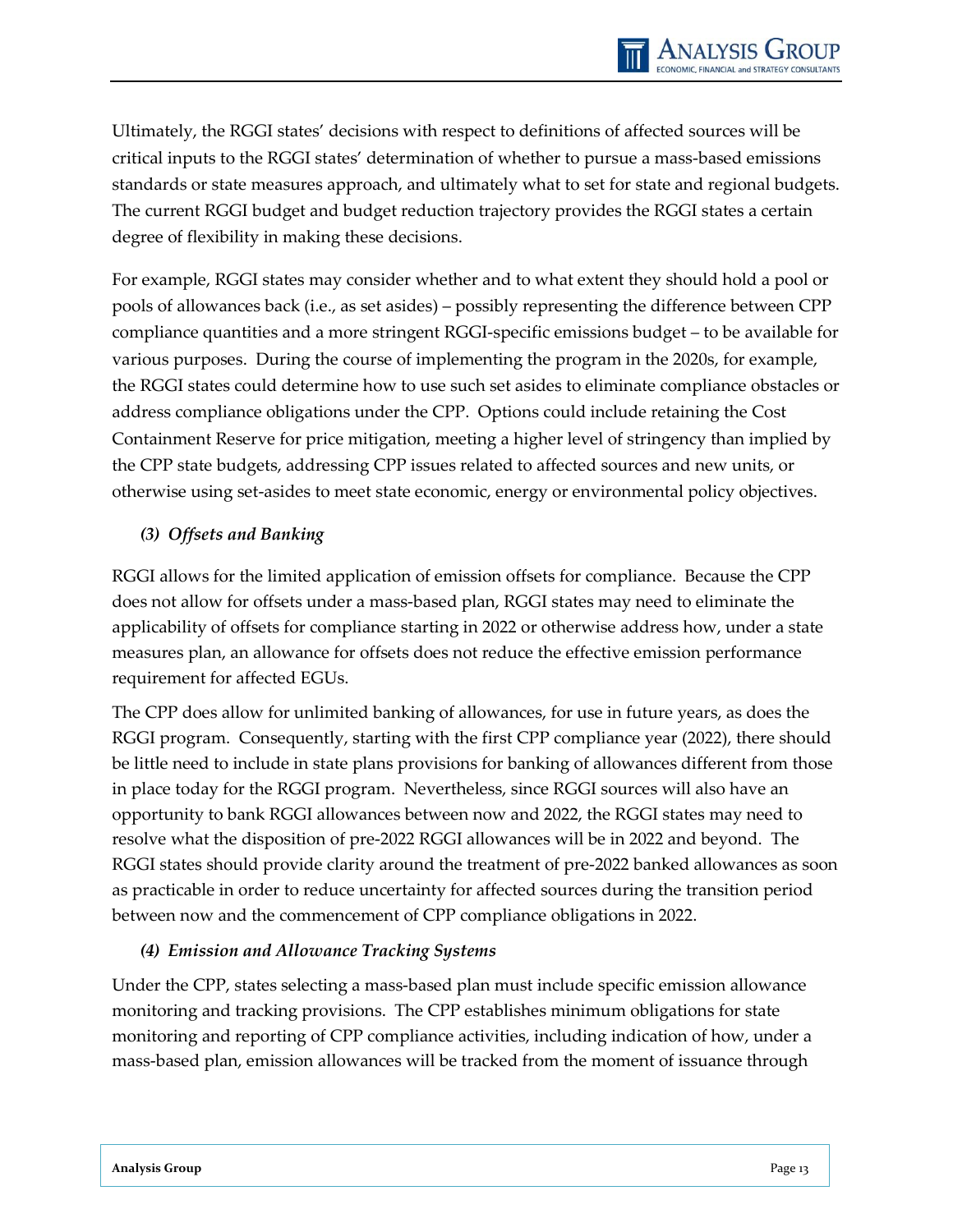Ultimately, the RGGI states' decisions with respect to definitions of affected sources will be critical inputs to the RGGI states' determination of whether to pursue a mass-based emissions standards or state measures approach, and ultimately what to set for state and regional budgets. The current RGGI budget and budget reduction trajectory provides the RGGI states a certain degree of flexibility in making these decisions.

For example, RGGI states may consider whether and to what extent they should hold a pool or pools of allowances back (i.e., as set asides) – possibly representing the difference between CPP compliance quantities and a more stringent RGGI-specific emissions budget – to be available for various purposes. During the course of implementing the program in the 2020s, for example, the RGGI states could determine how to use such set asides to eliminate compliance obstacles or address compliance obligations under the CPP. Options could include retaining the Cost Containment Reserve for price mitigation, meeting a higher level of stringency than implied by the CPP state budgets, addressing CPP issues related to affected sources and new units, or otherwise using set-asides to meet state economic, energy or environmental policy objectives.

### *(3) Offsets and Banking*

RGGI allows for the limited application of emission offsets for compliance. Because the CPP does not allow for offsets under a mass-based plan, RGGI states may need to eliminate the applicability of offsets for compliance starting in 2022 or otherwise address how, under a state measures plan, an allowance for offsets does not reduce the effective emission performance requirement for affected EGUs.

The CPP does allow for unlimited banking of allowances, for use in future years, as does the RGGI program. Consequently, starting with the first CPP compliance year (2022), there should be little need to include in state plans provisions for banking of allowances different from those in place today for the RGGI program. Nevertheless, since RGGI sources will also have an opportunity to bank RGGI allowances between now and 2022, the RGGI states may need to resolve what the disposition of pre-2022 RGGI allowances will be in 2022 and beyond. The RGGI states should provide clarity around the treatment of pre-2022 banked allowances as soon as practicable in order to reduce uncertainty for affected sources during the transition period between now and the commencement of CPP compliance obligations in 2022.

### *(4) Emission and Allowance Tracking Systems*

Under the CPP, states selecting a mass-based plan must include specific emission allowance monitoring and tracking provisions. The CPP establishes minimum obligations for state monitoring and reporting of CPP compliance activities, including indication of how, under a mass-based plan, emission allowances will be tracked from the moment of issuance through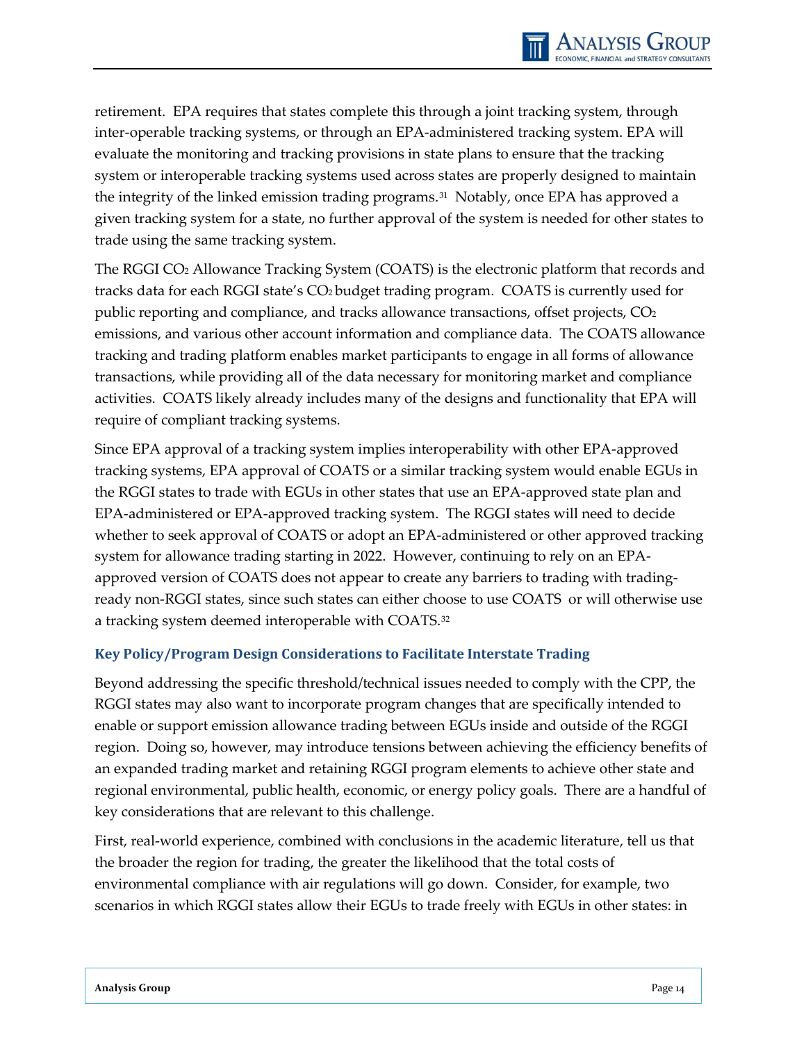retirement. EPA requires that states complete this through a joint tracking system, through inter-operable tracking systems, or through an EPA-administered tracking system. EPA will evaluate the monitoring and tracking provisions in state plans to ensure that the tracking system or interoperable tracking systems used across states are properly designed to maintain the integrity of the linked emission trading programs.[31] Notably, once EPA has approved a given tracking system for a state, no further approval of the system is needed for other states to trade using the same tracking system.

The RGGI $CO_2$ Allowance Tracking System (COATS) is the electronic platform that records and tracks data for each RGGI state's $CO_2$ budget trading program. COATS is currently used for public reporting and compliance, and tracks allowance transactions, offset projects, $CO_2$ emissions, and various other account information and compliance data. The COATS allowance tracking and trading platform enables market participants to engage in all forms of allowance transactions, while providing all of the data necessary for monitoring market and compliance activities. COATS likely already includes many of the designs and functionality that EPA will require of compliant tracking systems.

Since EPA approval of a tracking system implies interoperability with other EPA-approved tracking systems, EPA approval of COATS or a similar tracking system would enable EGUs in the RGGI states to trade with EGUs in other states that use an EPA-approved state plan and EPA-administered or EPA-approved tracking system. The RGGI states will need to decide whether to seek approval of COATS or adopt an EPA-administered or other approved tracking system for allowance trading starting in 2022. However, continuing to rely on an EPA-approved version of COATS does not appear to create any barriers to trading with trading-ready non-RGGI states, since such states can either choose to use COATS or will otherwise use a tracking system deemed interoperable with COATS.[32]

### Key Policy/Program Design Considerations to Facilitate Interstate Trading

Beyond addressing the specific threshold/technical issues needed to comply with the CPP, the RGGI states may also want to incorporate program changes that are specifically intended to enable or support emission allowance trading between EGUs inside and outside of the RGGI region. Doing so, however, may introduce tensions between achieving the efficiency benefits of an expanded trading market and retaining RGGI program elements to achieve other state and regional environmental, public health, economic, or energy policy goals. There are a handful of key considerations that are relevant to this challenge.

First, real-world experience, combined with conclusions in the academic literature, tell us that the broader the region for trading, the greater the likelihood that the total costs of environmental compliance with air regulations will go down. Consider, for example, two scenarios in which RGGI states allow their EGUs to trade freely with EGUs in other states: in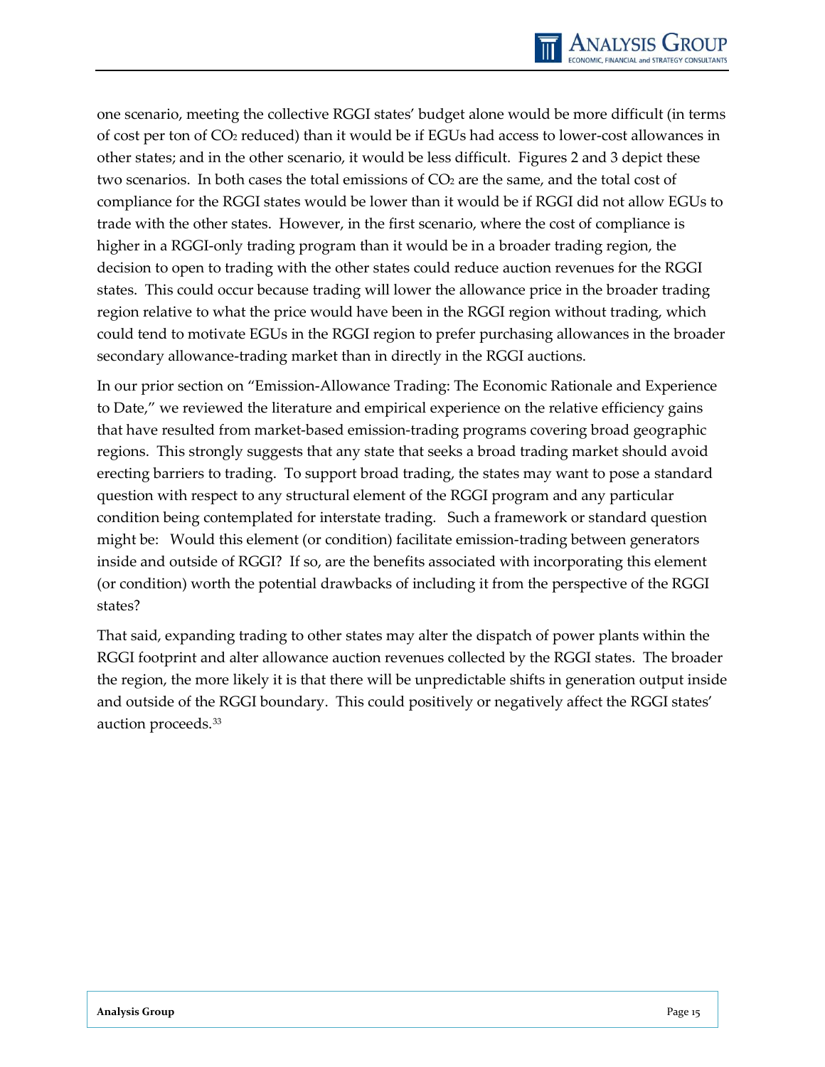one scenario, meeting the collective RGGI states' budget alone would be more difficult (in terms of cost per ton of $CO_2$ reduced) than it would be if EGUs had access to lower-cost allowances in other states; and in the other scenario, it would be less difficult. Figures 2 and 3 depict these two scenarios. In both cases the total emissions of $CO_2$ are the same, and the total cost of compliance for the RGGI states would be lower than it would be if RGGI did not allow EGUs to trade with the other states. However, in the first scenario, where the cost of compliance is higher in a RGGI-only trading program than it would be in a broader trading region, the decision to open to trading with the other states could reduce auction revenues for the RGGI states. This could occur because trading will lower the allowance price in the broader trading region relative to what the price would have been in the RGGI region without trading, which could tend to motivate EGUs in the RGGI region to prefer purchasing allowances in the broader secondary allowance-trading market than in directly in the RGGI auctions.

In our prior section on "Emission-Allowance Trading: The Economic Rationale and Experience to Date," we reviewed the literature and empirical experience on the relative efficiency gains that have resulted from market-based emission-trading programs covering broad geographic regions. This strongly suggests that any state that seeks a broad trading market should avoid erecting barriers to trading. To support broad trading, the states may want to pose a standard question with respect to any structural element of the RGGI program and any particular condition being contemplated for interstate trading. Such a framework or standard question might be: Would this element (or condition) facilitate emission-trading between generators inside and outside of RGGI? If so, are the benefits associated with incorporating this element (or condition) worth the potential drawbacks of including it from the perspective of the RGGI states?

That said, expanding trading to other states may alter the dispatch of power plants within the RGGI footprint and alter allowance auction revenues collected by the RGGI states. The broader the region, the more likely it is that there will be unpredictable shifts in generation output inside and outside of the RGGI boundary. This could positively or negatively affect the RGGI states' auction proceeds.[33]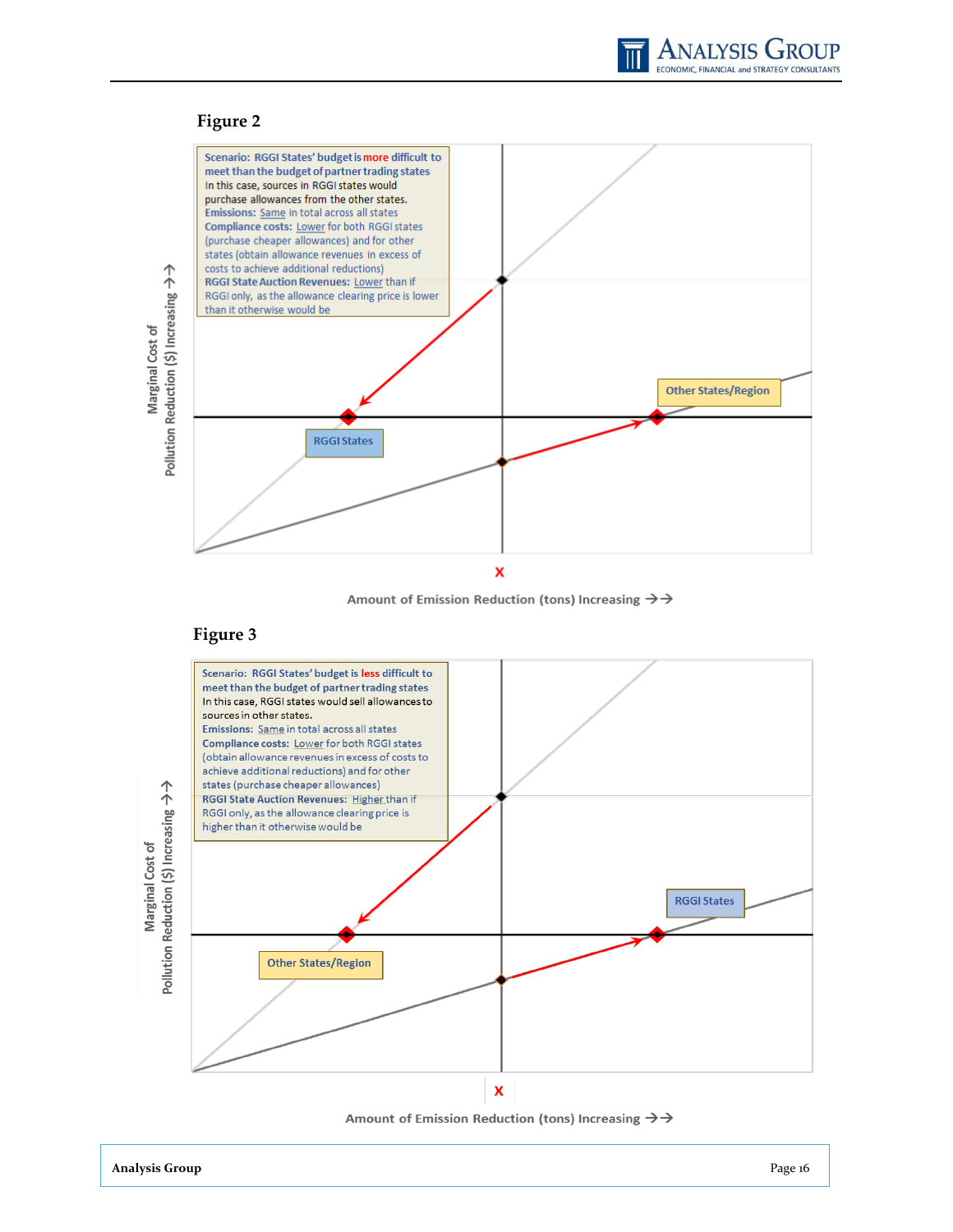## Figure 2

Scenario: RGGI States' budget is more difficult to meet than the budget of partner trading states
In this case, sources in RGGI states would purchase allowances from the other states.
Emissions: Same in total across all states
Compliance costs: Lower for both RGGI states (purchase cheaper allowances) and for other states (obtain allowance revenues in excess of costs to achieve additional reductions)
RGGI State Auction Revenues: Lower than if RGGI only, as the allowance clearing price is lower than it otherwise would be

Other States/Region

RGGI States

Marginal Cost of Pollution Reduction ($) Increasing →→

X

Amount of Emission Reduction (tons) Increasing →→

## Figure 3

Scenario: RGGI States' budget is less difficult to meet than the budget of partner trading states
In this case, RGGI states would sell allowances to sources in other states.
Emissions: Same in total across all states
Compliance costs: Lower for both RGGI states (obtain allowance revenues in excess of costs to achieve additional reductions) and for other states (purchase cheaper allowances)
RGGI State Auction Revenues: Higher than if RGGI only, as the allowance clearing price is higher than it otherwise would be

RGGI States

Other States/Region

Marginal Cost of Pollution Reduction ($) Increasing →→

X

Amount of Emission Reduction (tons) Increasing →→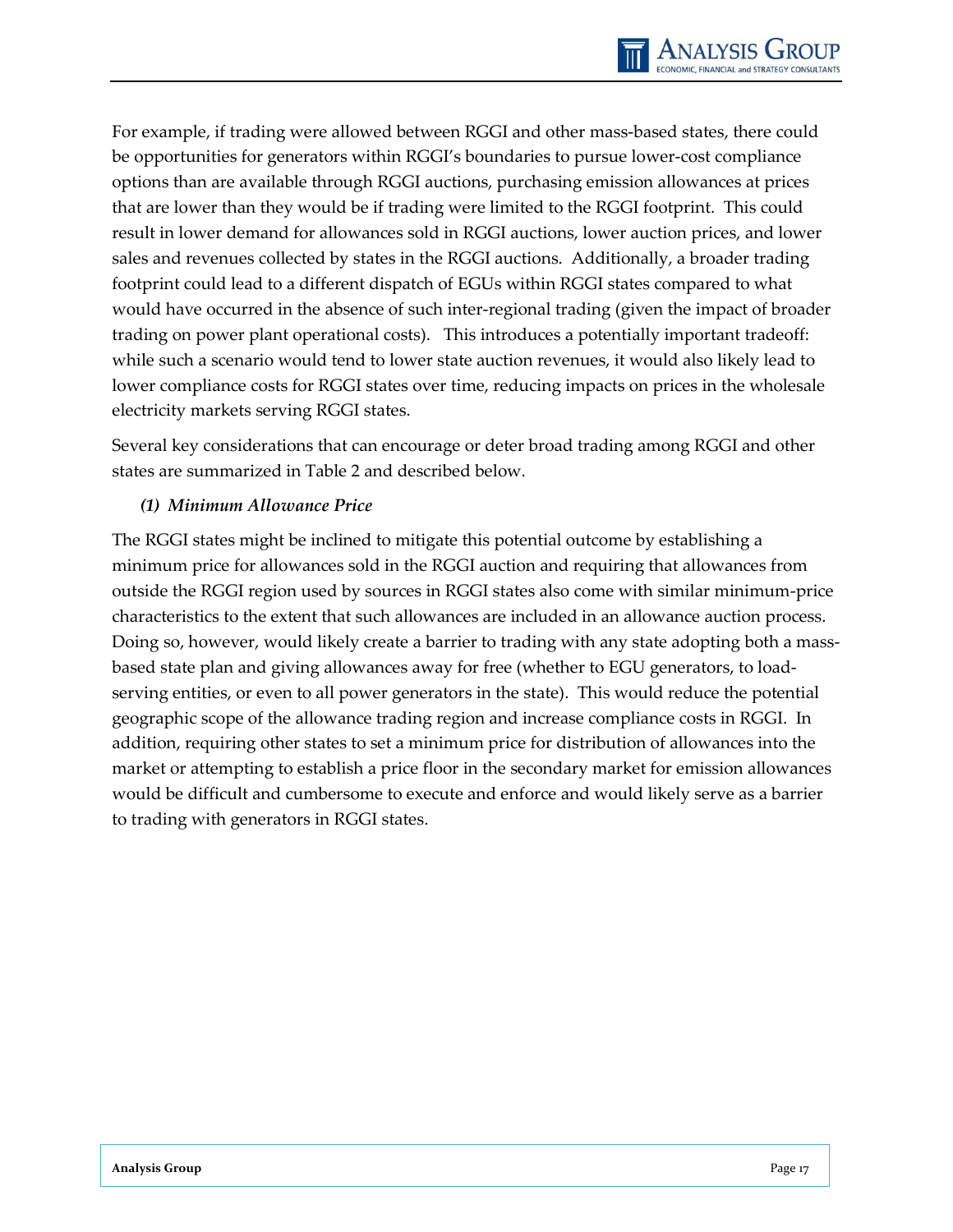For example, if trading were allowed between RGGI and other mass-based states, there could be opportunities for generators within RGGI's boundaries to pursue lower-cost compliance options than are available through RGGI auctions, purchasing emission allowances at prices that are lower than they would be if trading were limited to the RGGI footprint. This could result in lower demand for allowances sold in RGGI auctions, lower auction prices, and lower sales and revenues collected by states in the RGGI auctions. Additionally, a broader trading footprint could lead to a different dispatch of EGUs within RGGI states compared to what would have occurred in the absence of such inter-regional trading (given the impact of broader trading on power plant operational costs). This introduces a potentially important tradeoff: while such a scenario would tend to lower state auction revenues, it would also likely lead to lower compliance costs for RGGI states over time, reducing impacts on prices in the wholesale electricity markets serving RGGI states.

Several key considerations that can encourage or deter broad trading among RGGI and other states are summarized in Table 2 and described below.

***(1) Minimum Allowance Price***

The RGGI states might be inclined to mitigate this potential outcome by establishing a minimum price for allowances sold in the RGGI auction and requiring that allowances from outside the RGGI region used by sources in RGGI states also come with similar minimum-price characteristics to the extent that such allowances are included in an allowance auction process. Doing so, however, would likely create a barrier to trading with any state adopting both a mass-based state plan and giving allowances away for free (whether to EGU generators, to load-serving entities, or even to all power generators in the state). This would reduce the potential geographic scope of the allowance trading region and increase compliance costs in RGGI. In addition, requiring other states to set a minimum price for distribution of allowances into the market or attempting to establish a price floor in the secondary market for emission allowances would be difficult and cumbersome to execute and enforce and would likely serve as a barrier to trading with generators in RGGI states.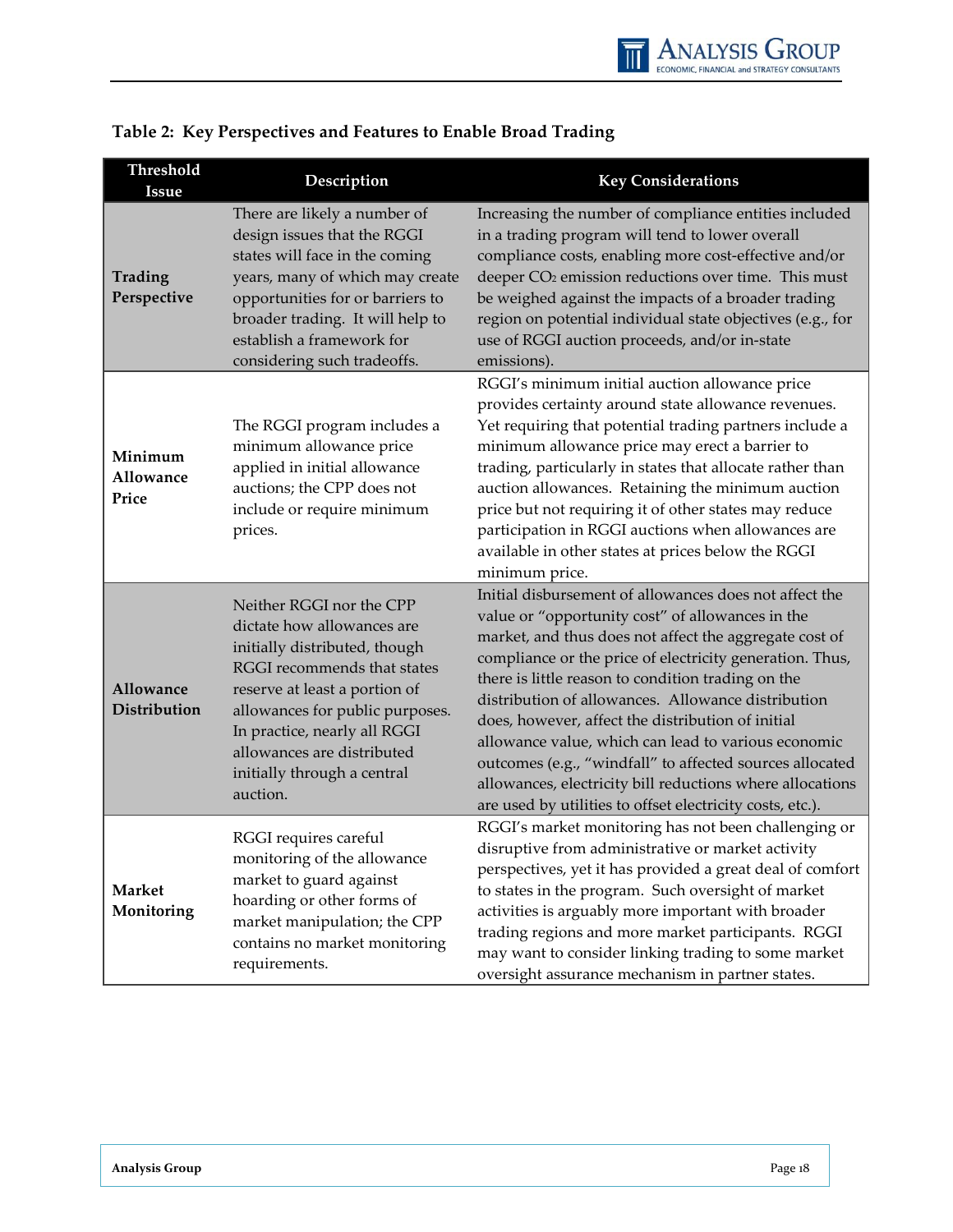**Table 2: Key Perspectives and Features to Enable Broad Trading**

| Threshold Issue | Description | Key Considerations |
|---|---|---|
| **Trading Perspective** | There are likely a number of design issues that the RGGI states will face in the coming years, many of which may create opportunities for or barriers to broader trading. It will help to establish a framework for considering such tradeoffs. | Increasing the number of compliance entities included in a trading program will tend to lower overall compliance costs, enabling more cost-effective and/or deeper $CO_2$ emission reductions over time. This must be weighed against the impacts of a broader trading region on potential individual state objectives (e.g., for use of RGGI auction proceeds, and/or in-state emissions). |
| **Minimum Allowance Price** | The RGGI program includes a minimum allowance price applied in initial allowance auctions; the CPP does not include or require minimum prices. | RGGI's minimum initial auction allowance price provides certainty around state allowance revenues. Yet requiring that potential trading partners include a minimum allowance price may erect a barrier to trading, particularly in states that allocate rather than auction allowances. Retaining the minimum auction price but not requiring it of other states may reduce participation in RGGI auctions when allowances are available in other states at prices below the RGGI minimum price. |
| **Allowance Distribution** | Neither RGGI nor the CPP dictate how allowances are initially distributed, though RGGI recommends that states reserve at least a portion of allowances for public purposes. In practice, nearly all RGGI allowances are distributed initially through a central auction. | Initial disbursement of allowances does not affect the value or "opportunity cost" of allowances in the market, and thus does not affect the aggregate cost of compliance or the price of electricity generation. Thus, there is little reason to condition trading on the distribution of allowances. Allowance distribution does, however, affect the distribution of initial allowance value, which can lead to various economic outcomes (e.g., "windfall" to affected sources allocated allowances, electricity bill reductions where allocations are used by utilities to offset electricity costs, etc.). |
| **Market Monitoring** | RGGI requires careful monitoring of the allowance market to guard against hoarding or other forms of market manipulation; the CPP contains no market monitoring requirements. | RGGI's market monitoring has not been challenging or disruptive from administrative or market activity perspectives, yet it has provided a great deal of comfort to states in the program. Such oversight of market activities is arguably more important with broader trading regions and more market participants. RGGI may want to consider linking trading to some market oversight assurance mechanism in partner states. |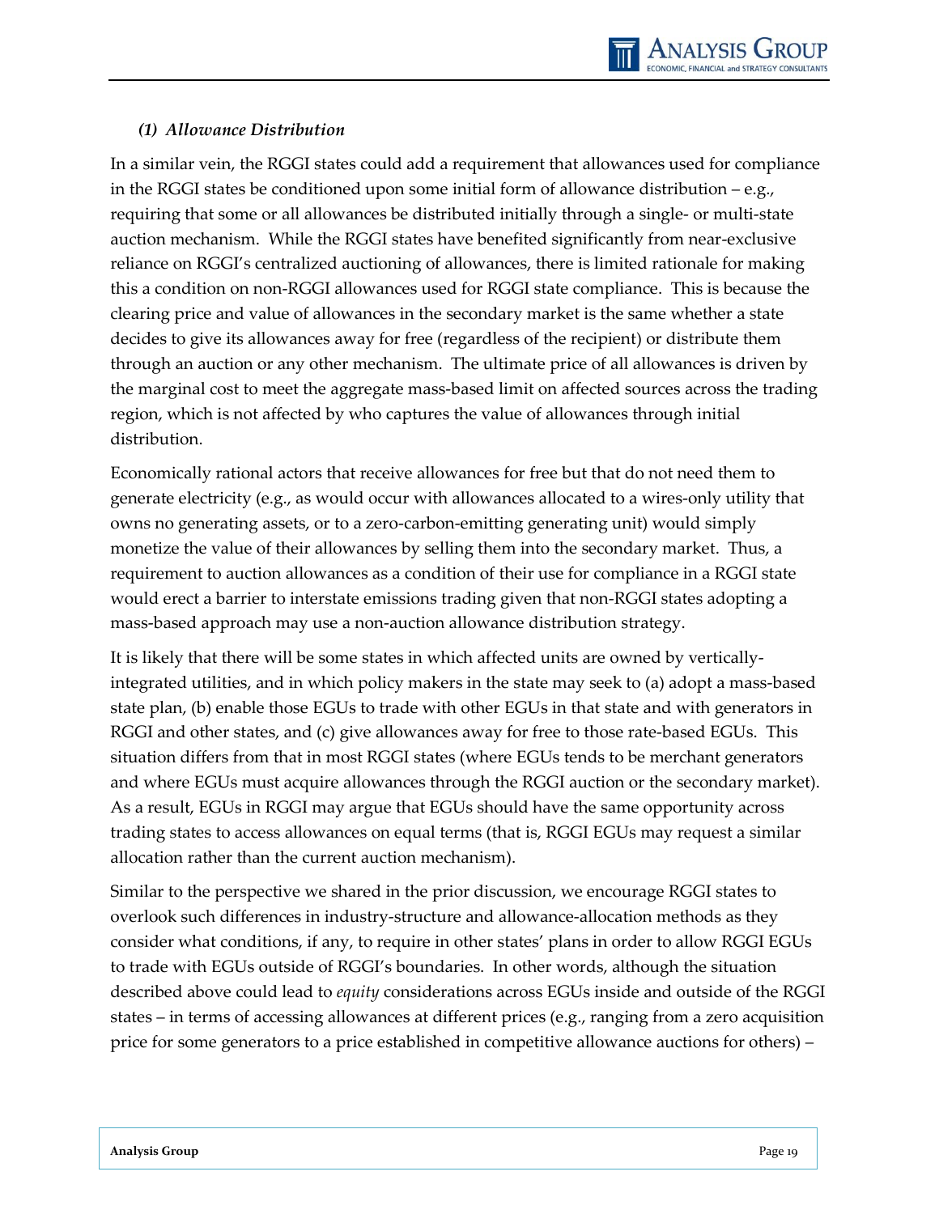### *(1) Allowance Distribution*

In a similar vein, the RGGI states could add a requirement that allowances used for compliance in the RGGI states be conditioned upon some initial form of allowance distribution – e.g., requiring that some or all allowances be distributed initially through a single- or multi-state auction mechanism. While the RGGI states have benefited significantly from near-exclusive reliance on RGGI's centralized auctioning of allowances, there is limited rationale for making this a condition on non-RGGI allowances used for RGGI state compliance. This is because the clearing price and value of allowances in the secondary market is the same whether a state decides to give its allowances away for free (regardless of the recipient) or distribute them through an auction or any other mechanism. The ultimate price of all allowances is driven by the marginal cost to meet the aggregate mass-based limit on affected sources across the trading region, which is not affected by who captures the value of allowances through initial distribution.

Economically rational actors that receive allowances for free but that do not need them to generate electricity (e.g., as would occur with allowances allocated to a wires-only utility that owns no generating assets, or to a zero-carbon-emitting generating unit) would simply monetize the value of their allowances by selling them into the secondary market. Thus, a requirement to auction allowances as a condition of their use for compliance in a RGGI state would erect a barrier to interstate emissions trading given that non-RGGI states adopting a mass-based approach may use a non-auction allowance distribution strategy.

It is likely that there will be some states in which affected units are owned by vertically-integrated utilities, and in which policy makers in the state may seek to (a) adopt a mass-based state plan, (b) enable those EGUs to trade with other EGUs in that state and with generators in RGGI and other states, and (c) give allowances away for free to those rate-based EGUs. This situation differs from that in most RGGI states (where EGUs tends to be merchant generators and where EGUs must acquire allowances through the RGGI auction or the secondary market). As a result, EGUs in RGGI may argue that EGUs should have the same opportunity across trading states to access allowances on equal terms (that is, RGGI EGUs may request a similar allocation rather than the current auction mechanism).

Similar to the perspective we shared in the prior discussion, we encourage RGGI states to overlook such differences in industry-structure and allowance-allocation methods as they consider what conditions, if any, to require in other states' plans in order to allow RGGI EGUs to trade with EGUs outside of RGGI's boundaries. In other words, although the situation described above could lead to *equity* considerations across EGUs inside and outside of the RGGI states – in terms of accessing allowances at different prices (e.g., ranging from a zero acquisition price for some generators to a price established in competitive allowance auctions for others) –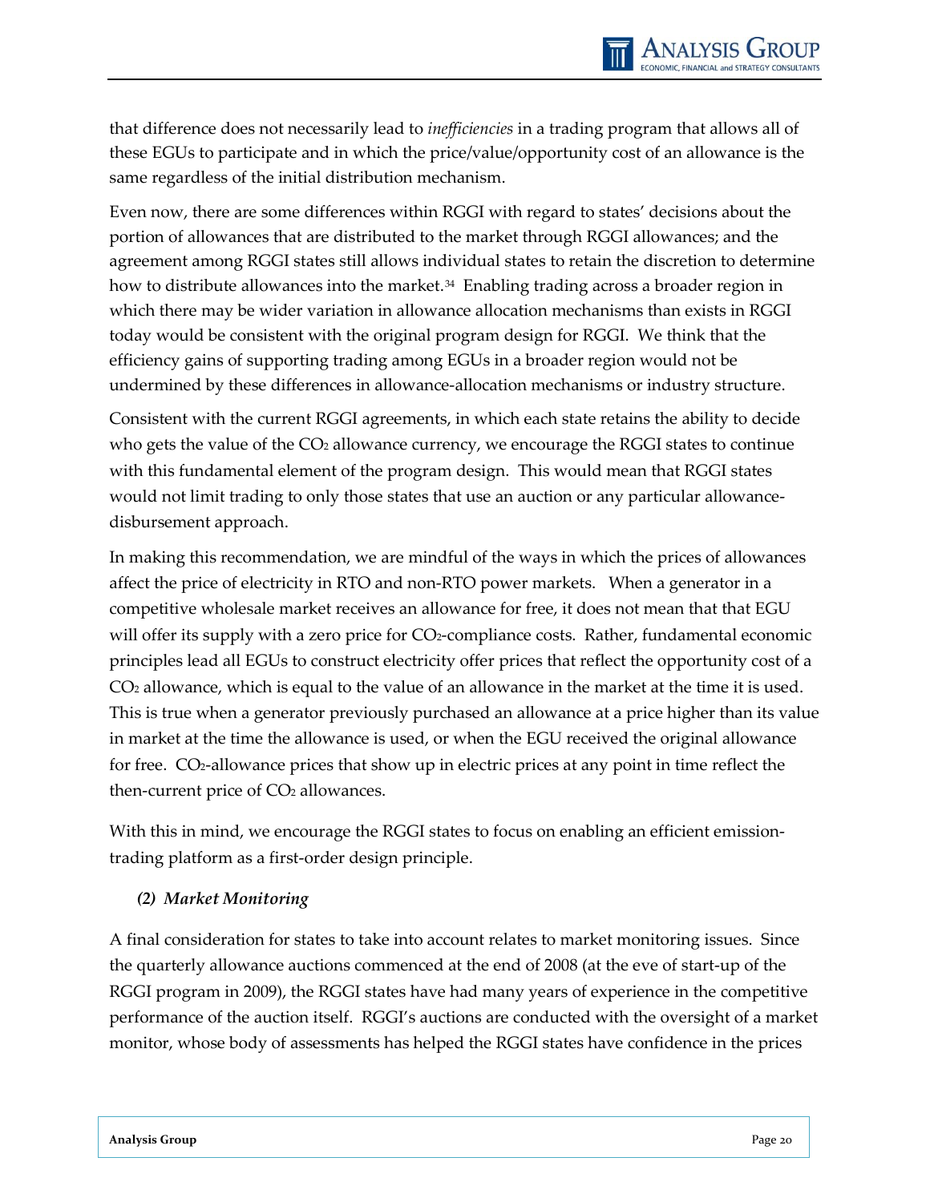that difference does not necessarily lead to *inefficiencies* in a trading program that allows all of these EGUs to participate and in which the price/value/opportunity cost of an allowance is the same regardless of the initial distribution mechanism.

Even now, there are some differences within RGGI with regard to states' decisions about the portion of allowances that are distributed to the market through RGGI allowances; and the agreement among RGGI states still allows individual states to retain the discretion to determine how to distribute allowances into the market.[34] Enabling trading across a broader region in which there may be wider variation in allowance allocation mechanisms than exists in RGGI today would be consistent with the original program design for RGGI. We think that the efficiency gains of supporting trading among EGUs in a broader region would not be undermined by these differences in allowance-allocation mechanisms or industry structure.

Consistent with the current RGGI agreements, in which each state retains the ability to decide who gets the value of the $CO_2$ allowance currency, we encourage the RGGI states to continue with this fundamental element of the program design. This would mean that RGGI states would not limit trading to only those states that use an auction or any particular allowance-disbursement approach.

In making this recommendation, we are mindful of the ways in which the prices of allowances affect the price of electricity in RTO and non-RTO power markets. When a generator in a competitive wholesale market receives an allowance for free, it does not mean that that EGU will offer its supply with a zero price for $CO_2$-compliance costs. Rather, fundamental economic principles lead all EGUs to construct electricity offer prices that reflect the opportunity cost of a $CO_2$ allowance, which is equal to the value of an allowance in the market at the time it is used. This is true when a generator previously purchased an allowance at a price higher than its value in market at the time the allowance is used, or when the EGU received the original allowance for free. $CO_2$-allowance prices that show up in electric prices at any point in time reflect the then-current price of $CO_2$ allowances.

With this in mind, we encourage the RGGI states to focus on enabling an efficient emission-trading platform as a first-order design principle.

#### *(2) Market Monitoring*

A final consideration for states to take into account relates to market monitoring issues. Since the quarterly allowance auctions commenced at the end of 2008 (at the eve of start-up of the RGGI program in 2009), the RGGI states have had many years of experience in the competitive performance of the auction itself. RGGI's auctions are conducted with the oversight of a market monitor, whose body of assessments has helped the RGGI states have confidence in the prices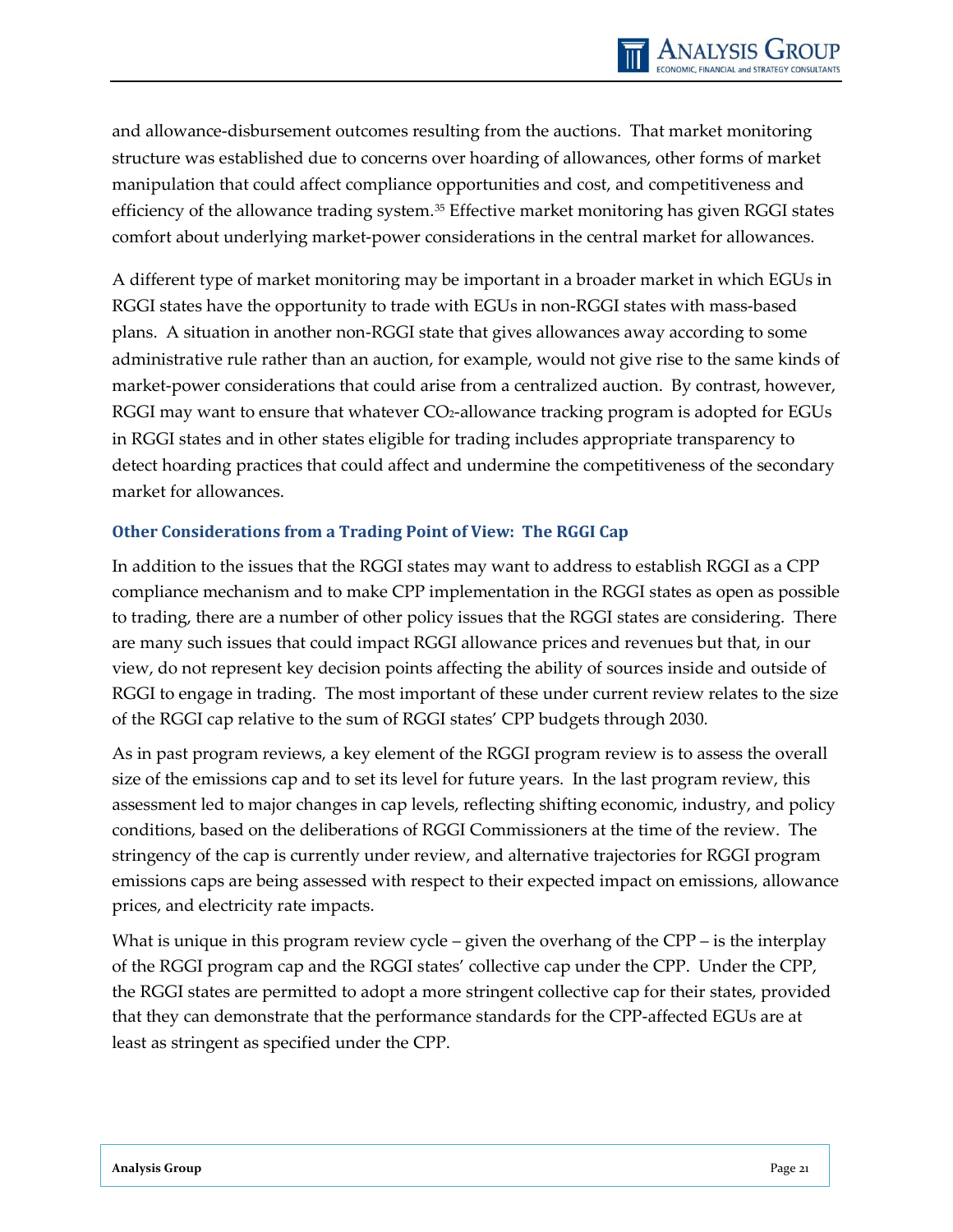and allowance-disbursement outcomes resulting from the auctions. That market monitoring structure was established due to concerns over hoarding of allowances, other forms of market manipulation that could affect compliance opportunities and cost, and competitiveness and efficiency of the allowance trading system.[35] Effective market monitoring has given RGGI states comfort about underlying market-power considerations in the central market for allowances.

A different type of market monitoring may be important in a broader market in which EGUs in RGGI states have the opportunity to trade with EGUs in non-RGGI states with mass-based plans. A situation in another non-RGGI state that gives allowances away according to some administrative rule rather than an auction, for example, would not give rise to the same kinds of market-power considerations that could arise from a centralized auction. By contrast, however, RGGI may want to ensure that whatever $CO_2$-allowance tracking program is adopted for EGUs in RGGI states and in other states eligible for trading includes appropriate transparency to detect hoarding practices that could affect and undermine the competitiveness of the secondary market for allowances.

### Other Considerations from a Trading Point of View: The RGGI Cap

In addition to the issues that the RGGI states may want to address to establish RGGI as a CPP compliance mechanism and to make CPP implementation in the RGGI states as open as possible to trading, there are a number of other policy issues that the RGGI states are considering. There are many such issues that could impact RGGI allowance prices and revenues but that, in our view, do not represent key decision points affecting the ability of sources inside and outside of RGGI to engage in trading. The most important of these under current review relates to the size of the RGGI cap relative to the sum of RGGI states' CPP budgets through 2030.

As in past program reviews, a key element of the RGGI program review is to assess the overall size of the emissions cap and to set its level for future years. In the last program review, this assessment led to major changes in cap levels, reflecting shifting economic, industry, and policy conditions, based on the deliberations of RGGI Commissioners at the time of the review. The stringency of the cap is currently under review, and alternative trajectories for RGGI program emissions caps are being assessed with respect to their expected impact on emissions, allowance prices, and electricity rate impacts.

What is unique in this program review cycle – given the overhang of the CPP – is the interplay of the RGGI program cap and the RGGI states' collective cap under the CPP. Under the CPP, the RGGI states are permitted to adopt a more stringent collective cap for their states, provided that they can demonstrate that the performance standards for the CPP-affected EGUs are at least as stringent as specified under the CPP.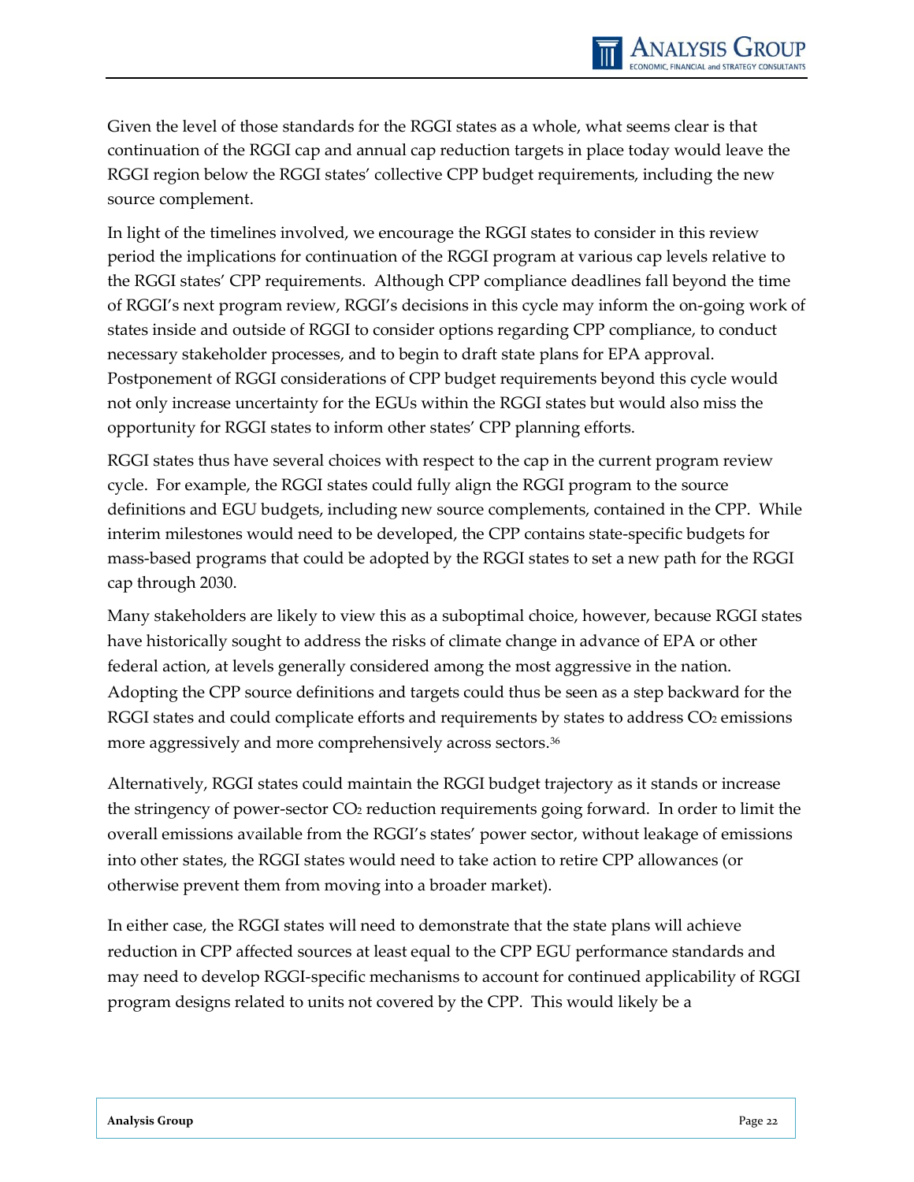Given the level of those standards for the RGGI states as a whole, what seems clear is that continuation of the RGGI cap and annual cap reduction targets in place today would leave the RGGI region below the RGGI states' collective CPP budget requirements, including the new source complement.

In light of the timelines involved, we encourage the RGGI states to consider in this review period the implications for continuation of the RGGI program at various cap levels relative to the RGGI states' CPP requirements. Although CPP compliance deadlines fall beyond the time of RGGI's next program review, RGGI's decisions in this cycle may inform the on-going work of states inside and outside of RGGI to consider options regarding CPP compliance, to conduct necessary stakeholder processes, and to begin to draft state plans for EPA approval. Postponement of RGGI considerations of CPP budget requirements beyond this cycle would not only increase uncertainty for the EGUs within the RGGI states but would also miss the opportunity for RGGI states to inform other states' CPP planning efforts.

RGGI states thus have several choices with respect to the cap in the current program review cycle. For example, the RGGI states could fully align the RGGI program to the source definitions and EGU budgets, including new source complements, contained in the CPP. While interim milestones would need to be developed, the CPP contains state-specific budgets for mass-based programs that could be adopted by the RGGI states to set a new path for the RGGI cap through 2030.

Many stakeholders are likely to view this as a suboptimal choice, however, because RGGI states have historically sought to address the risks of climate change in advance of EPA or other federal action, at levels generally considered among the most aggressive in the nation. Adopting the CPP source definitions and targets could thus be seen as a step backward for the RGGI states and could complicate efforts and requirements by states to address $CO_2$ emissions more aggressively and more comprehensively across sectors.[36]

Alternatively, RGGI states could maintain the RGGI budget trajectory as it stands or increase the stringency of power-sector $CO_2$ reduction requirements going forward. In order to limit the overall emissions available from the RGGI's states' power sector, without leakage of emissions into other states, the RGGI states would need to take action to retire CPP allowances (or otherwise prevent them from moving into a broader market).

In either case, the RGGI states will need to demonstrate that the state plans will achieve reduction in CPP affected sources at least equal to the CPP EGU performance standards and may need to develop RGGI-specific mechanisms to account for continued applicability of RGGI program designs related to units not covered by the CPP. This would likely be a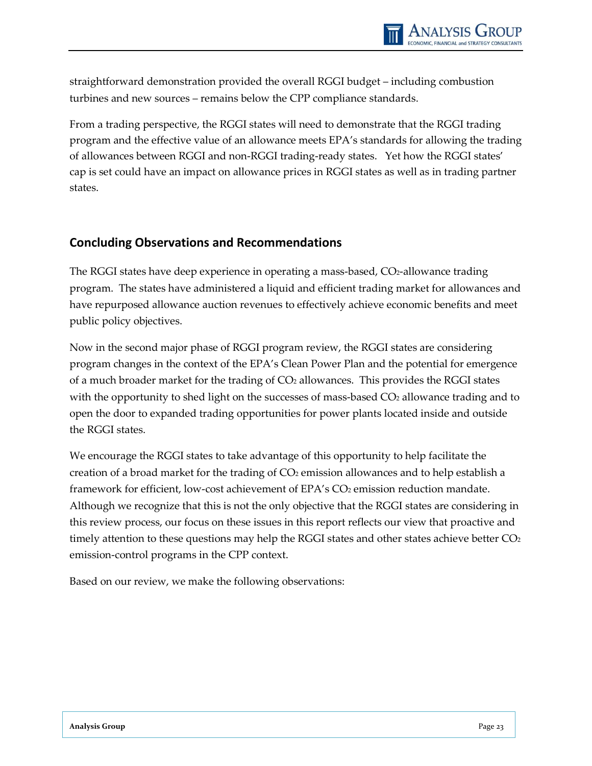straightforward demonstration provided the overall RGGI budget – including combustion turbines and new sources – remains below the CPP compliance standards.

From a trading perspective, the RGGI states will need to demonstrate that the RGGI trading program and the effective value of an allowance meets EPA's standards for allowing the trading of allowances between RGGI and non-RGGI trading-ready states. Yet how the RGGI states' cap is set could have an impact on allowance prices in RGGI states as well as in trading partner states.

## Concluding Observations and Recommendations

The RGGI states have deep experience in operating a mass-based, $CO_2$-allowance trading program. The states have administered a liquid and efficient trading market for allowances and have repurposed allowance auction revenues to effectively achieve economic benefits and meet public policy objectives.

Now in the second major phase of RGGI program review, the RGGI states are considering program changes in the context of the EPA's Clean Power Plan and the potential for emergence of a much broader market for the trading of $CO_2$ allowances. This provides the RGGI states with the opportunity to shed light on the successes of mass-based $CO_2$ allowance trading and to open the door to expanded trading opportunities for power plants located inside and outside the RGGI states.

We encourage the RGGI states to take advantage of this opportunity to help facilitate the creation of a broad market for the trading of $CO_2$ emission allowances and to help establish a framework for efficient, low-cost achievement of EPA's $CO_2$ emission reduction mandate. Although we recognize that this is not the only objective that the RGGI states are considering in this review process, our focus on these issues in this report reflects our view that proactive and timely attention to these questions may help the RGGI states and other states achieve better $CO_2$ emission-control programs in the CPP context.

Based on our review, we make the following observations: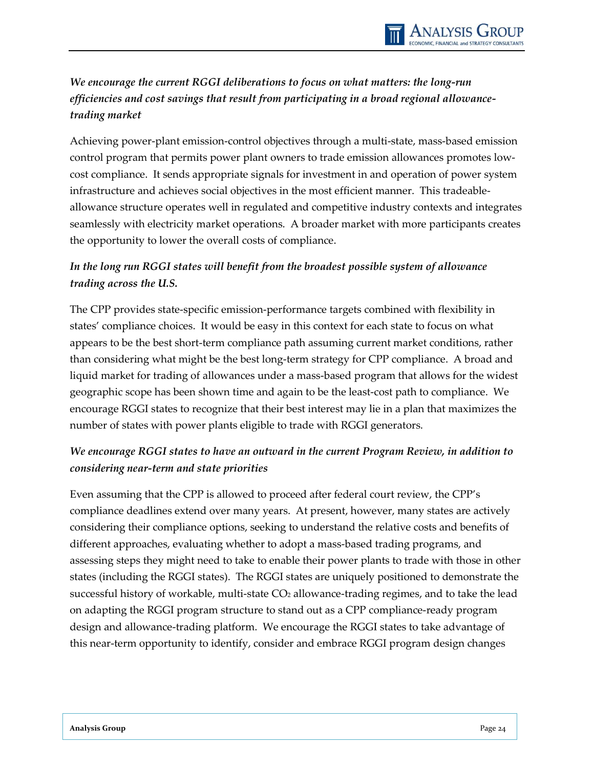*We encourage the current RGGI deliberations to focus on what matters: the long-run efficiencies and cost savings that result from participating in a broad regional allowance-trading market*

Achieving power-plant emission-control objectives through a multi-state, mass-based emission control program that permits power plant owners to trade emission allowances promotes low-cost compliance. It sends appropriate signals for investment in and operation of power system infrastructure and achieves social objectives in the most efficient manner. This tradeable-allowance structure operates well in regulated and competitive industry contexts and integrates seamlessly with electricity market operations. A broader market with more participants creates the opportunity to lower the overall costs of compliance.

*In the long run RGGI states will benefit from the broadest possible system of allowance trading across the U.S.*

The CPP provides state-specific emission-performance targets combined with flexibility in states' compliance choices. It would be easy in this context for each state to focus on what appears to be the best short-term compliance path assuming current market conditions, rather than considering what might be the best long-term strategy for CPP compliance. A broad and liquid market for trading of allowances under a mass-based program that allows for the widest geographic scope has been shown time and again to be the least-cost path to compliance. We encourage RGGI states to recognize that their best interest may lie in a plan that maximizes the number of states with power plants eligible to trade with RGGI generators.

*We encourage RGGI states to have an outward in the current Program Review, in addition to considering near-term and state priorities*

Even assuming that the CPP is allowed to proceed after federal court review, the CPP's compliance deadlines extend over many years. At present, however, many states are actively considering their compliance options, seeking to understand the relative costs and benefits of different approaches, evaluating whether to adopt a mass-based trading programs, and assessing steps they might need to take to enable their power plants to trade with those in other states (including the RGGI states). The RGGI states are uniquely positioned to demonstrate the successful history of workable, multi-state $CO_2$ allowance-trading regimes, and to take the lead on adapting the RGGI program structure to stand out as a CPP compliance-ready program design and allowance-trading platform. We encourage the RGGI states to take advantage of this near-term opportunity to identify, consider and embrace RGGI program design changes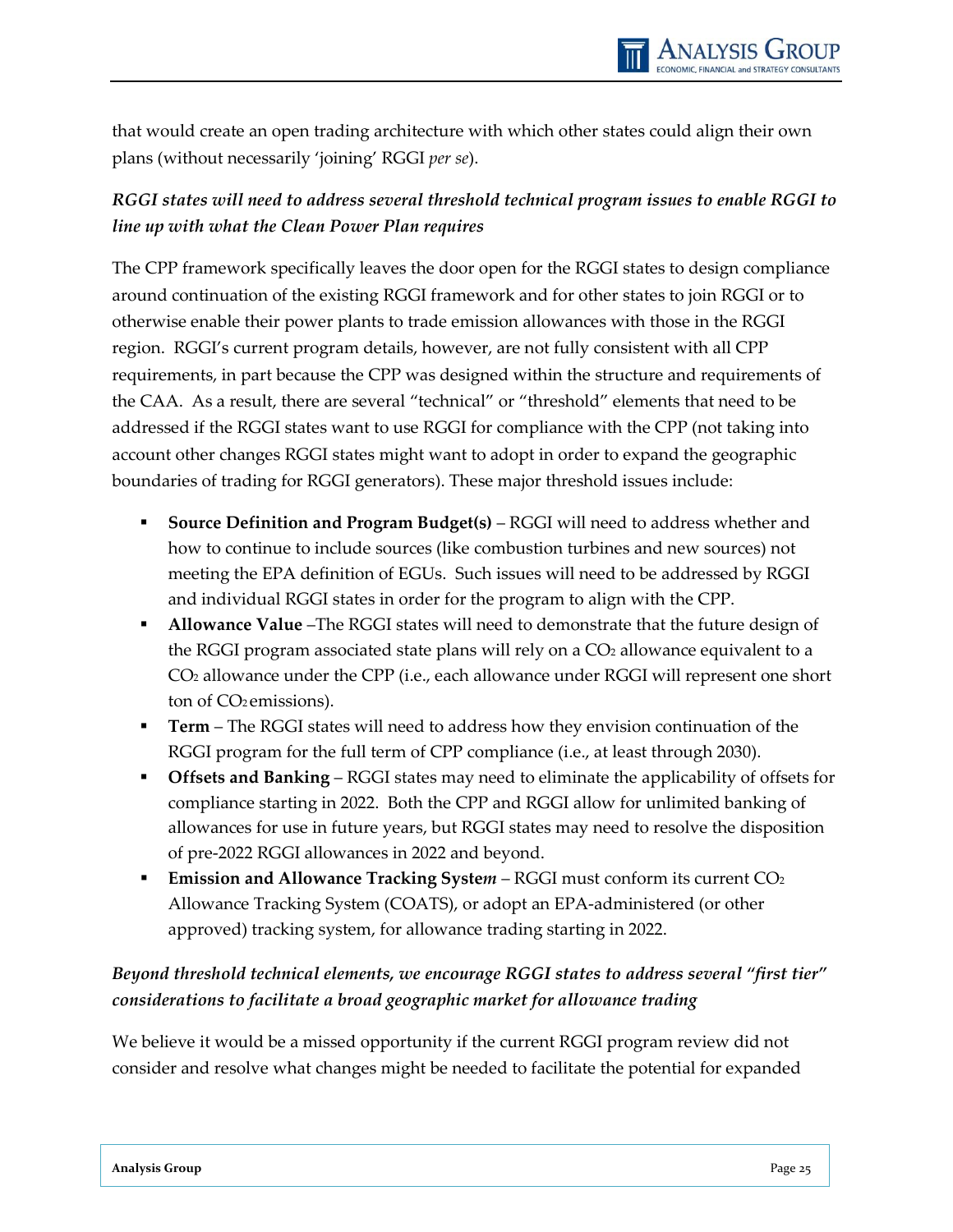that would create an open trading architecture with which other states could align their own plans (without necessarily 'joining' RGGI *per se*).

### *RGGI states will need to address several threshold technical program issues to enable RGGI to line up with what the Clean Power Plan requires*

The CPP framework specifically leaves the door open for the RGGI states to design compliance around continuation of the existing RGGI framework and for other states to join RGGI or to otherwise enable their power plants to trade emission allowances with those in the RGGI region. RGGI's current program details, however, are not fully consistent with all CPP requirements, in part because the CPP was designed within the structure and requirements of the CAA. As a result, there are several "technical" or "threshold" elements that need to be addressed if the RGGI states want to use RGGI for compliance with the CPP (not taking into account other changes RGGI states might want to adopt in order to expand the geographic boundaries of trading for RGGI generators). These major threshold issues include:

- **Source Definition and Program Budget(s)** – RGGI will need to address whether and how to continue to include sources (like combustion turbines and new sources) not meeting the EPA definition of EGUs. Such issues will need to be addressed by RGGI and individual RGGI states in order for the program to align with the CPP.
- **Allowance Value** –The RGGI states will need to demonstrate that the future design of the RGGI program associated state plans will rely on a $CO_2$ allowance equivalent to a $CO_2$ allowance under the CPP (i.e., each allowance under RGGI will represent one short ton of $CO_2$ emissions).
- **Term** – The RGGI states will need to address how they envision continuation of the RGGI program for the full term of CPP compliance (i.e., at least through 2030).
- **Offsets and Banking** – RGGI states may need to eliminate the applicability of offsets for compliance starting in 2022. Both the CPP and RGGI allow for unlimited banking of allowances for use in future years, but RGGI states may need to resolve the disposition of pre-2022 RGGI allowances in 2022 and beyond.
- **Emission and Allowance Tracking Syste*m*** – RGGI must conform its current $CO_2$ Allowance Tracking System (COATS), or adopt an EPA-administered (or other approved) tracking system, for allowance trading starting in 2022.

### *Beyond threshold technical elements, we encourage RGGI states to address several "first tier" considerations to facilitate a broad geographic market for allowance trading*

We believe it would be a missed opportunity if the current RGGI program review did not consider and resolve what changes might be needed to facilitate the potential for expanded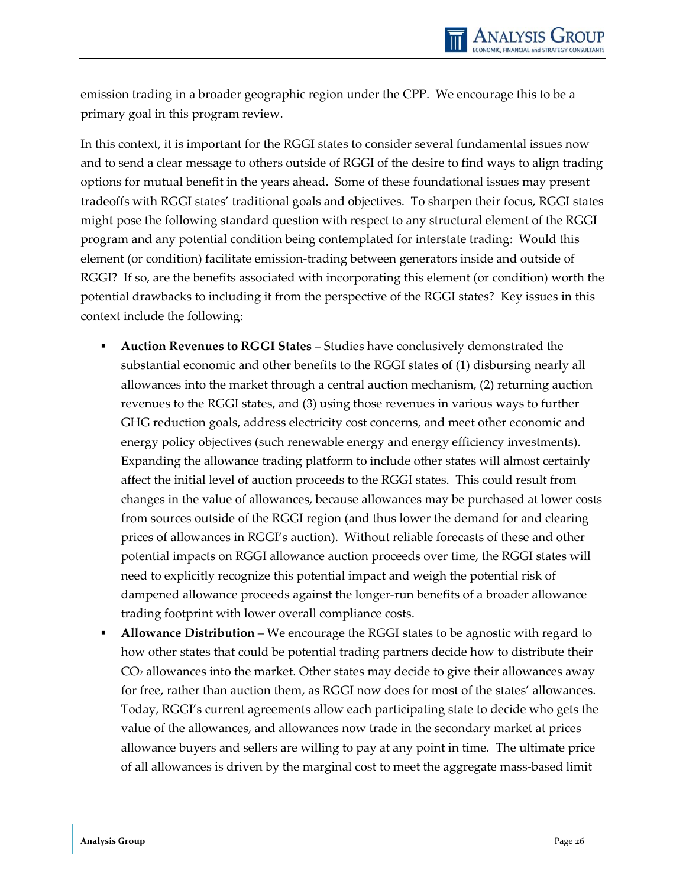emission trading in a broader geographic region under the CPP. We encourage this to be a primary goal in this program review.

In this context, it is important for the RGGI states to consider several fundamental issues now and to send a clear message to others outside of RGGI of the desire to find ways to align trading options for mutual benefit in the years ahead. Some of these foundational issues may present tradeoffs with RGGI states' traditional goals and objectives. To sharpen their focus, RGGI states might pose the following standard question with respect to any structural element of the RGGI program and any potential condition being contemplated for interstate trading: Would this element (or condition) facilitate emission-trading between generators inside and outside of RGGI? If so, are the benefits associated with incorporating this element (or condition) worth the potential drawbacks to including it from the perspective of the RGGI states? Key issues in this context include the following:

- **Auction Revenues to RGGI States** – Studies have conclusively demonstrated the substantial economic and other benefits to the RGGI states of (1) disbursing nearly all allowances into the market through a central auction mechanism, (2) returning auction revenues to the RGGI states, and (3) using those revenues in various ways to further GHG reduction goals, address electricity cost concerns, and meet other economic and energy policy objectives (such renewable energy and energy efficiency investments). Expanding the allowance trading platform to include other states will almost certainly affect the initial level of auction proceeds to the RGGI states. This could result from changes in the value of allowances, because allowances may be purchased at lower costs from sources outside of the RGGI region (and thus lower the demand for and clearing prices of allowances in RGGI's auction). Without reliable forecasts of these and other potential impacts on RGGI allowance auction proceeds over time, the RGGI states will need to explicitly recognize this potential impact and weigh the potential risk of dampened allowance proceeds against the longer-run benefits of a broader allowance trading footprint with lower overall compliance costs.
- **Allowance Distribution** – We encourage the RGGI states to be agnostic with regard to how other states that could be potential trading partners decide how to distribute their $CO_2$ allowances into the market. Other states may decide to give their allowances away for free, rather than auction them, as RGGI now does for most of the states' allowances. Today, RGGI's current agreements allow each participating state to decide who gets the value of the allowances, and allowances now trade in the secondary market at prices allowance buyers and sellers are willing to pay at any point in time. The ultimate price of all allowances is driven by the marginal cost to meet the aggregate mass-based limit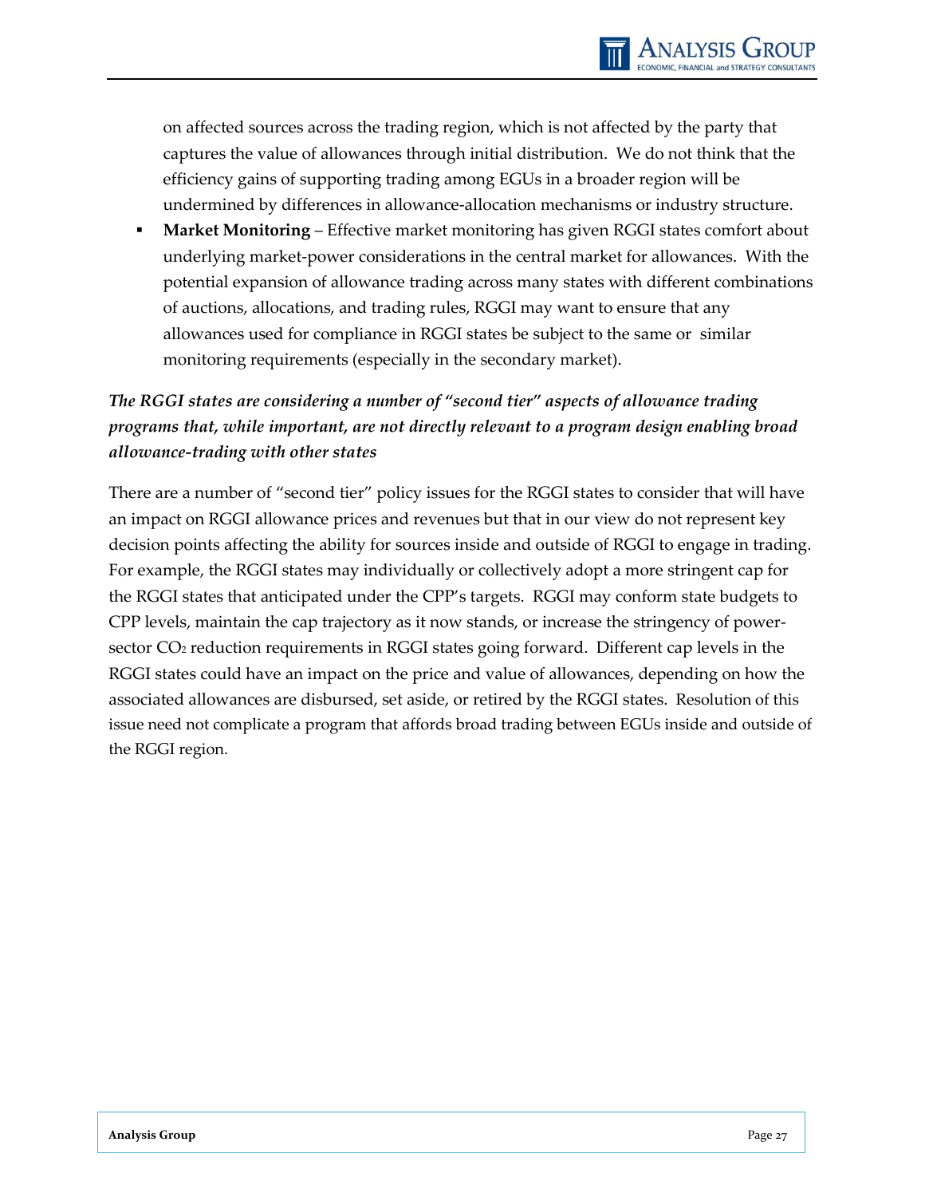on affected sources across the trading region, which is not affected by the party that captures the value of allowances through initial distribution. We do not think that the efficiency gains of supporting trading among EGUs in a broader region will be undermined by differences in allowance-allocation mechanisms or industry structure.

- **Market Monitoring** – Effective market monitoring has given RGGI states comfort about underlying market-power considerations in the central market for allowances. With the potential expansion of allowance trading across many states with different combinations of auctions, allocations, and trading rules, RGGI may want to ensure that any allowances used for compliance in RGGI states be subject to the same or similar monitoring requirements (especially in the secondary market).

***The RGGI states are considering a number of "second tier" aspects of allowance trading programs that, while important, are not directly relevant to a program design enabling broad allowance-trading with other states***

There are a number of "second tier" policy issues for the RGGI states to consider that will have an impact on RGGI allowance prices and revenues but that in our view do not represent key decision points affecting the ability for sources inside and outside of RGGI to engage in trading. For example, the RGGI states may individually or collectively adopt a more stringent cap for the RGGI states that anticipated under the CPP's targets. RGGI may conform state budgets to CPP levels, maintain the cap trajectory as it now stands, or increase the stringency of power-sector $CO_2$ reduction requirements in RGGI states going forward. Different cap levels in the RGGI states could have an impact on the price and value of allowances, depending on how the associated allowances are disbursed, set aside, or retired by the RGGI states. Resolution of this issue need not complicate a program that affords broad trading between EGUs inside and outside of the RGGI region.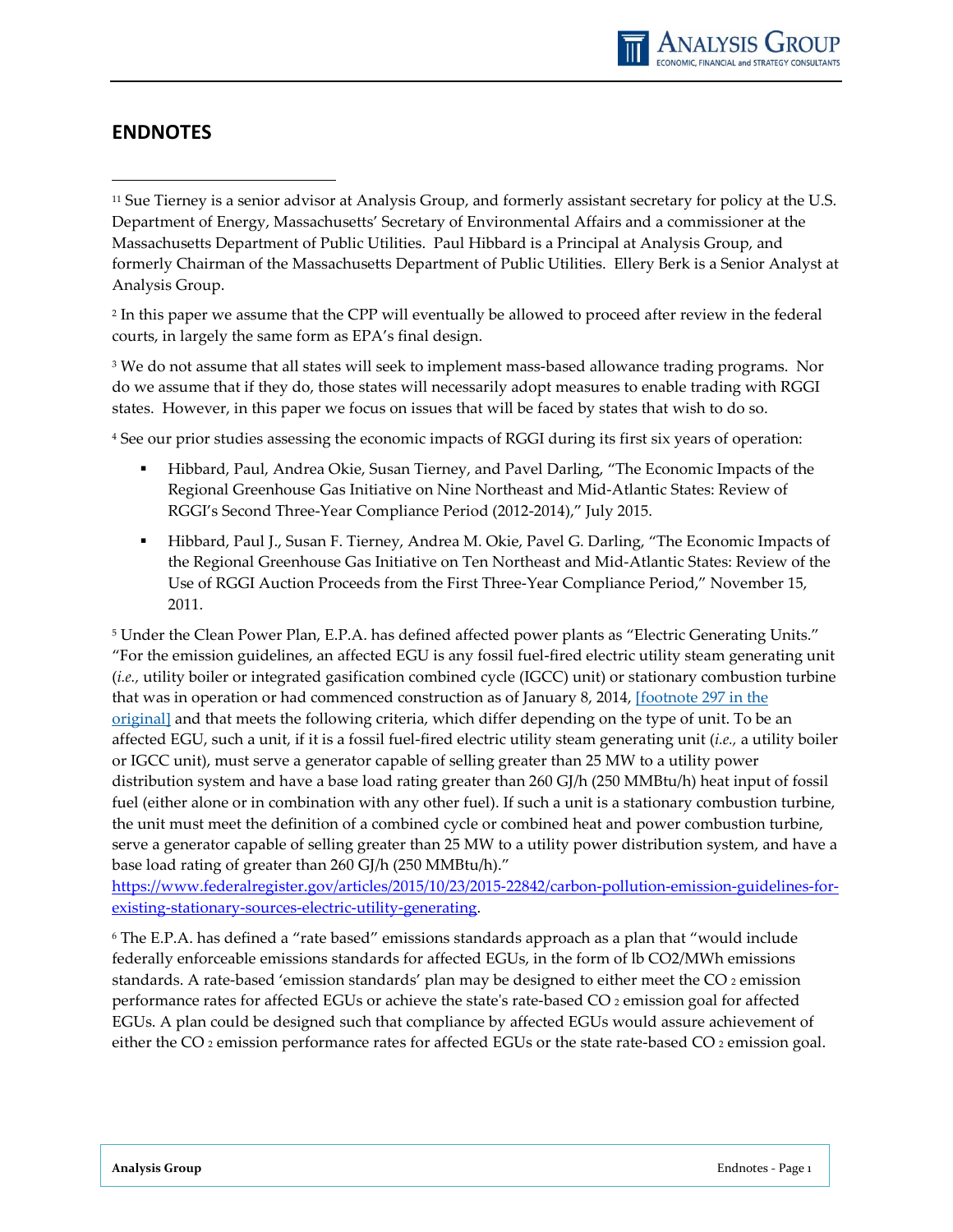## ENDNOTES

[1] Sue Tierney is a senior advisor at Analysis Group, and formerly assistant secretary for policy at the U.S. Department of Energy, Massachusetts' Secretary of Environmental Affairs and a commissioner at the Massachusetts Department of Public Utilities. Paul Hibbard is a Principal at Analysis Group, and formerly Chairman of the Massachusetts Department of Public Utilities. Ellery Berk is a Senior Analyst at Analysis Group.

[2] In this paper we assume that the CPP will eventually be allowed to proceed after review in the federal courts, in largely the same form as EPA's final design.

[3] We do not assume that all states will seek to implement mass-based allowance trading programs. Nor do we assume that if they do, those states will necessarily adopt measures to enable trading with RGGI states. However, in this paper we focus on issues that will be faced by states that wish to do so.

[4] See our prior studies assessing the economic impacts of RGGI during its first six years of operation:

- Hibbard, Paul, Andrea Okie, Susan Tierney, and Pavel Darling, "The Economic Impacts of the Regional Greenhouse Gas Initiative on Nine Northeast and Mid-Atlantic States: Review of RGGI's Second Three-Year Compliance Period (2012-2014)," July 2015.
- Hibbard, Paul J., Susan F. Tierney, Andrea M. Okie, Pavel G. Darling, "The Economic Impacts of the Regional Greenhouse Gas Initiative on Ten Northeast and Mid-Atlantic States: Review of the Use of RGGI Auction Proceeds from the First Three-Year Compliance Period," November 15, 2011.

[5] Under the Clean Power Plan, E.P.A. has defined affected power plants as "Electric Generating Units." "For the emission guidelines, an affected EGU is any fossil fuel-fired electric utility steam generating unit (*i.e.,* utility boiler or integrated gasification combined cycle (IGCC) unit) or stationary combustion turbine that was in operation or had commenced construction as of January 8, 2014, [footnote 297 in the original] and that meets the following criteria, which differ depending on the type of unit. To be an affected EGU, such a unit, if it is a fossil fuel-fired electric utility steam generating unit (*i.e.,* a utility boiler or IGCC unit), must serve a generator capable of selling greater than 25 MW to a utility power distribution system and have a base load rating greater than 260 GJ/h (250 MMBtu/h) heat input of fossil fuel (either alone or in combination with any other fuel). If such a unit is a stationary combustion turbine, the unit must meet the definition of a combined cycle or combined heat and power combustion turbine, serve a generator capable of selling greater than 25 MW to a utility power distribution system, and have a base load rating of greater than 260 GJ/h (250 MMBtu/h)." https://www.federalregister.gov/articles/2015/10/23/2015-22842/carbon-pollution-emission-guidelines-for-existing-stationary-sources-electric-utility-generating.

[6] The E.P.A. has defined a "rate based" emissions standards approach as a plan that "would include federally enforceable emissions standards for affected EGUs, in the form of lb $CO_2$/MWh emissions standards. A rate-based 'emission standards' plan may be designed to either meet the $CO_2$ emission performance rates for affected EGUs or achieve the state's rate-based $CO_2$ emission goal for affected EGUs. A plan could be designed such that compliance by affected EGUs would assure achievement of either the $CO_2$ emission performance rates for affected EGUs or the state rate-based $CO_2$ emission goal.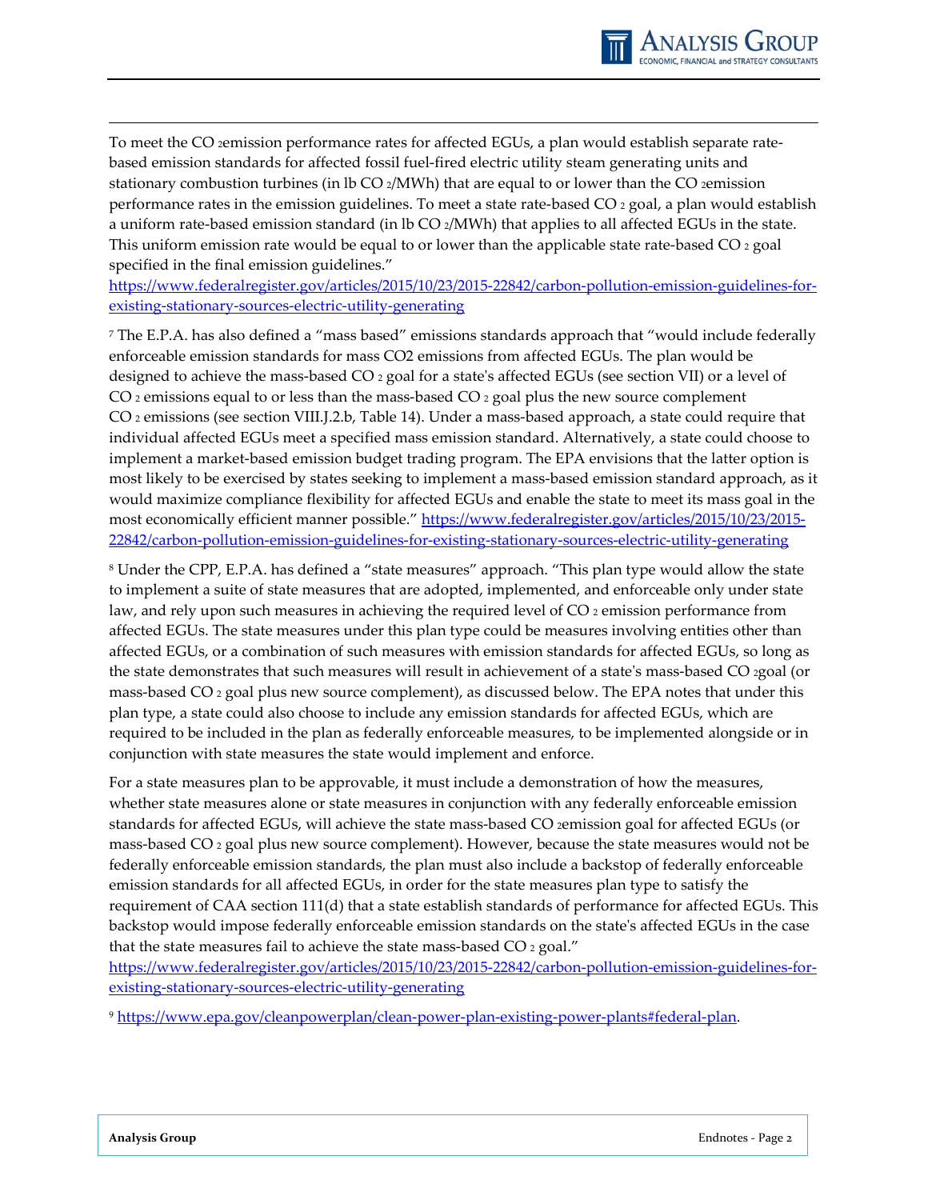To meet the $CO_2$ emission performance rates for affected EGUs, a plan would establish separate rate-based emission standards for affected fossil fuel-fired electric utility steam generating units and stationary combustion turbines (in lb $CO_2$/MWh) that are equal to or lower than the $CO_2$ emission performance rates in the emission guidelines. To meet a state rate-based $CO_2$ goal, a plan would establish a uniform rate-based emission standard (in lb $CO_2$/MWh) that applies to all affected EGUs in the state. This uniform emission rate would be equal to or lower than the applicable state rate-based $CO_2$ goal specified in the final emission guidelines."
https://www.federalregister.gov/articles/2015/10/23/2015-22842/carbon-pollution-emission-guidelines-for-existing-stationary-sources-electric-utility-generating

[7] The E.P.A. has also defined a "mass based" emissions standards approach that "would include federally enforceable emission standards for mass CO2 emissions from affected EGUs. The plan would be designed to achieve the mass-based $CO_2$ goal for a state's affected EGUs (see section VII) or a level of $CO_2$ emissions equal to or less than the mass-based $CO_2$ goal plus the new source complement $CO_2$ emissions (see section VIII.J.2.b, Table 14). Under a mass-based approach, a state could require that individual affected EGUs meet a specified mass emission standard. Alternatively, a state could choose to implement a market-based emission budget trading program. The EPA envisions that the latter option is most likely to be exercised by states seeking to implement a mass-based emission standard approach, as it would maximize compliance flexibility for affected EGUs and enable the state to meet its mass goal in the most economically efficient manner possible." https://www.federalregister.gov/articles/2015/10/23/2015-22842/carbon-pollution-emission-guidelines-for-existing-stationary-sources-electric-utility-generating

[8] Under the CPP, E.P.A. has defined a "state measures" approach. "This plan type would allow the state to implement a suite of state measures that are adopted, implemented, and enforceable only under state law, and rely upon such measures in achieving the required level of $CO_2$ emission performance from affected EGUs. The state measures under this plan type could be measures involving entities other than affected EGUs, or a combination of such measures with emission standards for affected EGUs, so long as the state demonstrates that such measures will result in achievement of a state's mass-based $CO_2$ goal (or mass-based $CO_2$ goal plus new source complement), as discussed below. The EPA notes that under this plan type, a state could also choose to include any emission standards for affected EGUs, which are required to be included in the plan as federally enforceable measures, to be implemented alongside or in conjunction with state measures the state would implement and enforce.

For a state measures plan to be approvable, it must include a demonstration of how the measures, whether state measures alone or state measures in conjunction with any federally enforceable emission standards for affected EGUs, will achieve the state mass-based $CO_2$ emission goal for affected EGUs (or mass-based $CO_2$ goal plus new source complement). However, because the state measures would not be federally enforceable emission standards, the plan must also include a backstop of federally enforceable emission standards for all affected EGUs, in order for the state measures plan type to satisfy the requirement of CAA section 111(d) that a state establish standards of performance for affected EGUs. This backstop would impose federally enforceable emission standards on the state's affected EGUs in the case that the state measures fail to achieve the state mass-based $CO_2$ goal."
https://www.federalregister.gov/articles/2015/10/23/2015-22842/carbon-pollution-emission-guidelines-for-existing-stationary-sources-electric-utility-generating

[9] https://www.epa.gov/cleanpowerplan/clean-power-plan-existing-power-plants#federal-plan.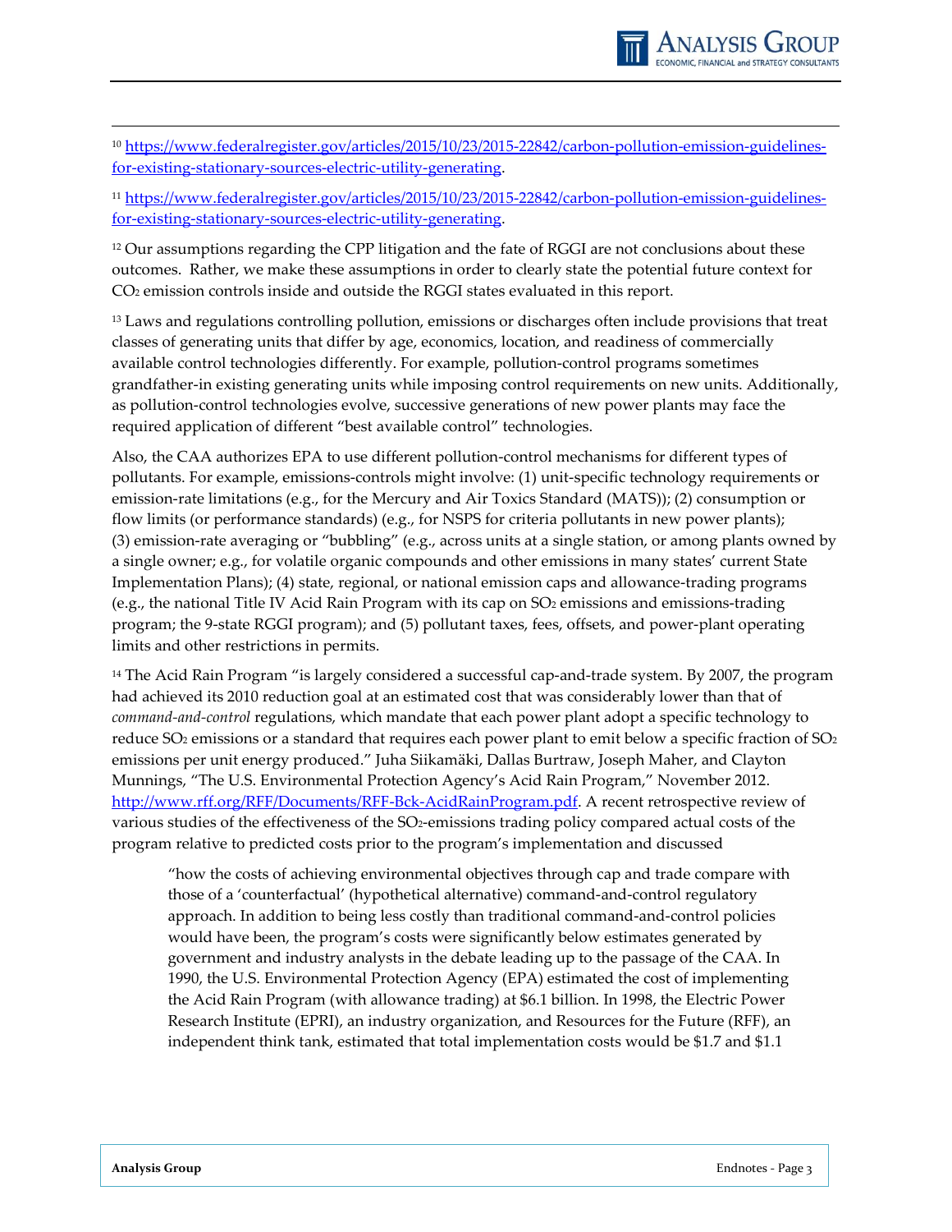[10] https://www.federalregister.gov/articles/2015/10/23/2015-22842/carbon-pollution-emission-guidelines-for-existing-stationary-sources-electric-utility-generating.

[11] https://www.federalregister.gov/articles/2015/10/23/2015-22842/carbon-pollution-emission-guidelines-for-existing-stationary-sources-electric-utility-generating.

[12] Our assumptions regarding the CPP litigation and the fate of RGGI are not conclusions about these outcomes. Rather, we make these assumptions in order to clearly state the potential future context for $CO_2$ emission controls inside and outside the RGGI states evaluated in this report.

[13] Laws and regulations controlling pollution, emissions or discharges often include provisions that treat classes of generating units that differ by age, economics, location, and readiness of commercially available control technologies differently. For example, pollution-control programs sometimes grandfather-in existing generating units while imposing control requirements on new units. Additionally, as pollution-control technologies evolve, successive generations of new power plants may face the required application of different "best available control" technologies.

Also, the CAA authorizes EPA to use different pollution-control mechanisms for different types of pollutants. For example, emissions-controls might involve: (1) unit-specific technology requirements or emission-rate limitations (e.g., for the Mercury and Air Toxics Standard (MATS)); (2) consumption or flow limits (or performance standards) (e.g., for NSPS for criteria pollutants in new power plants); (3) emission-rate averaging or "bubbling" (e.g., across units at a single station, or among plants owned by a single owner; e.g., for volatile organic compounds and other emissions in many states' current State Implementation Plans); (4) state, regional, or national emission caps and allowance-trading programs (e.g., the national Title IV Acid Rain Program with its cap on $SO_2$ emissions and emissions-trading program; the 9-state RGGI program); and (5) pollutant taxes, fees, offsets, and power-plant operating limits and other restrictions in permits.

[14] The Acid Rain Program "is largely considered a successful cap-and-trade system. By 2007, the program had achieved its 2010 reduction goal at an estimated cost that was considerably lower than that of *command-and-control* regulations, which mandate that each power plant adopt a specific technology to reduce $SO_2$ emissions or a standard that requires each power plant to emit below a specific fraction of $SO_2$ emissions per unit energy produced." Juha Siikamäki, Dallas Burtraw, Joseph Maher, and Clayton Munnings, "The U.S. Environmental Protection Agency's Acid Rain Program," November 2012. http://www.rff.org/RFF/Documents/RFF-Bck-AcidRainProgram.pdf. A recent retrospective review of various studies of the effectiveness of the $SO_2$-emissions trading policy compared actual costs of the program relative to predicted costs prior to the program's implementation and discussed

> "how the costs of achieving environmental objectives through cap and trade compare with those of a 'counterfactual' (hypothetical alternative) command-and-control regulatory approach. In addition to being less costly than traditional command-and-control policies would have been, the program's costs were significantly below estimates generated by government and industry analysts in the debate leading up to the passage of the CAA. In 1990, the U.S. Environmental Protection Agency (EPA) estimated the cost of implementing the Acid Rain Program (with allowance trading) at $6.1 billion. In 1998, the Electric Power Research Institute (EPRI), an industry organization, and Resources for the Future (RFF), an independent think tank, estimated that total implementation costs would be $1.7 and $1.1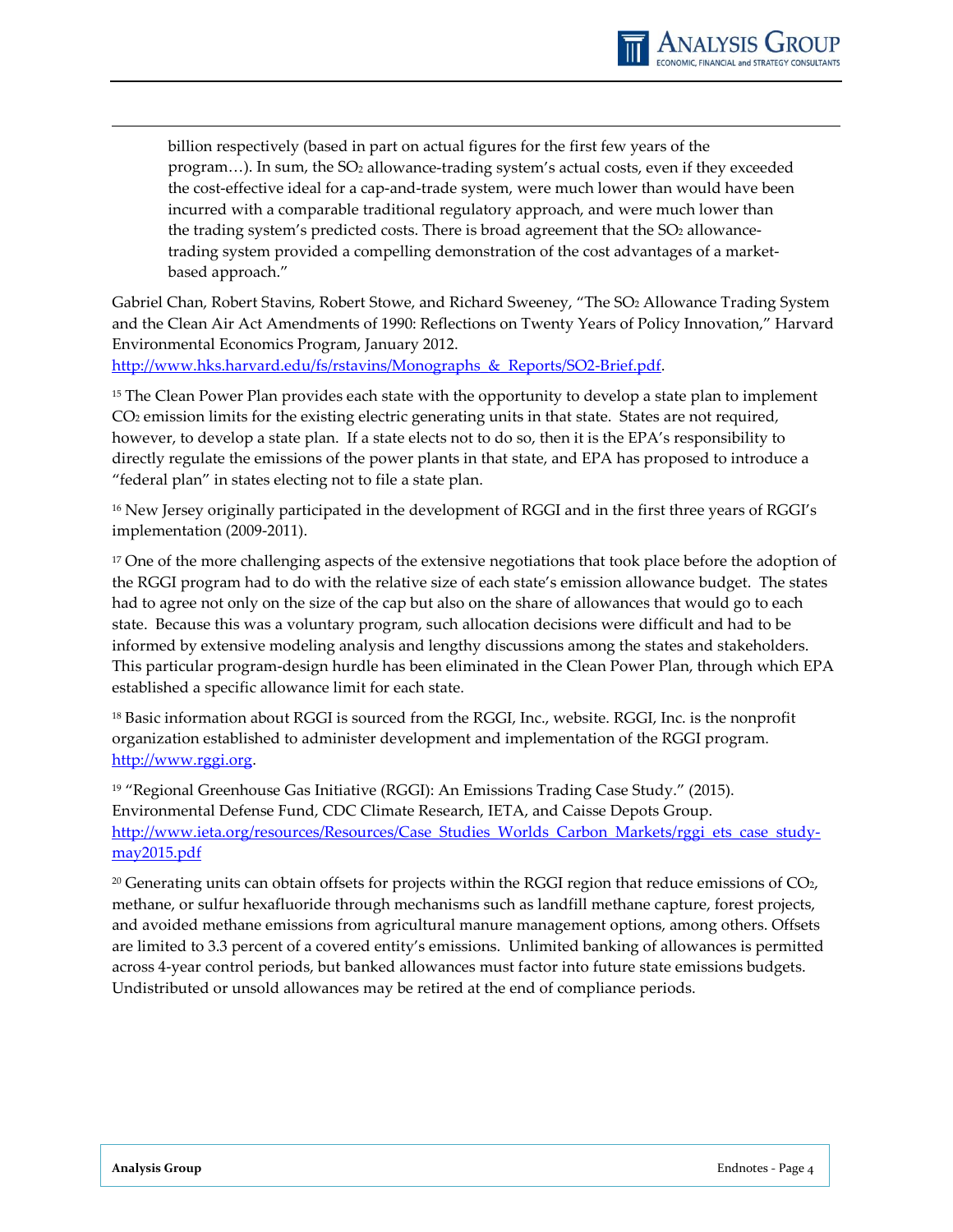billion respectively (based in part on actual figures for the first few years of the program…). In sum, the $SO_2$ allowance-trading system's actual costs, even if they exceeded the cost-effective ideal for a cap-and-trade system, were much lower than would have been incurred with a comparable traditional regulatory approach, and were much lower than the trading system's predicted costs. There is broad agreement that the $SO_2$ allowance-trading system provided a compelling demonstration of the cost advantages of a market-based approach."

Gabriel Chan, Robert Stavins, Robert Stowe, and Richard Sweeney, "The $SO_2$ Allowance Trading System and the Clean Air Act Amendments of 1990: Reflections on Twenty Years of Policy Innovation," Harvard Environmental Economics Program, January 2012. http://www.hks.harvard.edu/fs/rstavins/Monographs_&_Reports/SO2-Brief.pdf.

[15] The Clean Power Plan provides each state with the opportunity to develop a state plan to implement $CO_2$ emission limits for the existing electric generating units in that state. States are not required, however, to develop a state plan. If a state elects not to do so, then it is the EPA's responsibility to directly regulate the emissions of the power plants in that state, and EPA has proposed to introduce a "federal plan" in states electing not to file a state plan.

[16] New Jersey originally participated in the development of RGGI and in the first three years of RGGI's implementation (2009-2011).

[17] One of the more challenging aspects of the extensive negotiations that took place before the adoption of the RGGI program had to do with the relative size of each state's emission allowance budget. The states had to agree not only on the size of the cap but also on the share of allowances that would go to each state. Because this was a voluntary program, such allocation decisions were difficult and had to be informed by extensive modeling analysis and lengthy discussions among the states and stakeholders. This particular program-design hurdle has been eliminated in the Clean Power Plan, through which EPA established a specific allowance limit for each state.

[18] Basic information about RGGI is sourced from the RGGI, Inc., website. RGGI, Inc. is the nonprofit organization established to administer development and implementation of the RGGI program. http://www.rggi.org.

[19] "Regional Greenhouse Gas Initiative (RGGI): An Emissions Trading Case Study." (2015). Environmental Defense Fund, CDC Climate Research, IETA, and Caisse Depots Group. http://www.ieta.org/resources/Resources/Case_Studies_Worlds_Carbon_Markets/rggi_ets_case_study-may2015.pdf

[20] Generating units can obtain offsets for projects within the RGGI region that reduce emissions of $CO_2$, methane, or sulfur hexafluoride through mechanisms such as landfill methane capture, forest projects, and avoided methane emissions from agricultural manure management options, among others. Offsets are limited to 3.3 percent of a covered entity's emissions. Unlimited banking of allowances is permitted across 4-year control periods, but banked allowances must factor into future state emissions budgets. Undistributed or unsold allowances may be retired at the end of compliance periods.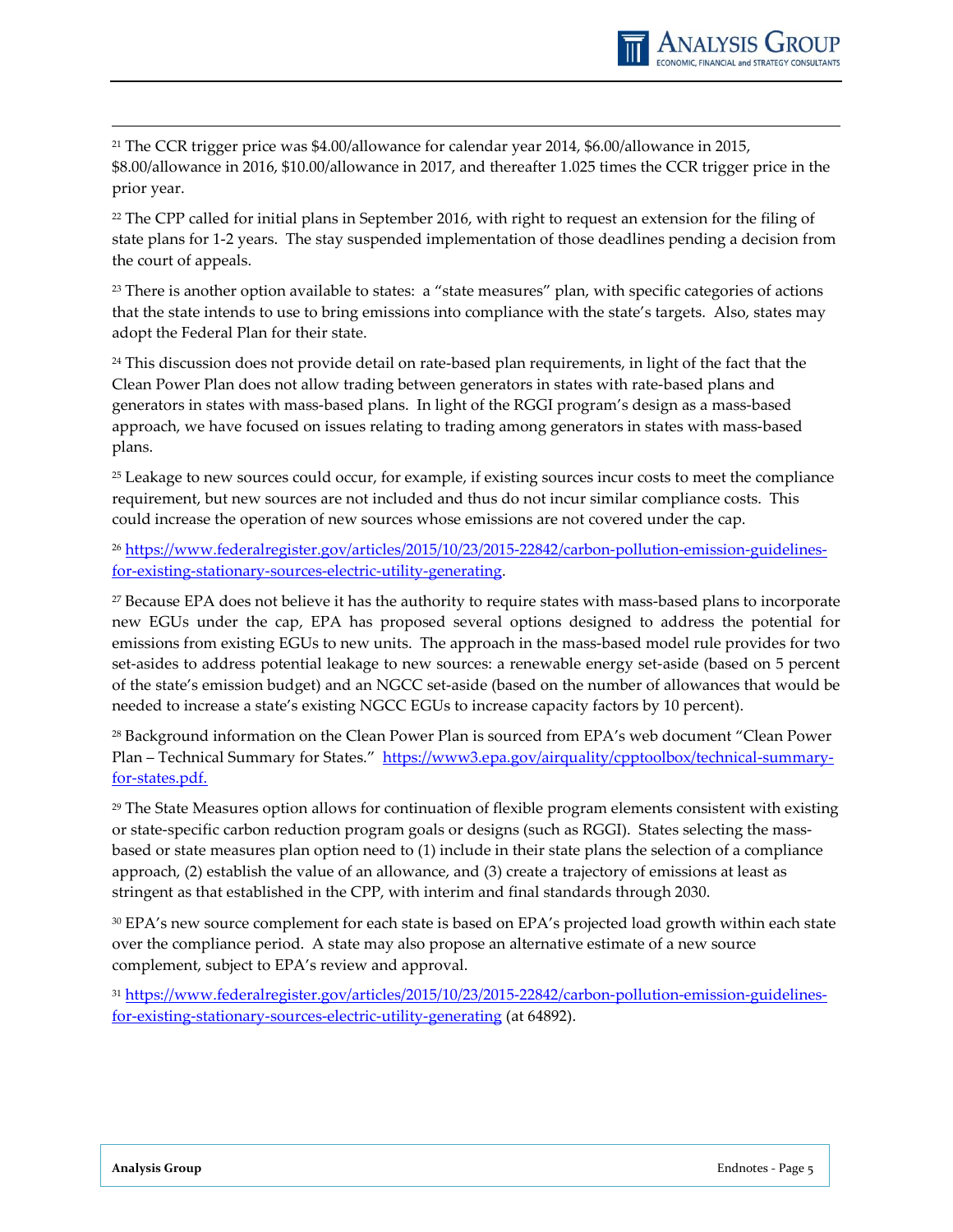[21] The CCR trigger price was $4.00/allowance for calendar year 2014, $6.00/allowance in 2015, $8.00/allowance in 2016, $10.00/allowance in 2017, and thereafter 1.025 times the CCR trigger price in the prior year.

[22] The CPP called for initial plans in September 2016, with right to request an extension for the filing of state plans for 1-2 years. The stay suspended implementation of those deadlines pending a decision from the court of appeals.

[23] There is another option available to states: a "state measures" plan, with specific categories of actions that the state intends to use to bring emissions into compliance with the state's targets. Also, states may adopt the Federal Plan for their state.

[24] This discussion does not provide detail on rate-based plan requirements, in light of the fact that the Clean Power Plan does not allow trading between generators in states with rate-based plans and generators in states with mass-based plans. In light of the RGGI program's design as a mass-based approach, we have focused on issues relating to trading among generators in states with mass-based plans.

[25] Leakage to new sources could occur, for example, if existing sources incur costs to meet the compliance requirement, but new sources are not included and thus do not incur similar compliance costs. This could increase the operation of new sources whose emissions are not covered under the cap.

[26] [https://www.federalregister.gov/articles/2015/10/23/2015-22842/carbon-pollution-emission-guidelines-for-existing-stationary-sources-electric-utility-generating](https://www.federalregister.gov/articles/2015/10/23/2015-22842/carbon-pollution-emission-guidelines-for-existing-stationary-sources-electric-utility-generating).

[27] Because EPA does not believe it has the authority to require states with mass-based plans to incorporate new EGUs under the cap, EPA has proposed several options designed to address the potential for emissions from existing EGUs to new units. The approach in the mass-based model rule provides for two set-asides to address potential leakage to new sources: a renewable energy set-aside (based on 5 percent of the state's emission budget) and an NGCC set-aside (based on the number of allowances that would be needed to increase a state's existing NGCC EGUs to increase capacity factors by 10 percent).

[28] Background information on the Clean Power Plan is sourced from EPA's web document "Clean Power Plan – Technical Summary for States." [https://www3.epa.gov/airquality/cpptoolbox/technical-summary-for-states.pdf.](https://www3.epa.gov/airquality/cpptoolbox/technical-summary-for-states.pdf)

[29] The State Measures option allows for continuation of flexible program elements consistent with existing or state-specific carbon reduction program goals or designs (such as RGGI). States selecting the mass-based or state measures plan option need to (1) include in their state plans the selection of a compliance approach, (2) establish the value of an allowance, and (3) create a trajectory of emissions at least as stringent as that established in the CPP, with interim and final standards through 2030.

[30] EPA's new source complement for each state is based on EPA's projected load growth within each state over the compliance period. A state may also propose an alternative estimate of a new source complement, subject to EPA's review and approval.

[31] [https://www.federalregister.gov/articles/2015/10/23/2015-22842/carbon-pollution-emission-guidelines-for-existing-stationary-sources-electric-utility-generating](https://www.federalregister.gov/articles/2015/10/23/2015-22842/carbon-pollution-emission-guidelines-for-existing-stationary-sources-electric-utility-generating) (at 64892).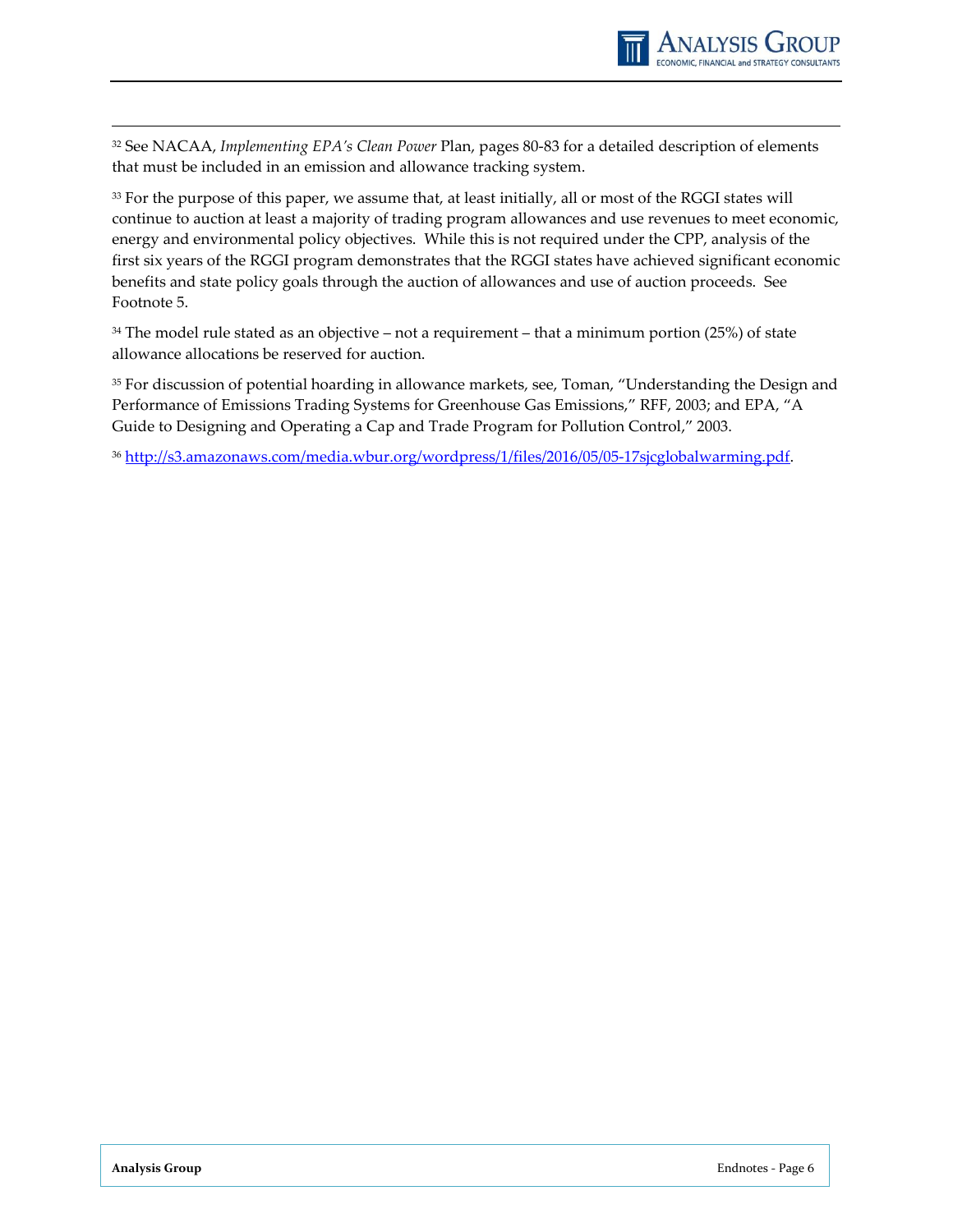[32] See NACAA, *Implementing EPA's Clean Power* Plan, pages 80-83 for a detailed description of elements that must be included in an emission and allowance tracking system.

[33] For the purpose of this paper, we assume that, at least initially, all or most of the RGGI states will continue to auction at least a majority of trading program allowances and use revenues to meet economic, energy and environmental policy objectives. While this is not required under the CPP, analysis of the first six years of the RGGI program demonstrates that the RGGI states have achieved significant economic benefits and state policy goals through the auction of allowances and use of auction proceeds. See Footnote 5.

[34] The model rule stated as an objective – not a requirement – that a minimum portion (25%) of state allowance allocations be reserved for auction.

[35] For discussion of potential hoarding in allowance markets, see, Toman, "Understanding the Design and Performance of Emissions Trading Systems for Greenhouse Gas Emissions," RFF, 2003; and EPA, "A Guide to Designing and Operating a Cap and Trade Program for Pollution Control," 2003.

[36] http://s3.amazonaws.com/media.wbur.org/wordpress/1/files/2016/05/05-17sjcglobalwarming.pdf.